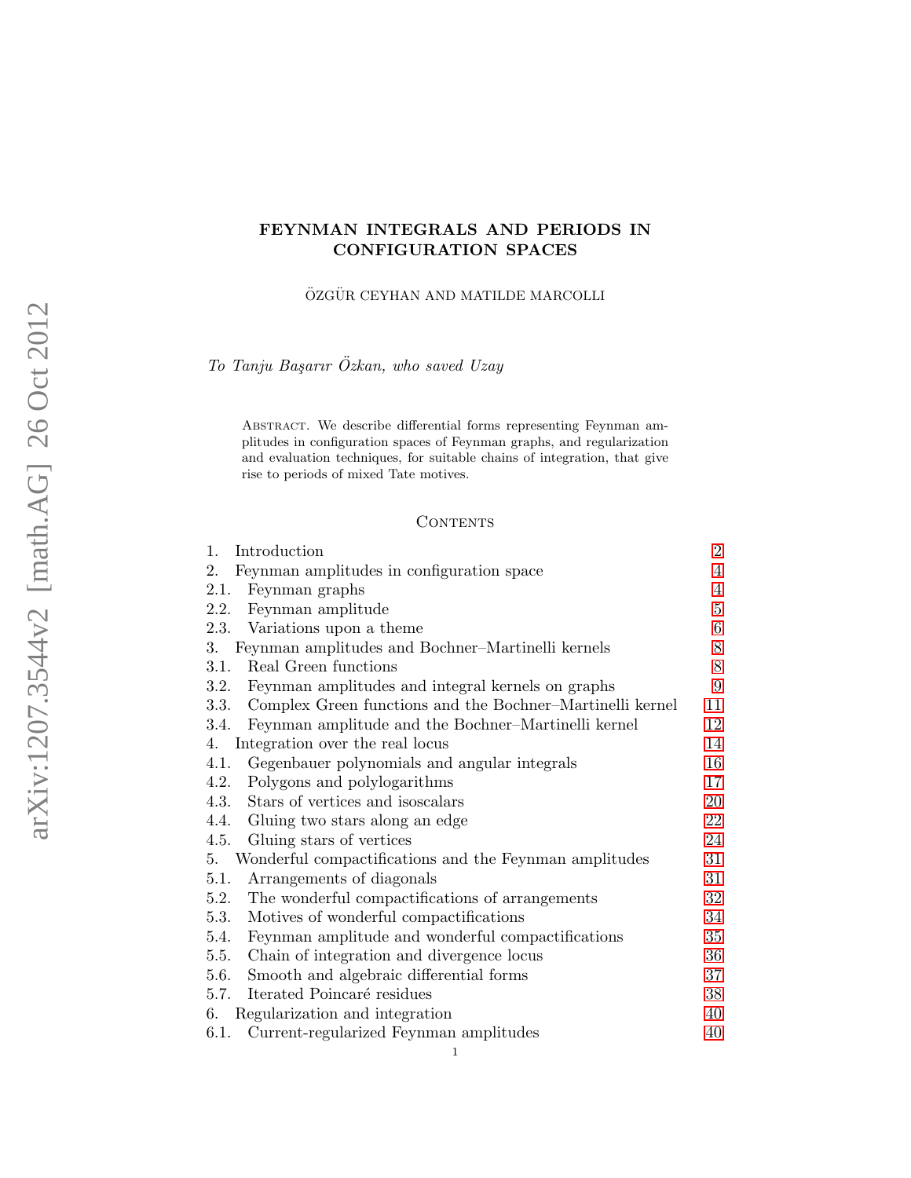# FEYNMAN INTEGRALS AND PERIODS IN CONFIGURATION SPACES

ÖZGÜR CEYHAN AND MATILDE MARCOLLI

*To Tanju Başarır Özkan, who saved Uzay*

Abstract. We describe differential forms representing Feynman amplitudes in configuration spaces of Feynman graphs, and regularization and evaluation techniques, for suitable chains of integration, that give rise to periods of mixed Tate motives.

## Contents

| | |
|---|---|
| 1. Introduction | 2 |
| 2. Feynman amplitudes in configuration space | 4 |
| 2.1. Feynman graphs | 4 |
| 2.2. Feynman amplitude | 5 |
| 2.3. Variations upon a theme | 6 |
| 3. Feynman amplitudes and Bochner–Martinelli kernels | 8 |
| 3.1. Real Green functions | 8 |
| 3.2. Feynman amplitudes and integral kernels on graphs | 9 |
| 3.3. Complex Green functions and the Bochner–Martinelli kernel | 11 |
| 3.4. Feynman amplitude and the Bochner–Martinelli kernel | 12 |
| 4. Integration over the real locus | 14 |
| 4.1. Gegenbauer polynomials and angular integrals | 16 |
| 4.2. Polygons and polylogarithms | 17 |
| 4.3. Stars of vertices and isoscalars | 20 |
| 4.4. Gluing two stars along an edge | 22 |
| 4.5. Gluing stars of vertices | 24 |
| 5. Wonderful compactifications and the Feynman amplitudes | 31 |
| 5.1. Arrangements of diagonals | 31 |
| 5.2. The wonderful compactifications of arrangements | 32 |
| 5.3. Motives of wonderful compactifications | 34 |
| 5.4. Feynman amplitude and wonderful compactifications | 35 |
| 5.5. Chain of integration and divergence locus | 36 |
| 5.6. Smooth and algebraic differential forms | 37 |
| 5.7. Iterated Poincaré residues | 38 |
| 6. Regularization and integration | 40 |
| 6.1. Current-regularized Feynman amplitudes | 40 |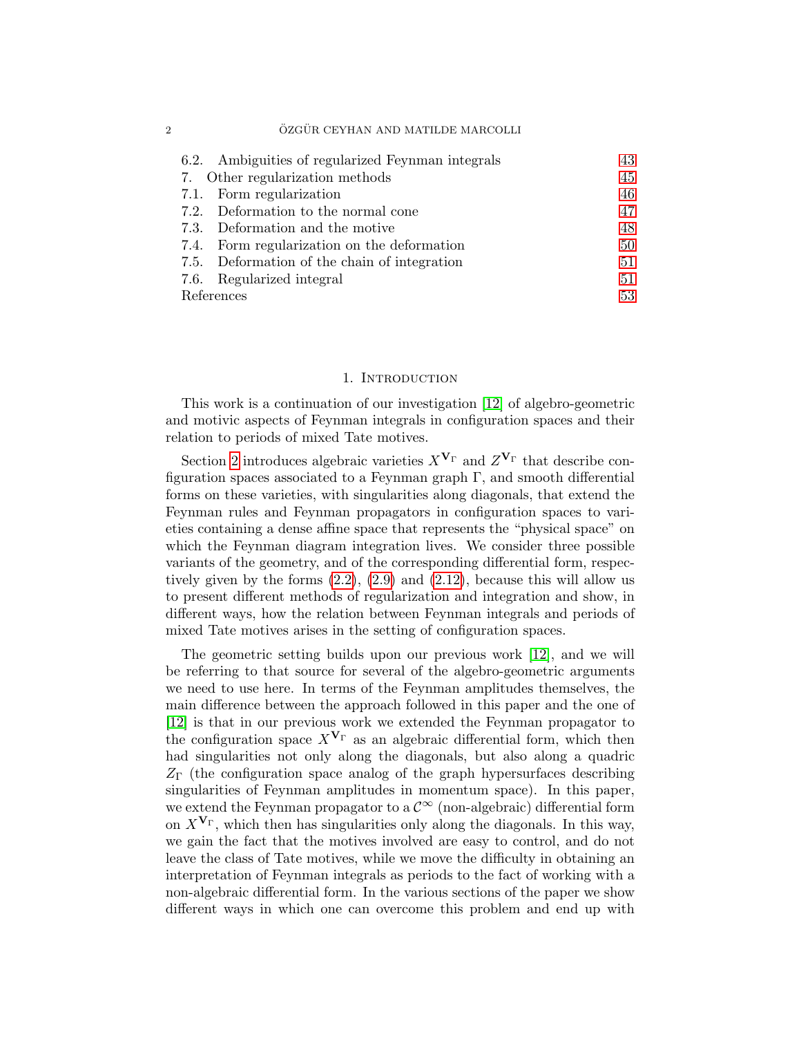6.2. Ambiguities of regularized Feynman integrals 43
7. Other regularization methods 45
7.1. Form regularization 46
7.2. Deformation to the normal cone 47
7.3. Deformation and the motive 48
7.4. Form regularization on the deformation 50
7.5. Deformation of the chain of integration 51
7.6. Regularized integral 51
References 53

## 1. Introduction

This work is a continuation of our investigation [12] of algebro-geometric and motivic aspects of Feynman integrals in configuration spaces and their relation to periods of mixed Tate motives.

Section 2 introduces algebraic varieties $X^{\mathbf{V}_\Gamma}$ and $Z^{\mathbf{V}_\Gamma}$ that describe configuration spaces associated to a Feynman graph $\Gamma$, and smooth differential forms on these varieties, with singularities along diagonals, that extend the Feynman rules and Feynman propagators in configuration spaces to varieties containing a dense affine space that represents the "physical space" on which the Feynman diagram integration lives. We consider three possible variants of the geometry, and of the corresponding differential form, respectively given by the forms (2.2), (2.9) and (2.12), because this will allow us to present different methods of regularization and integration and show, in different ways, how the relation between Feynman integrals and periods of mixed Tate motives arises in the setting of configuration spaces.

The geometric setting builds upon our previous work [12], and we will be referring to that source for several of the algebro-geometric arguments we need to use here. In terms of the Feynman amplitudes themselves, the main difference between the approach followed in this paper and the one of [12] is that in our previous work we extended the Feynman propagator to the configuration space $X^{\mathbf{V}_\Gamma}$ as an algebraic differential form, which then had singularities not only along the diagonals, but also along a quadric $Z_\Gamma$ (the configuration space analog of the graph hypersurfaces describing singularities of Feynman amplitudes in momentum space). In this paper, we extend the Feynman propagator to a $\mathcal{C}^\infty$ (non-algebraic) differential form on $X^{\mathbf{V}_\Gamma}$, which then has singularities only along the diagonals. In this way, we gain the fact that the motives involved are easy to control, and do not leave the class of Tate motives, while we move the difficulty in obtaining an interpretation of Feynman integrals as periods to the fact of working with a non-algebraic differential form. In the various sections of the paper we show different ways in which one can overcome this problem and end up with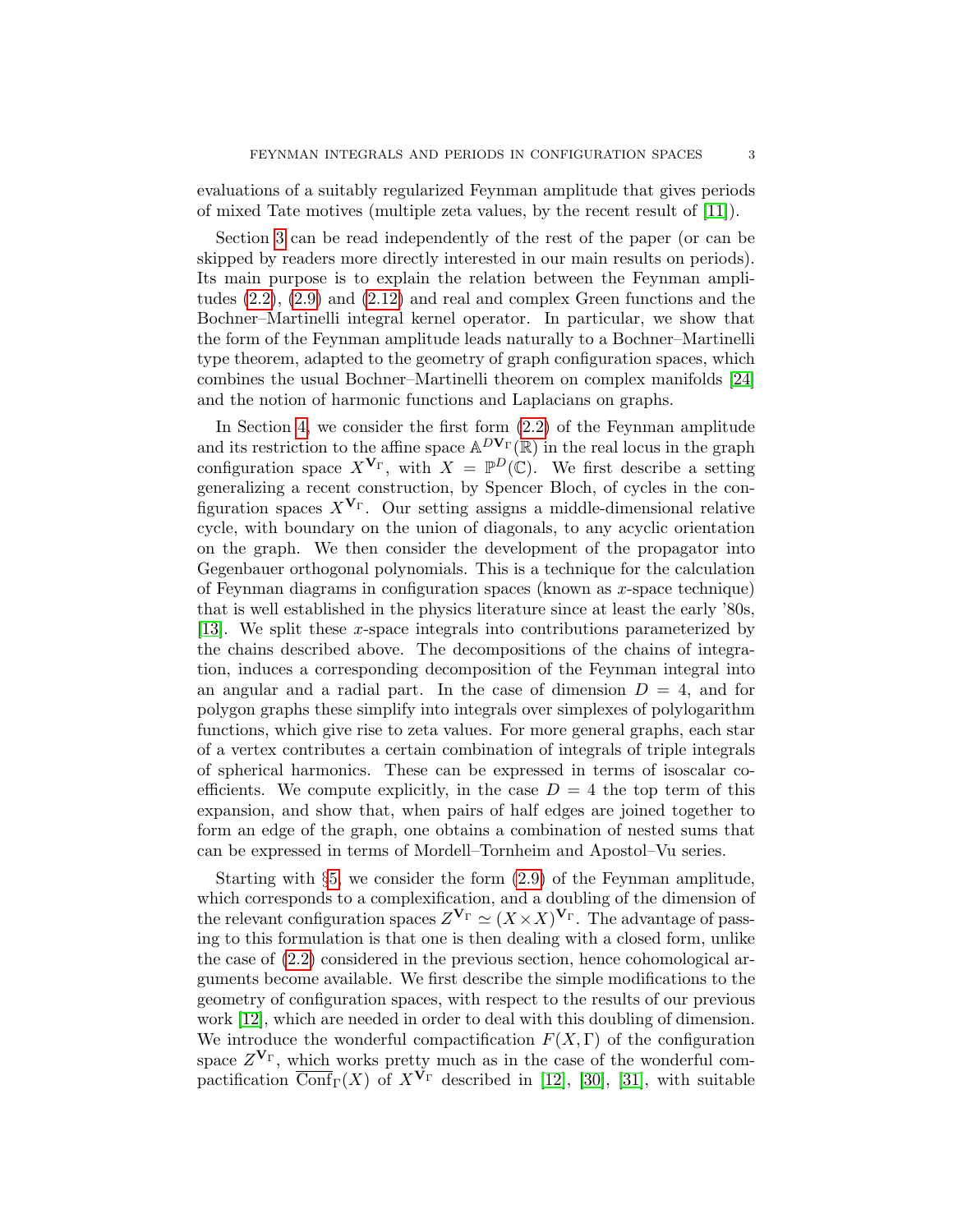evaluations of a suitably regularized Feynman amplitude that gives periods of mixed Tate motives (multiple zeta values, by the recent result of [11]).

Section 3 can be read independently of the rest of the paper (or can be skipped by readers more directly interested in our main results on periods). Its main purpose is to explain the relation between the Feynman amplitudes (2.2), (2.9) and (2.12) and real and complex Green functions and the Bochner–Martinelli integral kernel operator. In particular, we show that the form of the Feynman amplitude leads naturally to a Bochner–Martinelli type theorem, adapted to the geometry of graph configuration spaces, which combines the usual Bochner–Martinelli theorem on complex manifolds [24] and the notion of harmonic functions and Laplacians on graphs.

In Section 4, we consider the first form (2.2) of the Feynman amplitude and its restriction to the affine space $\mathbb{A}^{D\mathbf{V}_\Gamma}(\mathbb{R})$ in the real locus in the graph configuration space $X^{\mathbf{V}_\Gamma}$, with $X = \mathbb{P}^D(\mathbb{C})$. We first describe a setting generalizing a recent construction, by Spencer Bloch, of cycles in the configuration spaces $X^{\mathbf{V}_\Gamma}$. Our setting assigns a middle-dimensional relative cycle, with boundary on the union of diagonals, to any acyclic orientation on the graph. We then consider the development of the propagator into Gegenbauer orthogonal polynomials. This is a technique for the calculation of Feynman diagrams in configuration spaces (known as $x$-space technique) that is well established in the physics literature since at least the early '80s, [13]. We split these $x$-space integrals into contributions parameterized by the chains described above. The decompositions of the chains of integration, induces a corresponding decomposition of the Feynman integral into an angular and a radial part. In the case of dimension $D = 4$, and for polygon graphs these simplify into integrals over simplexes of polylogarithm functions, which give rise to zeta values. For more general graphs, each star of a vertex contributes a certain combination of integrals of triple integrals of spherical harmonics. These can be expressed in terms of isoscalar coefficients. We compute explicitly, in the case $D = 4$ the top term of this expansion, and show that, when pairs of half edges are joined together to form an edge of the graph, one obtains a combination of nested sums that can be expressed in terms of Mordell–Tornheim and Apostol–Vu series.

Starting with §5, we consider the form (2.9) of the Feynman amplitude, which corresponds to a complexification, and a doubling of the dimension of the relevant configuration spaces $Z^{\mathbf{V}_\Gamma} \simeq (X \times X)^{\mathbf{V}_\Gamma}$. The advantage of passing to this formulation is that one is then dealing with a closed form, unlike the case of (2.2) considered in the previous section, hence cohomological arguments become available. We first describe the simple modifications to the geometry of configuration spaces, with respect to the results of our previous work [12], which are needed in order to deal with this doubling of dimension. We introduce the wonderful compactification $F(X, \Gamma)$ of the configuration space $Z^{\mathbf{V}_\Gamma}$, which works pretty much as in the case of the wonderful compactification $\overline{\mathrm{Conf}}_\Gamma(X)$ of $X^{\mathbf{V}_\Gamma}$ described in [12], [30], [31], with suitable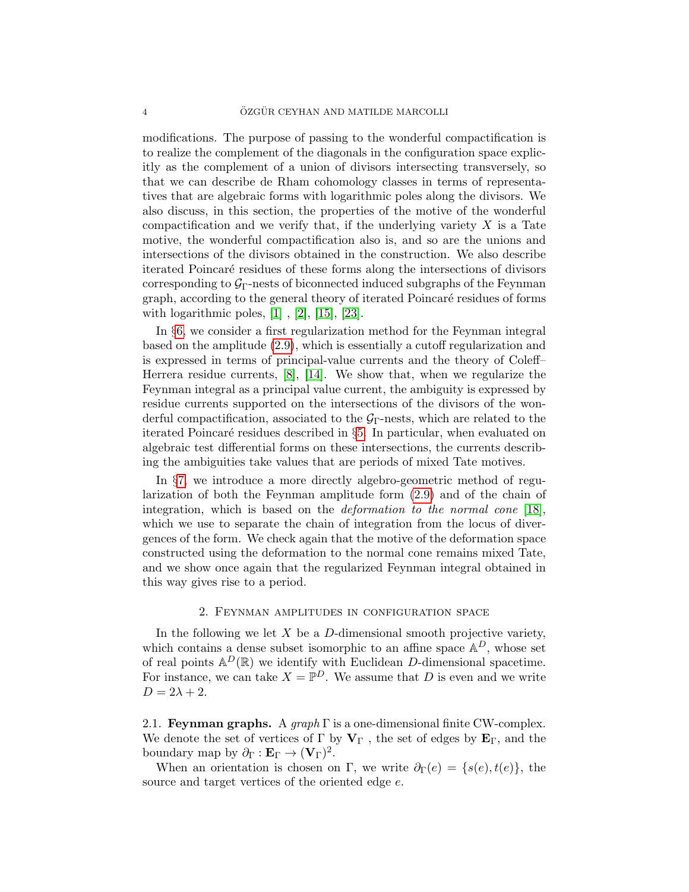modifications. The purpose of passing to the wonderful compactification is to realize the complement of the diagonals in the configuration space explicitly as the complement of a union of divisors intersecting transversely, so that we can describe de Rham cohomology classes in terms of representatives that are algebraic forms with logarithmic poles along the divisors. We also discuss, in this section, the properties of the motive of the wonderful compactification and we verify that, if the underlying variety $X$ is a Tate motive, the wonderful compactification also is, and so are the unions and intersections of the divisors obtained in the construction. We also describe iterated Poincaré residues of these forms along the intersections of divisors corresponding to $\mathcal{G}_\Gamma$-nests of biconnected induced subgraphs of the Feynman graph, according to the general theory of iterated Poincaré residues of forms with logarithmic poles, [1] , [2], [15], [23].

In §6, we consider a first regularization method for the Feynman integral based on the amplitude (2.9), which is essentially a cutoff regularization and is expressed in terms of principal-value currents and the theory of Coleff–Herrera residue currents, [8], [14]. We show that, when we regularize the Feynman integral as a principal value current, the ambiguity is expressed by residue currents supported on the intersections of the divisors of the wonderful compactification, associated to the $\mathcal{G}_\Gamma$-nests, which are related to the iterated Poincaré residues described in §5. In particular, when evaluated on algebraic test differential forms on these intersections, the currents describing the ambiguities take values that are periods of mixed Tate motives.

In §7, we introduce a more directly algebro-geometric method of regularization of both the Feynman amplitude form (2.9) and of the chain of integration, which is based on the *deformation to the normal cone* [18], which we use to separate the chain of integration from the locus of divergences of the form. We check again that the motive of the deformation space constructed using the deformation to the normal cone remains mixed Tate, and we show once again that the regularized Feynman integral obtained in this way gives rise to a period.

## 2. Feynman amplitudes in configuration space

In the following we let $X$ be a $D$-dimensional smooth projective variety, which contains a dense subset isomorphic to an affine space $\mathbb{A}^D$, whose set of real points $\mathbb{A}^D(\mathbb{R})$ we identify with Euclidean $D$-dimensional spacetime. For instance, we can take $X = \mathbb{P}^D$. We assume that $D$ is even and we write $D = 2\lambda + 2$.

### 2.1. Feynman graphs.

A *graph* $\Gamma$ is a one-dimensional finite CW-complex. We denote the set of vertices of $\Gamma$ by $\mathbf{V}_\Gamma$ , the set of edges by $\mathbf{E}_\Gamma$, and the boundary map by $\partial_\Gamma : \mathbf{E}_\Gamma \to (\mathbf{V}_\Gamma)^2$.

When an orientation is chosen on $\Gamma$, we write $\partial_\Gamma(e) = \{s(e), t(e)\}$, the source and target vertices of the oriented edge $e$.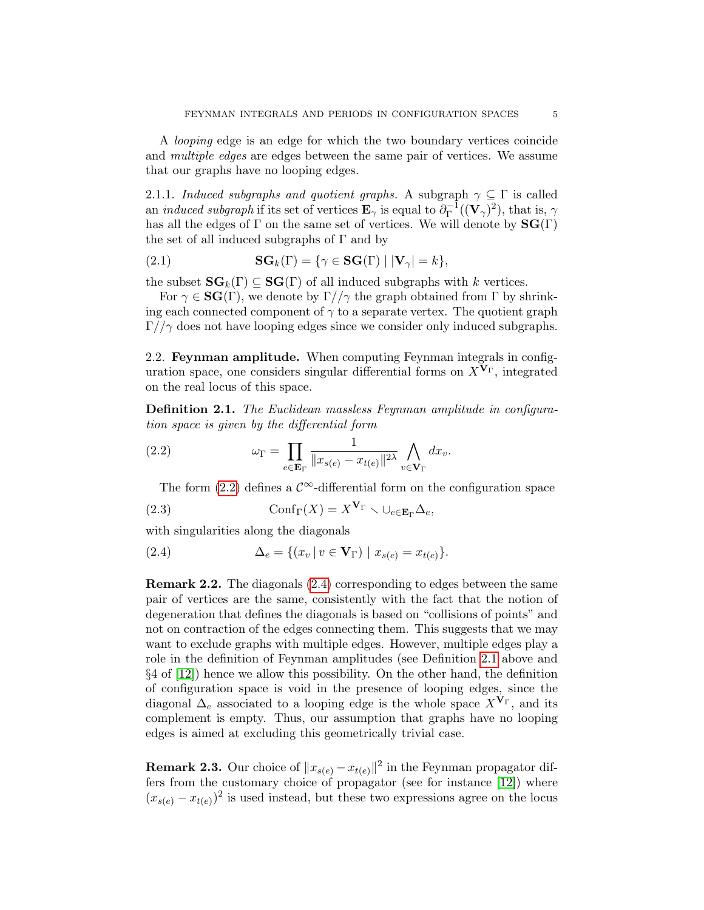A *looping* edge is an edge for which the two boundary vertices coincide and *multiple edges* are edges between the same pair of vertices. We assume that our graphs have no looping edges.

2.1.1. *Induced subgraphs and quotient graphs.* A subgraph $\gamma \subseteq \Gamma$ is called an *induced subgraph* if its set of vertices $\mathbf{E}_\gamma$ is equal to $\partial_\Gamma^{-1}((\mathbf{V}_\gamma)^2)$, that is, $\gamma$ has all the edges of $\Gamma$ on the same set of vertices. We will denote by $\mathbf{SG}(\Gamma)$ the set of all induced subgraphs of $\Gamma$ and by

$$\mathbf{SG}_k(\Gamma) = \{\gamma \in \mathbf{SG}(\Gamma) \mid |\mathbf{V}_\gamma| = k\}, \tag{2.1}$$

the subset $\mathbf{SG}_k(\Gamma) \subseteq \mathbf{SG}(\Gamma)$ of all induced subgraphs with $k$ vertices.

For $\gamma \in \mathbf{SG}(\Gamma)$, we denote by $\Gamma//\gamma$ the graph obtained from $\Gamma$ by shrinking each connected component of $\gamma$ to a separate vertex. The quotient graph $\Gamma//\gamma$ does not have looping edges since we consider only induced subgraphs.

## 2.2. Feynman amplitude.

When computing Feynman integrals in configuration space, one considers singular differential forms on $X^{\mathbf{V}_\Gamma}$, integrated on the real locus of this space.

**Definition 2.1.** *The Euclidean massless Feynman amplitude in configuration space is given by the differential form*

$$\omega_\Gamma = \prod_{e \in \mathbf{E}_\Gamma} \frac{1}{\|x_{s(e)} - x_{t(e)}\|^{2\lambda}} \bigwedge_{v \in \mathbf{V}_\Gamma} dx_v. \tag{2.2}$$

The form (2.2) defines a $\mathcal{C}^\infty$-differential form on the configuration space

$$\mathrm{Conf}_\Gamma(X) = X^{\mathbf{V}_\Gamma} \smallsetminus \cup_{e \in \mathbf{E}_\Gamma} \Delta_e, \tag{2.3}$$

with singularities along the diagonals

$$\Delta_e = \{(x_v \,|\, v \in \mathbf{V}_\Gamma) \mid x_{s(e)} = x_{t(e)}\}. \tag{2.4}$$

**Remark 2.2.** The diagonals (2.4) corresponding to edges between the same pair of vertices are the same, consistently with the fact that the notion of degeneration that defines the diagonals is based on "collisions of points" and not on contraction of the edges connecting them. This suggests that we may want to exclude graphs with multiple edges. However, multiple edges play a role in the definition of Feynman amplitudes (see Definition 2.1 above and §4 of [12]) hence we allow this possibility. On the other hand, the definition of configuration space is void in the presence of looping edges, since the diagonal $\Delta_e$ associated to a looping edge is the whole space $X^{\mathbf{V}_\Gamma}$, and its complement is empty. Thus, our assumption that graphs have no looping edges is aimed at excluding this geometrically trivial case.

**Remark 2.3.** Our choice of $\|x_{s(e)} - x_{t(e)}\|^2$ in the Feynman propagator differs from the customary choice of propagator (see for instance [12]) where $(x_{s(e)} - x_{t(e)})^2$ is used instead, but these two expressions agree on the locus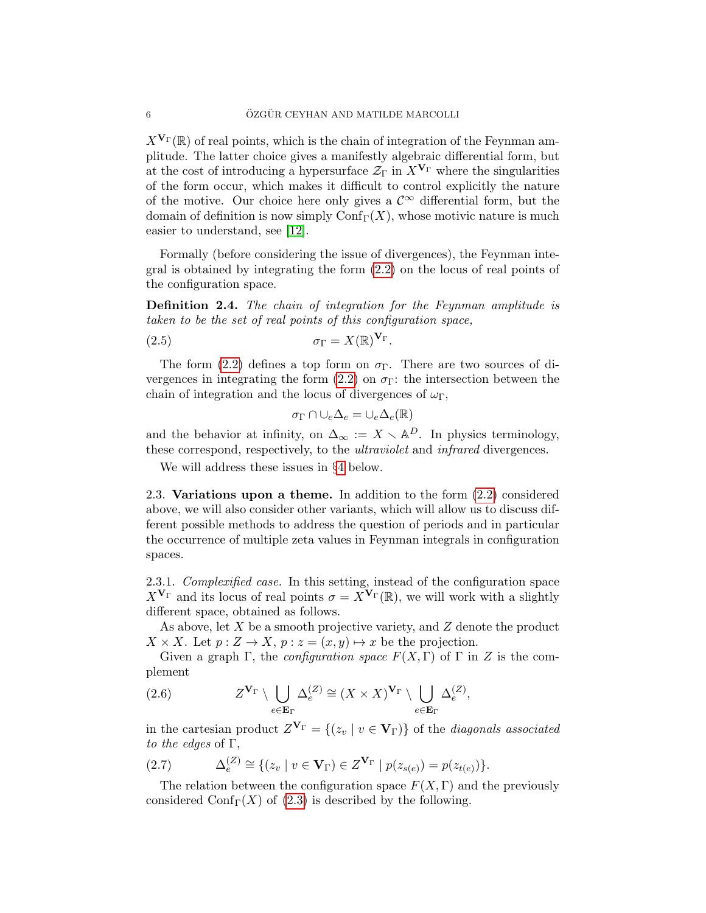$X^{\mathbf{V}_\Gamma}(\mathbb{R})$ of real points, which is the chain of integration of the Feynman amplitude. The latter choice gives a manifestly algebraic differential form, but at the cost of introducing a hypersurface $\mathcal{Z}_\Gamma$ in $X^{\mathbf{V}_\Gamma}$ where the singularities of the form occur, which makes it difficult to control explicitly the nature of the motive. Our choice here only gives a $\mathcal{C}^\infty$ differential form, but the domain of definition is now simply $\mathrm{Conf}_\Gamma(X)$, whose motivic nature is much easier to understand, see [12].

Formally (before considering the issue of divergences), the Feynman integral is obtained by integrating the form (2.2) on the locus of real points of the configuration space.

**Definition 2.4.** *The chain of integration for the Feynman amplitude is taken to be the set of real points of this configuration space,*

$$\sigma_\Gamma = X(\mathbb{R})^{\mathbf{V}_\Gamma}. \tag{2.5}$$

The form (2.2) defines a top form on $\sigma_\Gamma$. There are two sources of divergences in integrating the form (2.2) on $\sigma_\Gamma$: the intersection between the chain of integration and the locus of divergences of $\omega_\Gamma$,

$$\sigma_\Gamma \cap \cup_e \Delta_e = \cup_e \Delta_e(\mathbb{R})$$

and the behavior at infinity, on $\Delta_\infty := X \smallsetminus \mathbb{A}^D$. In physics terminology, these correspond, respectively, to the *ultraviolet* and *infrared* divergences.

We will address these issues in §4 below.

## 2.3. Variations upon a theme.

In addition to the form (2.2) considered above, we will also consider other variants, which will allow us to discuss different possible methods to address the question of periods and in particular the occurrence of multiple zeta values in Feynman integrals in configuration spaces.

2.3.1. *Complexified case.* In this setting, instead of the configuration space $X^{\mathbf{V}_\Gamma}$ and its locus of real points $\sigma = X^{\mathbf{V}_\Gamma}(\mathbb{R})$, we will work with a slightly different space, obtained as follows.

As above, let $X$ be a smooth projective variety, and $Z$ denote the product $X \times X$. Let $p : Z \to X$, $p : z = (x, y) \mapsto x$ be the projection.

Given a graph $\Gamma$, the *configuration space* $F(X, \Gamma)$ of $\Gamma$ in $Z$ is the complement

$$Z^{\mathbf{V}_\Gamma} \setminus \bigcup_{e \in \mathbf{E}_\Gamma} \Delta_e^{(Z)} \cong (X \times X)^{\mathbf{V}_\Gamma} \setminus \bigcup_{e \in \mathbf{E}_\Gamma} \Delta_e^{(Z)}, \tag{2.6}$$

in the cartesian product $Z^{\mathbf{V}_\Gamma} = \{(z_v \mid v \in \mathbf{V}_\Gamma)\}$ of the *diagonals associated to the edges* of $\Gamma$,

$$\Delta_e^{(Z)} \cong \{(z_v \mid v \in \mathbf{V}_\Gamma) \in Z^{\mathbf{V}_\Gamma} \mid p(z_{s(e)}) = p(z_{t(e)})\}. \tag{2.7}$$

The relation between the configuration space $F(X, \Gamma)$ and the previously considered $\mathrm{Conf}_\Gamma(X)$ of (2.3) is described by the following.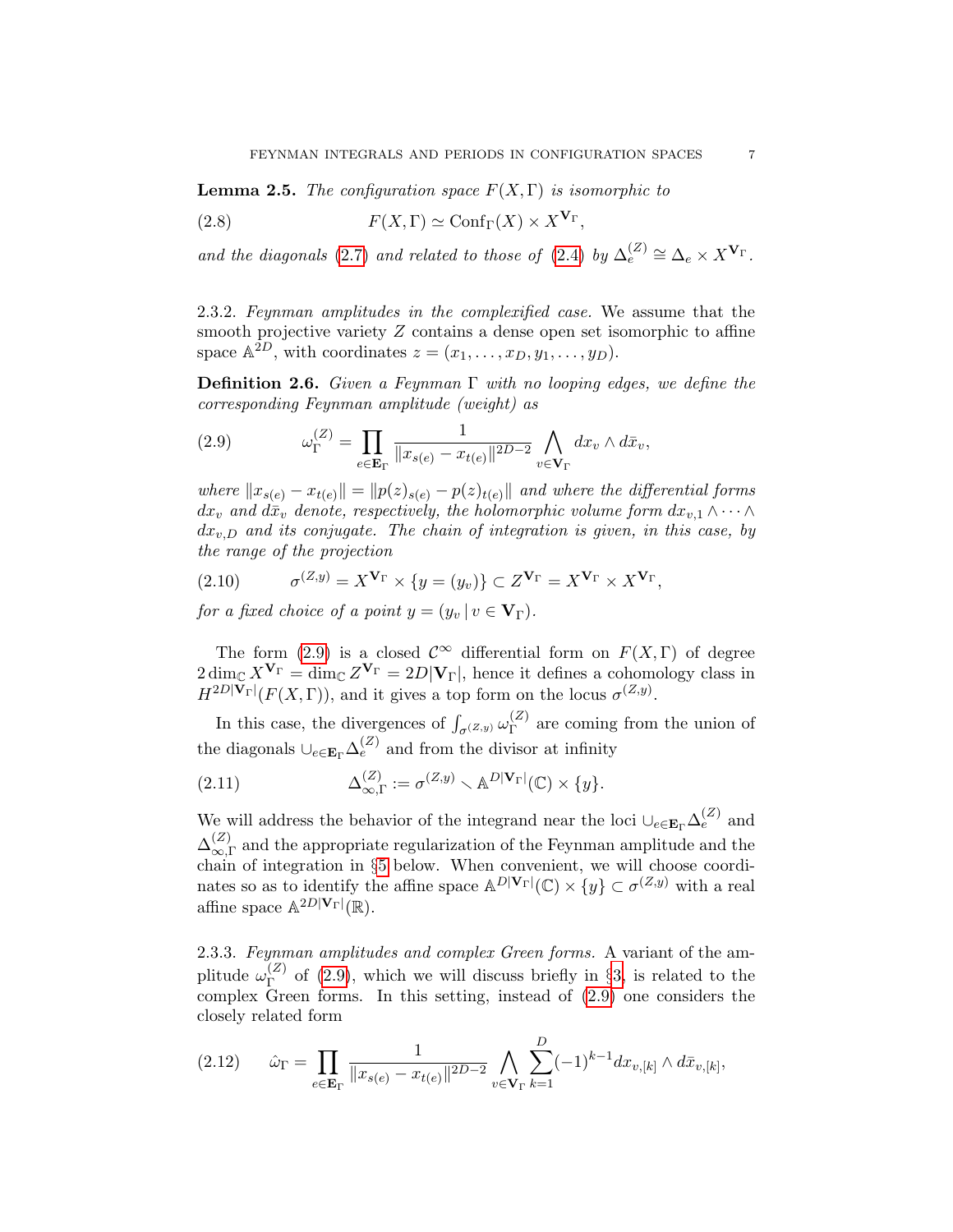**Lemma 2.5.** *The configuration space $F(X,\Gamma)$ is isomorphic to*

$$F(X,\Gamma) \simeq \mathrm{Conf}_\Gamma(X) \times X^{\mathbf{V}_\Gamma}, \tag{2.8}$$

*and the diagonals (2.7) and related to those of (2.4) by $\Delta_e^{(Z)} \cong \Delta_e \times X^{\mathbf{V}_\Gamma}$.*

2.3.2. *Feynman amplitudes in the complexified case.* We assume that the smooth projective variety $Z$ contains a dense open set isomorphic to affine space $\mathbb{A}^{2D}$, with coordinates $z = (x_1, \ldots, x_D, y_1, \ldots, y_D)$.

**Definition 2.6.** *Given a Feynman $\Gamma$ with no looping edges, we define the corresponding Feynman amplitude (weight) as*

$$\omega_\Gamma^{(Z)} = \prod_{e\in \mathbf{E}_\Gamma} \frac{1}{\|x_{s(e)} - x_{t(e)}\|^{2D-2}} \bigwedge_{v\in\mathbf{V}_\Gamma} dx_v \wedge d\bar{x}_v, \tag{2.9}$$

*where $\|x_{s(e)} - x_{t(e)}\| = \|p(z)_{s(e)} - p(z)_{t(e)}\|$ and where the differential forms $dx_v$ and $d\bar{x}_v$ denote, respectively, the holomorphic volume form $dx_{v,1}\wedge\cdots\wedge dx_{v,D}$ and its conjugate. The chain of integration is given, in this case, by the range of the projection*

$$\sigma^{(Z,y)} = X^{\mathbf{V}_\Gamma} \times \{y = (y_v)\} \subset Z^{\mathbf{V}_\Gamma} = X^{\mathbf{V}_\Gamma} \times X^{\mathbf{V}_\Gamma}, \tag{2.10}$$

*for a fixed choice of a point $y = (y_v \,|\, v \in \mathbf{V}_\Gamma)$.*

The form (2.9) is a closed $\mathcal{C}^\infty$ differential form on $F(X,\Gamma)$ of degree $2\dim_{\mathbb{C}} X^{\mathbf{V}_\Gamma} = \dim_{\mathbb{C}} Z^{\mathbf{V}_\Gamma} = 2D|\mathbf{V}_\Gamma|$, hence it defines a cohomology class in $H^{2D|\mathbf{V}_\Gamma|}(F(X,\Gamma))$, and it gives a top form on the locus $\sigma^{(Z,y)}$.

In this case, the divergences of $\int_{\sigma^{(Z,y)}} \omega_\Gamma^{(Z)}$ are coming from the union of the diagonals $\cup_{e\in\mathbf{E}_\Gamma}\Delta_e^{(Z)}$ and from the divisor at infinity

$$\Delta_{\infty,\Gamma}^{(Z)} := \sigma^{(Z,y)} \smallsetminus \mathbb{A}^{D|\mathbf{V}_\Gamma|}(\mathbb{C}) \times \{y\}. \tag{2.11}$$

We will address the behavior of the integrand near the loci $\cup_{e\in\mathbf{E}_\Gamma}\Delta_e^{(Z)}$ and $\Delta_{\infty,\Gamma}^{(Z)}$ and the appropriate regularization of the Feynman amplitude and the chain of integration in §5 below. When convenient, we will choose coordinates so as to identify the affine space $\mathbb{A}^{D|\mathbf{V}_\Gamma|}(\mathbb{C}) \times \{y\} \subset \sigma^{(Z,y)}$ with a real affine space $\mathbb{A}^{2D|\mathbf{V}_\Gamma|}(\mathbb{R})$.

2.3.3. *Feynman amplitudes and complex Green forms.* A variant of the amplitude $\omega_\Gamma^{(Z)}$ of (2.9), which we will discuss briefly in §3, is related to the complex Green forms. In this setting, instead of (2.9) one considers the closely related form

$$\hat{\omega}_\Gamma = \prod_{e\in \mathbf{E}_\Gamma} \frac{1}{\|x_{s(e)} - x_{t(e)}\|^{2D-2}} \bigwedge_{v\in\mathbf{V}_\Gamma} \sum_{k=1}^{D} (-1)^{k-1} dx_{v,[k]} \wedge d\bar{x}_{v,[k]}, \tag{2.12}$$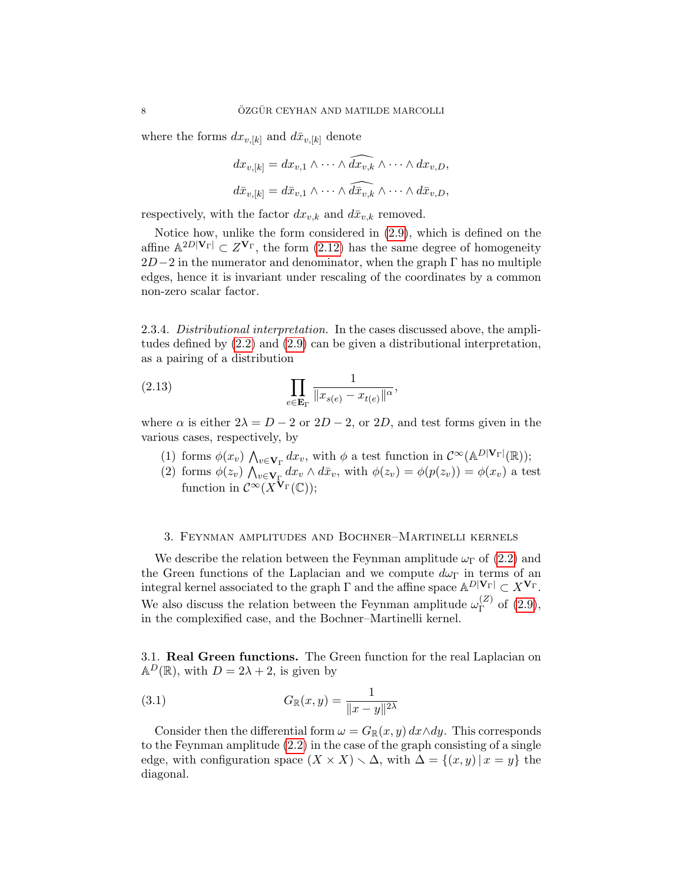where the forms $dx_{v,[k]}$ and $d\bar{x}_{v,[k]}$ denote

$$dx_{v,[k]} = dx_{v,1} \wedge \cdots \wedge \widehat{dx_{v,k}} \wedge \cdots \wedge dx_{v,D},$$

$$d\bar{x}_{v,[k]} = d\bar{x}_{v,1} \wedge \cdots \wedge \widehat{d\bar{x}_{v,k}} \wedge \cdots \wedge d\bar{x}_{v,D},$$

respectively, with the factor $dx_{v,k}$ and $d\bar{x}_{v,k}$ removed.

Notice how, unlike the form considered in (2.9), which is defined on the affine $\mathbb{A}^{2D|\mathbf{V}_\Gamma|} \subset Z^{\mathbf{V}_\Gamma}$, the form (2.12) has the same degree of homogeneity $2D-2$ in the numerator and denominator, when the graph $\Gamma$ has no multiple edges, hence it is invariant under rescaling of the coordinates by a common non-zero scalar factor.

2.3.4. *Distributional interpretation.* In the cases discussed above, the amplitudes defined by (2.2) and (2.9) can be given a distributional interpretation, as a pairing of a distribution

$$\prod_{e \in \mathbf{E}_\Gamma} \frac{1}{\|x_{s(e)} - x_{t(e)}\|^\alpha}, \tag{2.13}$$

where $\alpha$ is either $2\lambda = D-2$ or $2D-2$, or $2D$, and test forms given in the various cases, respectively, by

1. forms $\phi(x_v) \bigwedge_{v \in \mathbf{V}_\Gamma} dx_v$, with $\phi$ a test function in $\mathcal{C}^\infty(\mathbb{A}^{D|\mathbf{V}_\Gamma|}(\mathbb{R}))$;
2. forms $\phi(z_v) \bigwedge_{v \in \mathbf{V}_\Gamma} dx_v \wedge d\bar{x}_v$, with $\phi(z_v) = \phi(p(z_v)) = \phi(x_v)$ a test function in $\mathcal{C}^\infty(X^{\mathbf{V}_\Gamma}(\mathbb{C}))$;

## 3. Feynman amplitudes and Bochner–Martinelli kernels

We describe the relation between the Feynman amplitude $\omega_\Gamma$ of (2.2) and the Green functions of the Laplacian and we compute $d\omega_\Gamma$ in terms of an integral kernel associated to the graph $\Gamma$ and the affine space $\mathbb{A}^{D|\mathbf{V}_\Gamma|} \subset X^{\mathbf{V}_\Gamma}$. We also discuss the relation between the Feynman amplitude $\omega_\Gamma^{(Z)}$ of (2.9), in the complexified case, and the Bochner–Martinelli kernel.

3.1. **Real Green functions.** The Green function for the real Laplacian on $\mathbb{A}^D(\mathbb{R})$, with $D = 2\lambda + 2$, is given by

$$G_{\mathbb{R}}(x,y) = \frac{1}{\|x-y\|^{2\lambda}} \tag{3.1}$$

Consider then the differential form $\omega = G_{\mathbb{R}}(x,y)\, dx \wedge dy$. This corresponds to the Feynman amplitude (2.2) in the case of the graph consisting of a single edge, with configuration space $(X \times X) \smallsetminus \Delta$, with $\Delta = \{(x,y)\,|\, x = y\}$ the diagonal.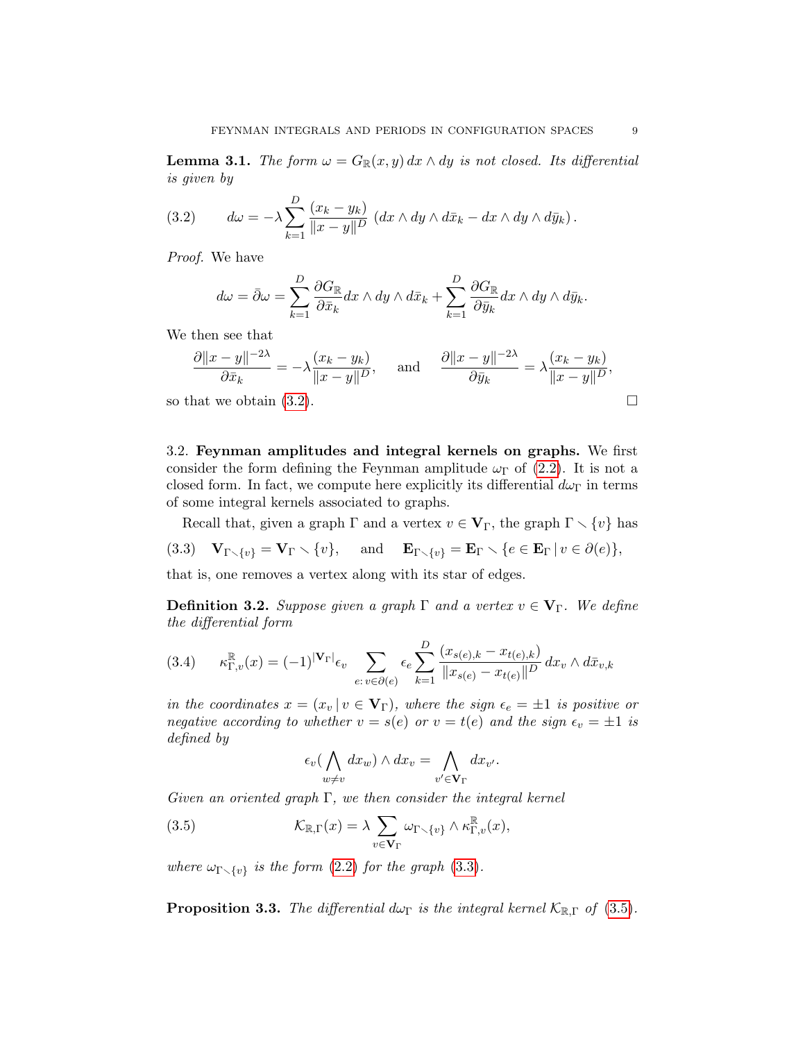**Lemma 3.1.** *The form $\omega = G_{\mathbb{R}}(x,y)\, dx \wedge dy$ is not closed. Its differential is given by*

$$
d\omega = -\lambda \sum_{k=1}^{D} \frac{(x_k - y_k)}{\|x-y\|^D} \left( dx \wedge dy \wedge d\bar{x}_k - dx \wedge dy \wedge d\bar{y}_k \right). \tag{3.2}
$$

*Proof.* We have

$$
d\omega = \bar{\partial}\omega = \sum_{k=1}^{D} \frac{\partial G_{\mathbb{R}}}{\partial \bar{x}_k} dx \wedge dy \wedge d\bar{x}_k + \sum_{k=1}^{D} \frac{\partial G_{\mathbb{R}}}{\partial \bar{y}_k} dx \wedge dy \wedge d\bar{y}_k.
$$

We then see that

$$
\frac{\partial \|x-y\|^{-2\lambda}}{\partial \bar{x}_k} = -\lambda \frac{(x_k - y_k)}{\|x-y\|^D}, \quad \text{and} \quad \frac{\partial \|x-y\|^{-2\lambda}}{\partial \bar{y}_k} = \lambda \frac{(x_k - y_k)}{\|x-y\|^D},
$$

so that we obtain (3.2). $\square$

3.2. **Feynman amplitudes and integral kernels on graphs.** We first consider the form defining the Feynman amplitude $\omega_\Gamma$ of (2.2). It is not a closed form. In fact, we compute here explicitly its differential $d\omega_\Gamma$ in terms of some integral kernels associated to graphs.

Recall that, given a graph $\Gamma$ and a vertex $v \in \mathbf{V}_\Gamma$, the graph $\Gamma \smallsetminus \{v\}$ has

$$
\mathbf{V}_{\Gamma \smallsetminus \{v\}} = \mathbf{V}_\Gamma \smallsetminus \{v\}, \quad \text{and} \quad \mathbf{E}_{\Gamma \smallsetminus \{v\}} = \mathbf{E}_\Gamma \smallsetminus \{e \in \mathbf{E}_\Gamma \,|\, v \in \partial(e)\}, \tag{3.3}
$$

that is, one removes a vertex along with its star of edges.

**Definition 3.2.** *Suppose given a graph $\Gamma$ and a vertex $v \in \mathbf{V}_\Gamma$. We define the differential form*

$$
\kappa^{\mathbb{R}}_{\Gamma,v}(x) = (-1)^{|\mathbf{V}_\Gamma|} \epsilon_v \sum_{e:\, v \in \partial(e)} \epsilon_e \sum_{k=1}^{D} \frac{(x_{s(e),k} - x_{t(e),k})}{\|x_{s(e)} - x_{t(e)}\|^D}\, dx_v \wedge d\bar{x}_{v,k} \tag{3.4}
$$

*in the coordinates $x = (x_v \,|\, v \in \mathbf{V}_\Gamma)$, where the sign $\epsilon_e = \pm 1$ is positive or negative according to whether $v = s(e)$ or $v = t(e)$ and the sign $\epsilon_v = \pm 1$ is defined by*

$$
\epsilon_v \Big( \bigwedge_{w \neq v} dx_w \Big) \wedge dx_v = \bigwedge_{v' \in \mathbf{V}_\Gamma} dx_{v'}.
$$

*Given an oriented graph $\Gamma$, we then consider the integral kernel*

$$
\mathcal{K}_{\mathbb{R},\Gamma}(x) = \lambda \sum_{v \in \mathbf{V}_\Gamma} \omega_{\Gamma \smallsetminus \{v\}} \wedge \kappa^{\mathbb{R}}_{\Gamma,v}(x), \tag{3.5}
$$

*where $\omega_{\Gamma \smallsetminus \{v\}}$ is the form (2.2) for the graph (3.3).*

**Proposition 3.3.** *The differential $d\omega_\Gamma$ is the integral kernel $\mathcal{K}_{\mathbb{R},\Gamma}$ of (3.5).*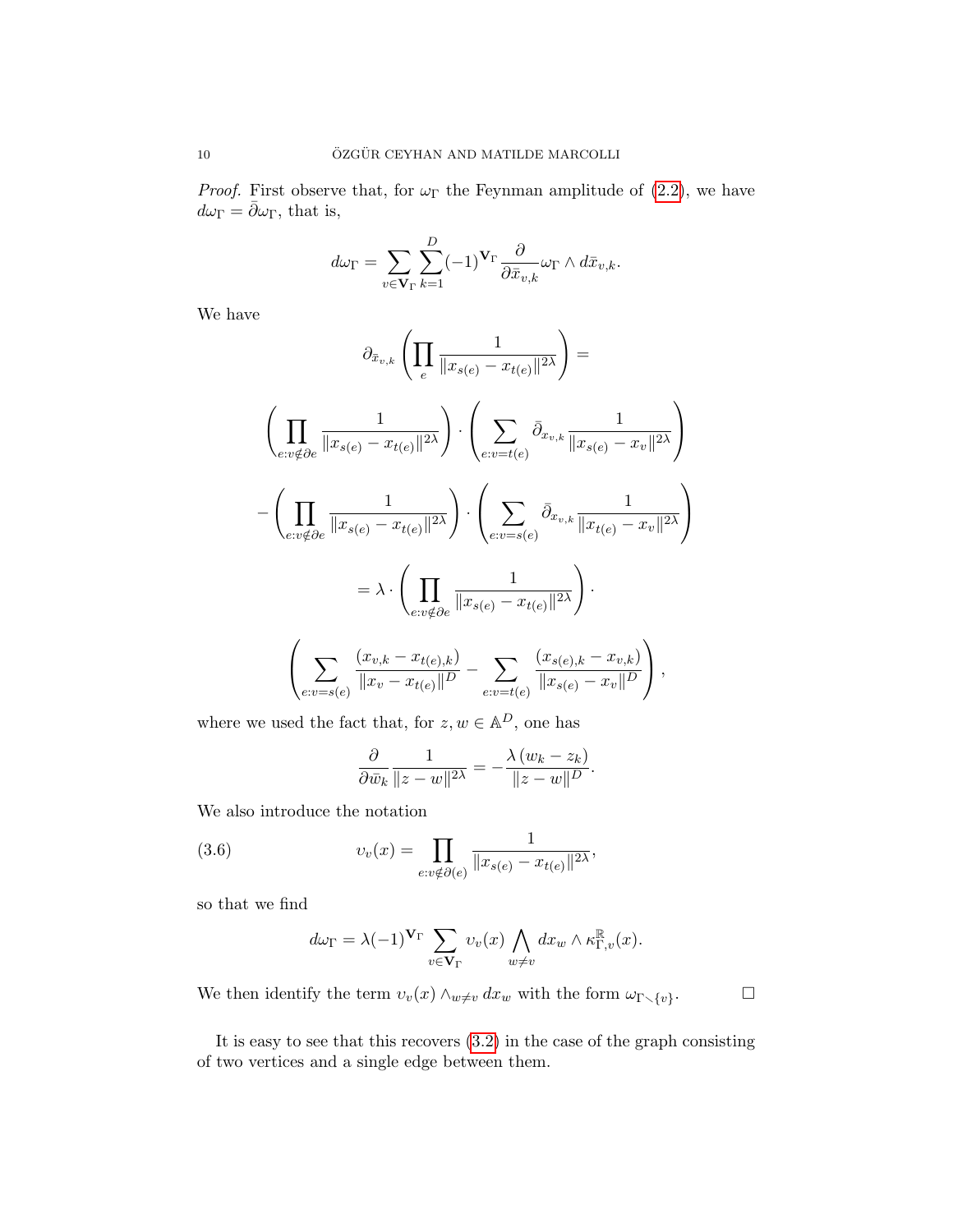*Proof.* First observe that, for $\omega_\Gamma$ the Feynman amplitude of (2.2), we have $d\omega_\Gamma = \bar\partial \omega_\Gamma$, that is,

$$d\omega_\Gamma = \sum_{v\in \mathbf{V}_\Gamma} \sum_{k=1}^{D} (-1)^{\mathbf{V}_\Gamma} \frac{\partial}{\partial \bar{x}_{v,k}} \omega_\Gamma \wedge d\bar{x}_{v,k}.$$

We have

$$\partial_{\bar{x}_{v,k}} \left( \prod_e \frac{1}{\|x_{s(e)} - x_{t(e)}\|^{2\lambda}} \right) =$$

$$\left( \prod_{e: v\notin \partial e} \frac{1}{\|x_{s(e)} - x_{t(e)}\|^{2\lambda}} \right) \cdot \left( \sum_{e: v=t(e)} \bar\partial_{x_{v,k}} \frac{1}{\|x_{s(e)} - x_v\|^{2\lambda}} \right)$$

$$- \left( \prod_{e: v\notin \partial e} \frac{1}{\|x_{s(e)} - x_{t(e)}\|^{2\lambda}} \right) \cdot \left( \sum_{e: v=s(e)} \bar\partial_{x_{v,k}} \frac{1}{\|x_{t(e)} - x_v\|^{2\lambda}} \right)$$

$$= \lambda \cdot \left( \prod_{e: v\notin \partial e} \frac{1}{\|x_{s(e)} - x_{t(e)}\|^{2\lambda}} \right) \cdot$$

$$\left( \sum_{e: v=s(e)} \frac{(x_{v,k} - x_{t(e),k})}{\|x_v - x_{t(e)}\|^{D}} - \sum_{e: v=t(e)} \frac{(x_{s(e),k} - x_{v,k})}{\|x_{s(e)} - x_v\|^{D}} \right),$$

where we used the fact that, for $z, w \in \mathbb{A}^D$, one has

$$\frac{\partial}{\partial \bar{w}_k} \frac{1}{\|z-w\|^{2\lambda}} = -\frac{\lambda\,(w_k - z_k)}{\|z-w\|^{D}}.$$

We also introduce the notation

$$\upsilon_v(x) = \prod_{e: v\notin \partial(e)} \frac{1}{\|x_{s(e)} - x_{t(e)}\|^{2\lambda}}, \tag{3.6}$$

so that we find

$$d\omega_\Gamma = \lambda (-1)^{\mathbf{V}_\Gamma} \sum_{v\in \mathbf{V}_\Gamma} \upsilon_v(x) \bigwedge_{w\neq v} dx_w \wedge \kappa^{\mathbb{R}}_{\Gamma, v}(x).$$

We then identify the term $\upsilon_v(x) \wedge_{w\neq v} dx_w$ with the form $\omega_{\Gamma \smallsetminus \{v\}}$. $\square$

It is easy to see that this recovers (3.2) in the case of the graph consisting of two vertices and a single edge between them.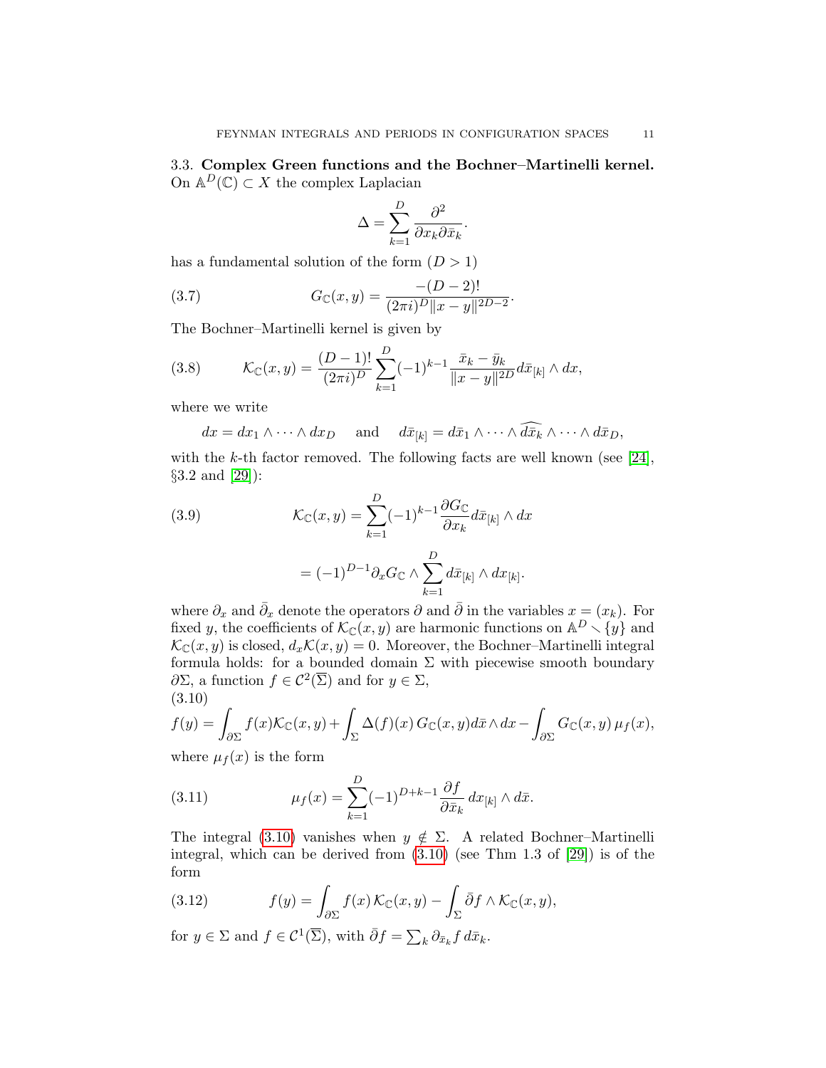### 3.3. Complex Green functions and the Bochner–Martinelli kernel.

On $\mathbb{A}^D(\mathbb{C}) \subset X$ the complex Laplacian

$$\Delta = \sum_{k=1}^{D} \frac{\partial^2}{\partial x_k \partial \bar{x}_k}.$$

has a fundamental solution of the form ($D > 1$)

$$G_{\mathbb{C}}(x,y) = \frac{-(D-2)!}{(2\pi i)^D \|x-y\|^{2D-2}}. \tag{3.7}$$

The Bochner–Martinelli kernel is given by

$$\mathcal{K}_{\mathbb{C}}(x,y) = \frac{(D-1)!}{(2\pi i)^D} \sum_{k=1}^{D} (-1)^{k-1} \frac{\bar{x}_k - \bar{y}_k}{\|x-y\|^{2D}} d\bar{x}_{[k]} \wedge dx, \tag{3.8}$$

where we write

$$dx = dx_1 \wedge \cdots \wedge dx_D \quad \text{ and } \quad d\bar{x}_{[k]} = d\bar{x}_1 \wedge \cdots \wedge \widehat{d\bar{x}_k} \wedge \cdots \wedge d\bar{x}_D,$$

with the $k$-th factor removed. The following facts are well known (see [24], §3.2 and [29]):

$$\begin{aligned} \mathcal{K}_{\mathbb{C}}(x,y) &= \sum_{k=1}^{D} (-1)^{k-1} \frac{\partial G_{\mathbb{C}}}{\partial x_k} d\bar{x}_{[k]} \wedge dx \\ &= (-1)^{D-1} \partial_x G_{\mathbb{C}} \wedge \sum_{k=1}^{D} d\bar{x}_{[k]} \wedge dx_{[k]}. \end{aligned} \tag{3.9}$$

where $\partial_x$ and $\bar{\partial}_x$ denote the operators $\partial$ and $\bar{\partial}$ in the variables $x = (x_k)$. For fixed $y$, the coefficients of $\mathcal{K}_{\mathbb{C}}(x,y)$ are harmonic functions on $\mathbb{A}^D \smallsetminus \{y\}$ and $\mathcal{K}_{\mathbb{C}}(x,y)$ is closed, $d_x \mathcal{K}(x,y) = 0$. Moreover, the Bochner–Martinelli integral formula holds: for a bounded domain $\Sigma$ with piecewise smooth boundary $\partial\Sigma$, a function $f \in \mathcal{C}^2(\overline{\Sigma})$ and for $y \in \Sigma$,

$$f(y) = \int_{\partial\Sigma} f(x) \mathcal{K}_{\mathbb{C}}(x,y) + \int_{\Sigma} \Delta(f)(x)\, G_{\mathbb{C}}(x,y) d\bar{x} \wedge dx - \int_{\partial\Sigma} G_{\mathbb{C}}(x,y)\, \mu_f(x), \tag{3.10}$$

where $\mu_f(x)$ is the form

$$\mu_f(x) = \sum_{k=1}^{D} (-1)^{D+k-1} \frac{\partial f}{\partial \bar{x}_k}\, dx_{[k]} \wedge d\bar{x}. \tag{3.11}$$

The integral (3.10) vanishes when $y \notin \Sigma$. A related Bochner–Martinelli integral, which can be derived from (3.10) (see Thm 1.3 of [29]) is of the form

$$f(y) = \int_{\partial\Sigma} f(x)\, \mathcal{K}_{\mathbb{C}}(x,y) - \int_{\Sigma} \bar{\partial} f \wedge \mathcal{K}_{\mathbb{C}}(x,y), \tag{3.12}$$

for $y \in \Sigma$ and $f \in \mathcal{C}^1(\overline{\Sigma})$, with $\bar{\partial} f = \sum_k \partial_{\bar{x}_k} f\, d\bar{x}_k$.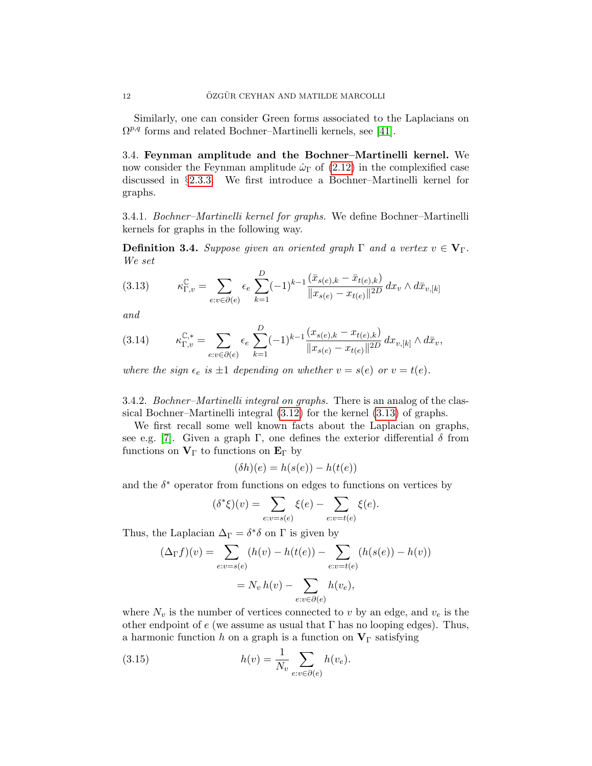Similarly, one can consider Green forms associated to the Laplacians on $\Omega^{p,q}$ forms and related Bochner–Martinelli kernels, see [41].

### 3.4. **Feynman amplitude and the Bochner–Martinelli kernel.**

We now consider the Feynman amplitude $\hat{\omega}_\Gamma$ of (2.12) in the complexified case discussed in §2.3.3. We first introduce a Bochner–Martinelli kernel for graphs.

#### 3.4.1. *Bochner–Martinelli kernel for graphs.*

We define Bochner–Martinelli kernels for graphs in the following way.

**Definition 3.4.** *Suppose given an oriented graph $\Gamma$ and a vertex $v \in \mathbf{V}_\Gamma$. We set*

$$\kappa^{\mathbb{C}}_{\Gamma,v} = \sum_{e : v \in \partial(e)} \epsilon_e \sum_{k=1}^{D} (-1)^{k-1} \frac{(\bar{x}_{s(e),k} - \bar{x}_{t(e),k})}{\|x_{s(e)} - x_{t(e)}\|^{2D}} \, dx_v \wedge d\bar{x}_{v,[k]} \tag{3.13}$$

*and*

$$\kappa^{\mathbb{C},*}_{\Gamma,v} = \sum_{e : v \in \partial(e)} \epsilon_e \sum_{k=1}^{D} (-1)^{k-1} \frac{(x_{s(e),k} - x_{t(e),k})}{\|x_{s(e)} - x_{t(e)}\|^{2D}} \, dx_{v,[k]} \wedge d\bar{x}_v, \tag{3.14}$$

*where the sign $\epsilon_e$ is $\pm 1$ depending on whether $v = s(e)$ or $v = t(e)$.*

#### 3.4.2. *Bochner–Martinelli integral on graphs.*

There is an analog of the classical Bochner–Martinelli integral (3.12) for the kernel (3.13) of graphs.

We first recall some well known facts about the Laplacian on graphs, see e.g. [7]. Given a graph $\Gamma$, one defines the exterior differential $\delta$ from functions on $\mathbf{V}_\Gamma$ to functions on $\mathbf{E}_\Gamma$ by

$$(\delta h)(e) = h(s(e)) - h(t(e))$$

and the $\delta^*$ operator from functions on edges to functions on vertices by

$$(\delta^* \xi)(v) = \sum_{e : v = s(e)} \xi(e) - \sum_{e : v = t(e)} \xi(e).$$

Thus, the Laplacian $\Delta_\Gamma = \delta^* \delta$ on $\Gamma$ is given by

$$\begin{aligned}(\Delta_\Gamma f)(v) &= \sum_{e : v = s(e)} (h(v) - h(t(e))) - \sum_{e : v = t(e)} (h(s(e)) - h(v)) \\ &= N_v \, h(v) - \sum_{e : v \in \partial(e)} h(v_e),\end{aligned}$$

where $N_v$ is the number of vertices connected to $v$ by an edge, and $v_e$ is the other endpoint of $e$ (we assume as usual that $\Gamma$ has no looping edges). Thus, a harmonic function $h$ on a graph is a function on $\mathbf{V}_\Gamma$ satisfying

$$h(v) = \frac{1}{N_v} \sum_{e : v \in \partial(e)} h(v_e). \tag{3.15}$$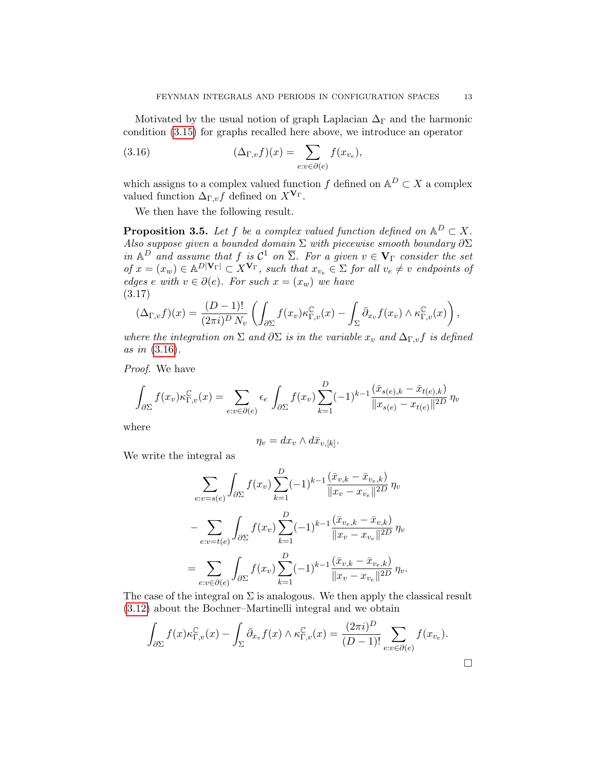Motivated by the usual notion of graph Laplacian $\Delta_\Gamma$ and the harmonic condition (3.15) for graphs recalled here above, we introduce an operator

$$(\Delta_{\Gamma,v} f)(x) = \sum_{e: v \in \partial(e)} f(x_{v_e}), \tag{3.16}$$

which assigns to a complex valued function $f$ defined on $\mathbb{A}^D \subset X$ a complex valued function $\Delta_{\Gamma,v} f$ defined on $X^{\mathbf{V}_\Gamma}$.

We then have the following result.

**Proposition 3.5.** *Let $f$ be a complex valued function defined on $\mathbb{A}^D \subset X$. Also suppose given a bounded domain $\Sigma$ with piecewise smooth boundary $\partial\Sigma$ in $\mathbb{A}^D$ and assume that $f$ is $\mathcal{C}^1$ on $\overline{\Sigma}$. For a given $v \in \mathbf{V}_\Gamma$ consider the set of $x = (x_w) \in \mathbb{A}^{D|\mathbf{V}_\Gamma|} \subset X^{\mathbf{V}_\Gamma}$, such that $x_{v_e} \in \Sigma$ for all $v_e \neq v$ endpoints of edges $e$ with $v \in \partial(e)$. For such $x = (x_w)$ we have*

$$(\Delta_{\Gamma,v} f)(x) = \frac{(D-1)!}{(2\pi i)^D N_v} \left( \int_{\partial\Sigma} f(x_v) \kappa^{\mathbb{C}}_{\Gamma,v}(x) - \int_\Sigma \bar\partial_{x_v} f(x_v) \wedge \kappa^{\mathbb{C}}_{\Gamma,v}(x) \right), \tag{3.17}$$

*where the integration on $\Sigma$ and $\partial\Sigma$ is in the variable $x_v$ and $\Delta_{\Gamma,v} f$ is defined as in (3.16).*

*Proof.* We have

$$\int_{\partial\Sigma} f(x_v) \kappa^{\mathbb{C}}_{\Gamma,v}(x) = \sum_{e: v \in \partial(e)} \epsilon_e \int_{\partial\Sigma} f(x_v) \sum_{k=1}^{D} (-1)^{k-1} \frac{(\bar x_{s(e),k} - \bar x_{t(e),k})}{\|x_{s(e)} - x_{t(e)}\|^{2D}}\, \eta_v$$

where

$$\eta_v = dx_v \wedge d\bar x_{v,[k]}.$$

We write the integral as

$$\sum_{e: v = s(e)} \int_{\partial\Sigma} f(x_v) \sum_{k=1}^{D} (-1)^{k-1} \frac{(\bar x_{v,k} - \bar x_{v_e,k})}{\|x_v - x_{v_e}\|^{2D}}\, \eta_v$$

$$- \sum_{e: v = t(e)} \int_{\partial\Sigma} f(x_v) \sum_{k=1}^{D} (-1)^{k-1} \frac{(\bar x_{v_e,k} - \bar x_{v,k})}{\|x_v - x_{v_e}\|^{2D}}\, \eta_v$$

$$= \sum_{e: v \in \partial(e)} \int_{\partial\Sigma} f(x_v) \sum_{k=1}^{D} (-1)^{k-1} \frac{(\bar x_{v,k} - \bar x_{v_e,k})}{\|x_v - x_{v_e}\|^{2D}}\, \eta_v.$$

The case of the integral on $\Sigma$ is analogous. We then apply the classical result (3.12) about the Bochner–Martinelli integral and we obtain

$$\int_{\partial\Sigma} f(x) \kappa^{\mathbb{C}}_{\Gamma,v}(x) - \int_\Sigma \bar\partial_{x_v} f(x) \wedge \kappa^{\mathbb{C}}_{\Gamma,v}(x) = \frac{(2\pi i)^D}{(D-1)!} \sum_{e: v \in \partial(e)} f(x_{v_e}).$$

∎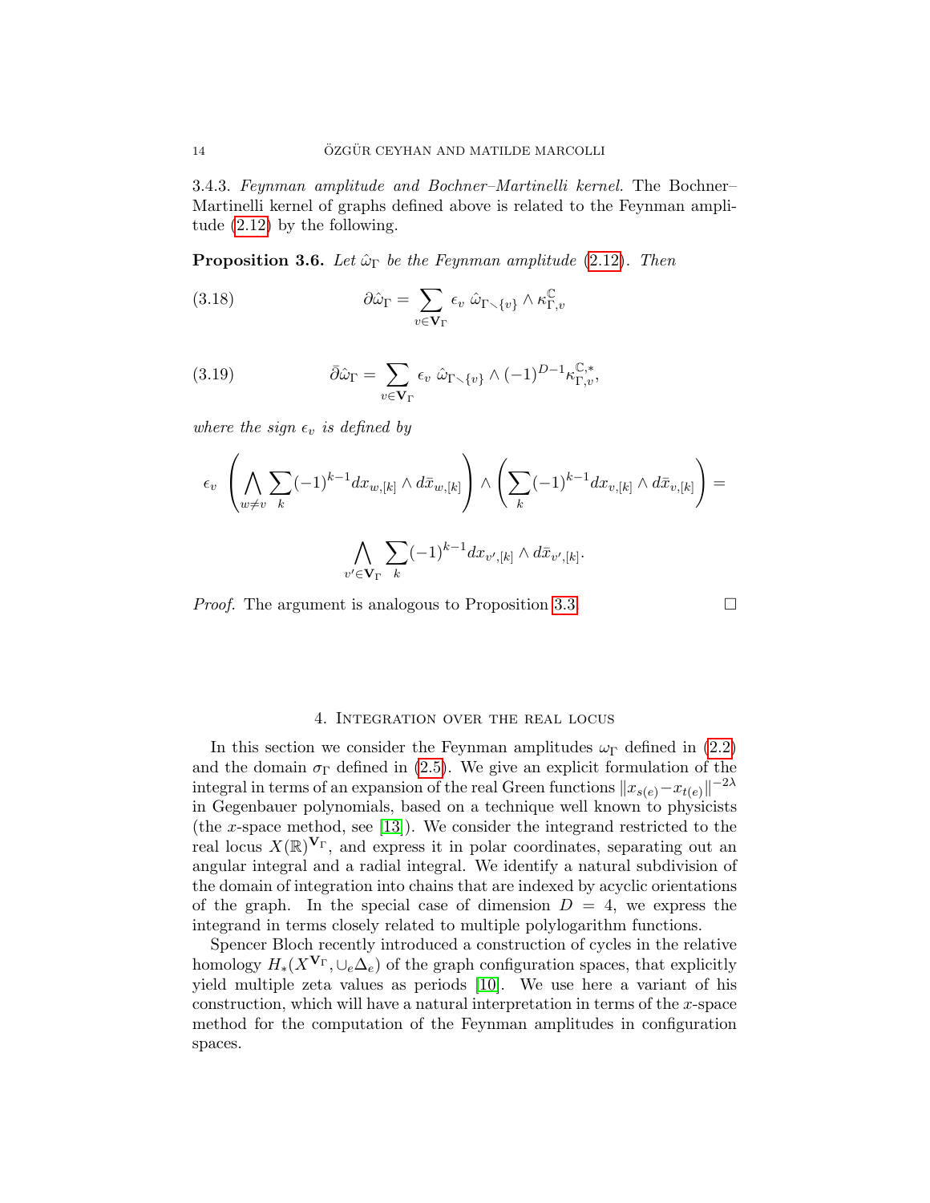3.4.3. *Feynman amplitude and Bochner–Martinelli kernel.* The Bochner–Martinelli kernel of graphs defined above is related to the Feynman amplitude (2.12) by the following.

**Proposition 3.6.** *Let $\hat{\omega}_\Gamma$ be the Feynman amplitude (2.12). Then*

$$\partial \hat{\omega}_\Gamma = \sum_{v \in \mathbf{V}_\Gamma} \epsilon_v \; \hat{\omega}_{\Gamma \smallsetminus \{v\}} \wedge \kappa^{\mathbb{C}}_{\Gamma, v} \tag{3.18}$$

$$\bar{\partial} \hat{\omega}_\Gamma = \sum_{v \in \mathbf{V}_\Gamma} \epsilon_v \; \hat{\omega}_{\Gamma \smallsetminus \{v\}} \wedge (-1)^{D-1} \kappa^{\mathbb{C},*}_{\Gamma, v}, \tag{3.19}$$

*where the sign $\epsilon_v$ is defined by*

$$\epsilon_v \left( \bigwedge_{w \neq v} \sum_k (-1)^{k-1} dx_{w,[k]} \wedge d\bar{x}_{w,[k]} \right) \wedge \left( \sum_k (-1)^{k-1} dx_{v,[k]} \wedge d\bar{x}_{v,[k]} \right) =$$

$$\bigwedge_{v' \in \mathbf{V}_\Gamma} \sum_k (-1)^{k-1} dx_{v',[k]} \wedge d\bar{x}_{v',[k]}.$$

*Proof.* The argument is analogous to Proposition 3.3. ◻

## 4. Integration over the real locus

In this section we consider the Feynman amplitudes $\omega_\Gamma$ defined in (2.2) and the domain $\sigma_\Gamma$ defined in (2.5). We give an explicit formulation of the integral in terms of an expansion of the real Green functions $\|x_{s(e)} - x_{t(e)}\|^{-2\lambda}$ in Gegenbauer polynomials, based on a technique well known to physicists (the $x$-space method, see [13]). We consider the integrand restricted to the real locus $X(\mathbb{R})^{\mathbf{V}_\Gamma}$, and express it in polar coordinates, separating out an angular integral and a radial integral. We identify a natural subdivision of the domain of integration into chains that are indexed by acyclic orientations of the graph. In the special case of dimension $D = 4$, we express the integrand in terms closely related to multiple polylogarithm functions.

Spencer Bloch recently introduced a construction of cycles in the relative homology $H_*(X^{\mathbf{V}_\Gamma}, \cup_e \Delta_e)$ of the graph configuration spaces, that explicitly yield multiple zeta values as periods [10]. We use here a variant of his construction, which will have a natural interpretation in terms of the $x$-space method for the computation of the Feynman amplitudes in configuration spaces.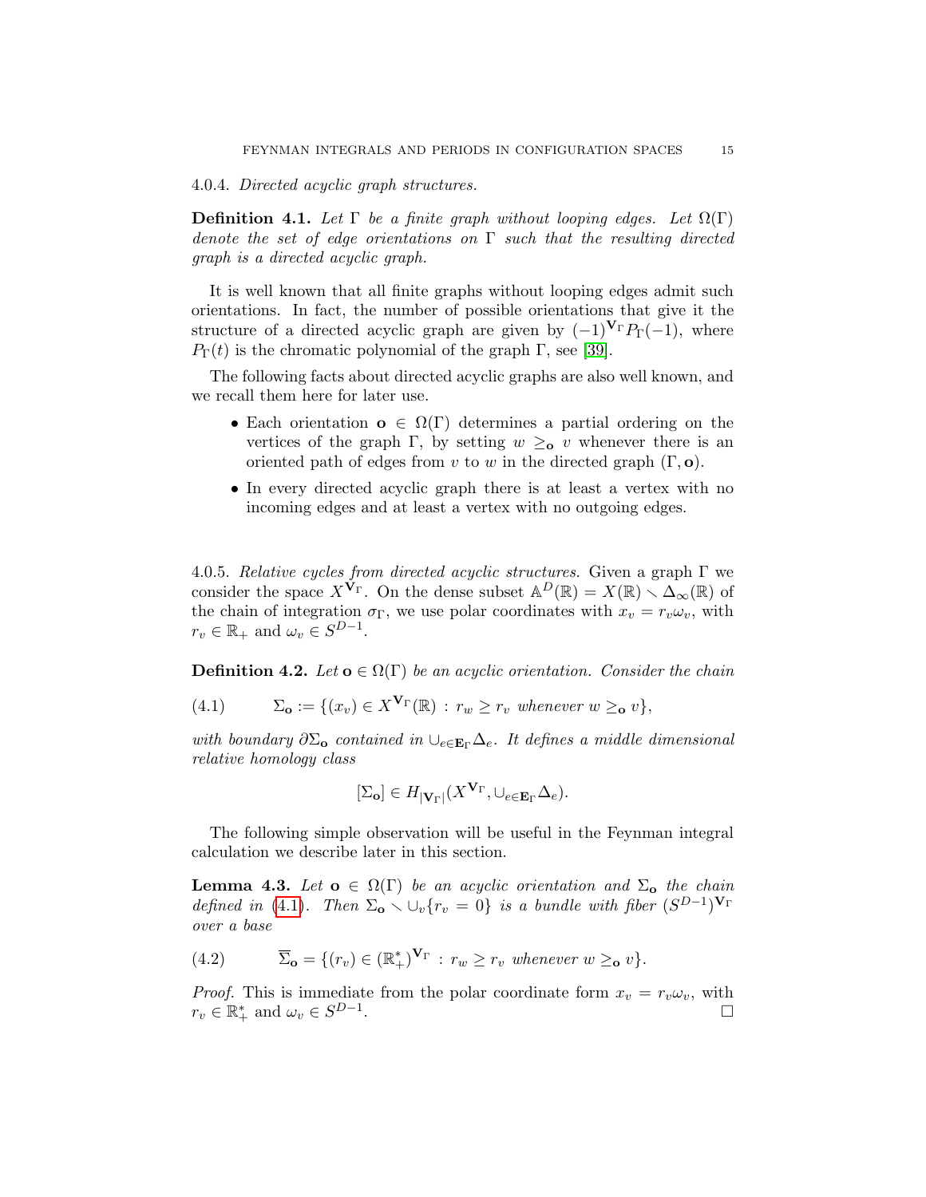#### 4.0.4. *Directed acyclic graph structures.*

**Definition 4.1.** *Let $\Gamma$ be a finite graph without looping edges. Let $\Omega(\Gamma)$ denote the set of edge orientations on $\Gamma$ such that the resulting directed graph is a directed acyclic graph.*

It is well known that all finite graphs without looping edges admit such orientations. In fact, the number of possible orientations that give it the structure of a directed acyclic graph are given by $(-1)^{\mathbf{V}_\Gamma} P_\Gamma(-1)$, where $P_\Gamma(t)$ is the chromatic polynomial of the graph $\Gamma$, see [39].

The following facts about directed acyclic graphs are also well known, and we recall them here for later use.

- Each orientation $\mathbf{o} \in \Omega(\Gamma)$ determines a partial ordering on the vertices of the graph $\Gamma$, by setting $w \geq_{\mathbf{o}} v$ whenever there is an oriented path of edges from $v$ to $w$ in the directed graph $(\Gamma, \mathbf{o})$.
- In every directed acyclic graph there is at least a vertex with no incoming edges and at least a vertex with no outgoing edges.

4.0.5. *Relative cycles from directed acyclic structures.* Given a graph $\Gamma$ we consider the space $X^{\mathbf{V}_\Gamma}$. On the dense subset $\mathbb{A}^D(\mathbb{R}) = X(\mathbb{R}) \smallsetminus \Delta_\infty(\mathbb{R})$ of the chain of integration $\sigma_\Gamma$, we use polar coordinates with $x_v = r_v \omega_v$, with $r_v \in \mathbb{R}_+$ and $\omega_v \in S^{D-1}$.

**Definition 4.2.** *Let $\mathbf{o} \in \Omega(\Gamma)$ be an acyclic orientation. Consider the chain*

$$\Sigma_{\mathbf{o}} := \{(x_v) \in X^{\mathbf{V}_\Gamma}(\mathbb{R}) \, : \, r_w \geq r_v \text{ whenever } w \geq_{\mathbf{o}} v\}, \tag{4.1}$$

*with boundary $\partial \Sigma_{\mathbf{o}}$ contained in $\cup_{e \in \mathbf{E}_\Gamma} \Delta_e$. It defines a middle dimensional relative homology class*

$$[\Sigma_{\mathbf{o}}] \in H_{|\mathbf{V}_\Gamma|}(X^{\mathbf{V}_\Gamma}, \cup_{e \in \mathbf{E}_\Gamma} \Delta_e).$$

The following simple observation will be useful in the Feynman integral calculation we describe later in this section.

**Lemma 4.3.** *Let $\mathbf{o} \in \Omega(\Gamma)$ be an acyclic orientation and $\Sigma_{\mathbf{o}}$ the chain defined in (4.1). Then $\Sigma_{\mathbf{o}} \smallsetminus \cup_v \{r_v = 0\}$ is a bundle with fiber $(S^{D-1})^{\mathbf{V}_\Gamma}$ over a base*

$$\overline{\Sigma}_{\mathbf{o}} = \{(r_v) \in (\mathbb{R}_+^*)^{\mathbf{V}_\Gamma} \, : \, r_w \geq r_v \text{ whenever } w \geq_{\mathbf{o}} v\}. \tag{4.2}$$

*Proof.* This is immediate from the polar coordinate form $x_v = r_v \omega_v$, with $r_v \in \mathbb{R}_+^*$ and $\omega_v \in S^{D-1}$. $\square$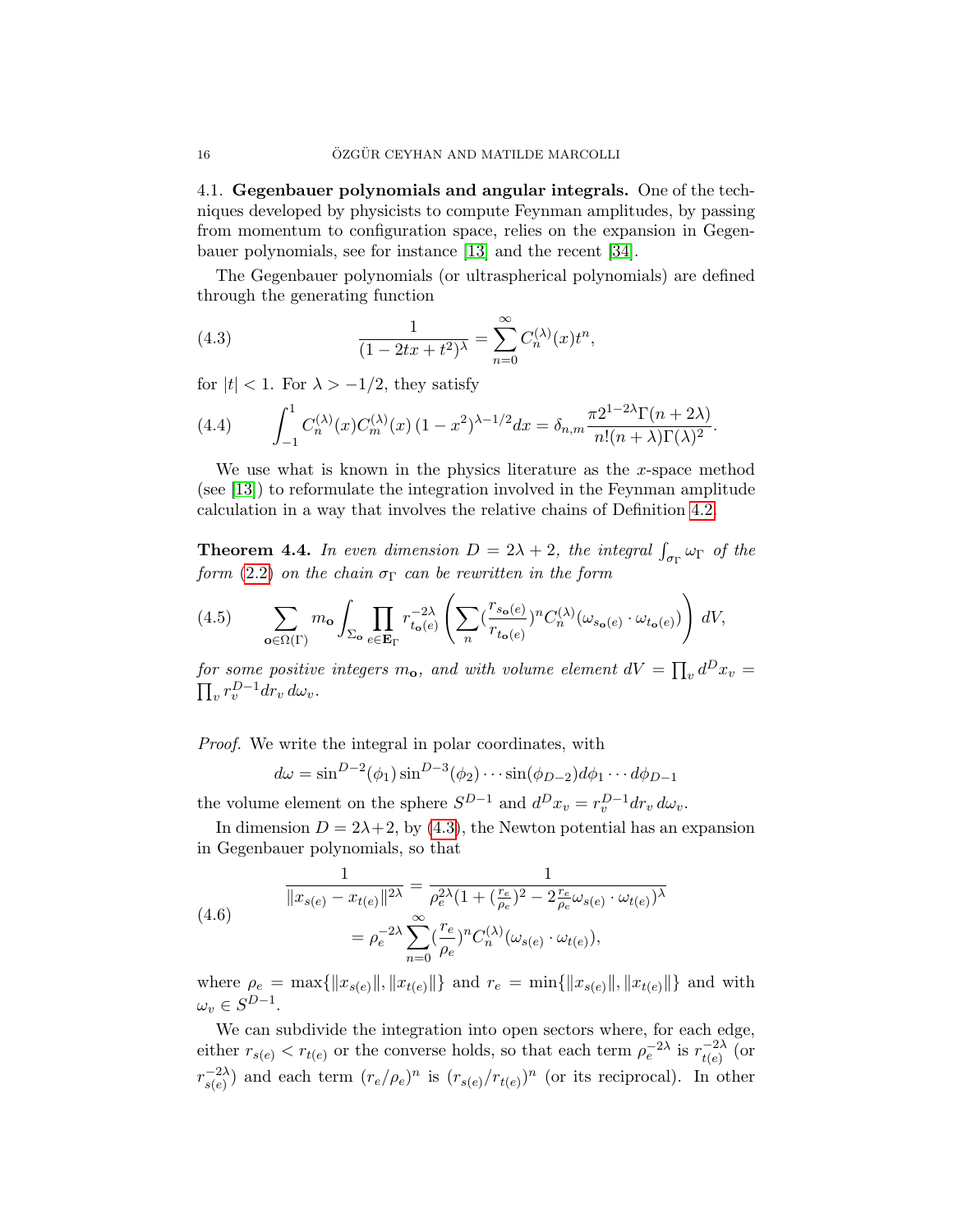4.1. **Gegenbauer polynomials and angular integrals.** One of the techniques developed by physicists to compute Feynman amplitudes, by passing from momentum to configuration space, relies on the expansion in Gegenbauer polynomials, see for instance [13] and the recent [34].

The Gegenbauer polynomials (or ultraspherical polynomials) are defined through the generating function

$$\frac{1}{(1-2tx+t^2)^\lambda} = \sum_{n=0}^\infty C_n^{(\lambda)}(x) t^n, \tag{4.3}$$

for $|t|<1$. For $\lambda > -1/2$, they satisfy

$$\int_{-1}^1 C_n^{(\lambda)}(x) C_m^{(\lambda)}(x)\,(1-x^2)^{\lambda-1/2} dx = \delta_{n,m} \frac{\pi 2^{1-2\lambda}\Gamma(n+2\lambda)}{n!(n+\lambda)\Gamma(\lambda)^2}. \tag{4.4}$$

We use what is known in the physics literature as the $x$-space method (see [13]) to reformulate the integration involved in the Feynman amplitude calculation in a way that involves the relative chains of Definition 4.2.

**Theorem 4.4.** *In even dimension $D=2\lambda+2$, the integral $\int_{\sigma_\Gamma}\omega_\Gamma$ of the form (2.2) on the chain $\sigma_\Gamma$ can be rewritten in the form*

$$\sum_{\mathbf{o}\in\Omega(\Gamma)} m_{\mathbf{o}} \int_{\Sigma_{\mathbf{o}}} \prod_{e\in \mathbf{E}_\Gamma} r_{t_{\mathbf{o}}(e)}^{-2\lambda} \left( \sum_n (\frac{r_{s_{\mathbf{o}}(e)}}{r_{t_{\mathbf{o}}(e)}})^n C_n^{(\lambda)}(\omega_{s_{\mathbf{o}}(e)}\cdot \omega_{t_{\mathbf{o}}(e)}) \right) dV, \tag{4.5}$$

*for some positive integers $m_{\mathbf{o}}$, and with volume element $dV = \prod_v d^D x_v = \prod_v r_v^{D-1} dr_v\, d\omega_v$.*

*Proof.* We write the integral in polar coordinates, with

$$d\omega = \sin^{D-2}(\phi_1)\sin^{D-3}(\phi_2)\cdots \sin(\phi_{D-2}) d\phi_1\cdots d\phi_{D-1}$$

the volume element on the sphere $S^{D-1}$ and $d^D x_v = r_v^{D-1} dr_v\, d\omega_v$.

In dimension $D=2\lambda+2$, by (4.3), the Newton potential has an expansion in Gegenbauer polynomials, so that

$$\begin{aligned} \frac{1}{\|x_{s(e)}-x_{t(e)}\|^{2\lambda}} &= \frac{1}{\rho_e^{2\lambda}(1+(\frac{r_e}{\rho_e})^2 - 2\frac{r_e}{\rho_e}\omega_{s(e)}\cdot\omega_{t(e)})^\lambda} \\ &= \rho_e^{-2\lambda}\sum_{n=0}^\infty (\frac{r_e}{\rho_e})^n C_n^{(\lambda)}(\omega_{s(e)}\cdot\omega_{t(e)}), \end{aligned} \tag{4.6}$$

where $\rho_e = \max\{\|x_{s(e)}\|, \|x_{t(e)}\|\}$ and $r_e = \min\{\|x_{s(e)}\|, \|x_{t(e)}\|\}$ and with $\omega_v \in S^{D-1}$.

We can subdivide the integration into open sectors where, for each edge, either $r_{s(e)} < r_{t(e)}$ or the converse holds, so that each term $\rho_e^{-2\lambda}$ is $r_{t(e)}^{-2\lambda}$ (or $r_{s(e)}^{-2\lambda}$) and each term $(r_e/\rho_e)^n$ is $(r_{s(e)}/r_{t(e)})^n$ (or its reciprocal). In other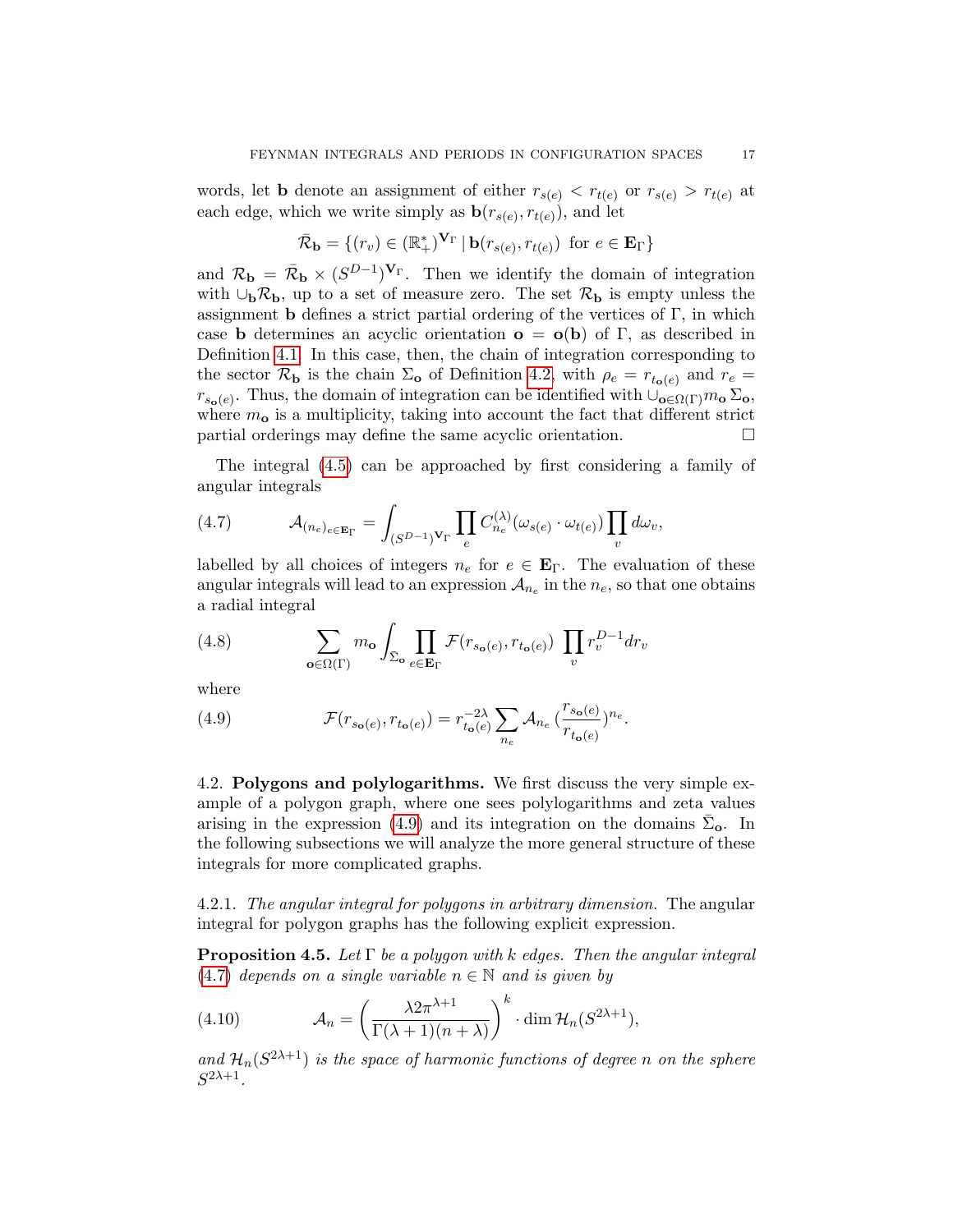words, let $\mathbf{b}$ denote an assignment of either $r_{s(e)} < r_{t(e)}$ or $r_{s(e)} > r_{t(e)}$ at each edge, which we write simply as $\mathbf{b}(r_{s(e)}, r_{t(e)})$, and let

$$\bar{\mathcal{R}}_{\mathbf{b}} = \{(r_v) \in (\mathbb{R}_+^*)^{\mathbf{V}_\Gamma} \,|\, \mathbf{b}(r_{s(e)}, r_{t(e)}) \text{ for } e \in \mathbf{E}_\Gamma\}$$

and $\mathcal{R}_{\mathbf{b}} = \bar{\mathcal{R}}_{\mathbf{b}} \times (S^{D-1})^{\mathbf{V}_\Gamma}$. Then we identify the domain of integration with $\cup_{\mathbf{b}} \mathcal{R}_{\mathbf{b}}$, up to a set of measure zero. The set $\mathcal{R}_{\mathbf{b}}$ is empty unless the assignment $\mathbf{b}$ defines a strict partial ordering of the vertices of $\Gamma$, in which case $\mathbf{b}$ determines an acyclic orientation $\mathbf{o} = \mathbf{o}(\mathbf{b})$ of $\Gamma$, as described in Definition 4.1. In this case, then, the chain of integration corresponding to the sector $\mathcal{R}_{\mathbf{b}}$ is the chain $\Sigma_{\mathbf{o}}$ of Definition 4.2, with $\rho_e = r_{t_{\mathbf{o}}(e)}$ and $r_e = r_{s_{\mathbf{o}}(e)}$. Thus, the domain of integration can be identified with $\cup_{\mathbf{o}\in\Omega(\Gamma)} m_{\mathbf{o}}\, \Sigma_{\mathbf{o}}$, where $m_{\mathbf{o}}$ is a multiplicity, taking into account the fact that different strict partial orderings may define the same acyclic orientation. $\square$

The integral (4.5) can be approached by first considering a family of angular integrals

$$\mathcal{A}_{(n_e)_{e\in\mathbf{E}_\Gamma}} = \int_{(S^{D-1})^{\mathbf{V}_\Gamma}} \prod_e C^{(\lambda)}_{n_e}(\omega_{s(e)} \cdot \omega_{t(e)}) \prod_v d\omega_v, \tag{4.7}$$

labelled by all choices of integers $n_e$ for $e \in \mathbf{E}_\Gamma$. The evaluation of these angular integrals will lead to an expression $\mathcal{A}_{n_e}$ in the $n_e$, so that one obtains a radial integral

$$\sum_{\mathbf{o}\in\Omega(\Gamma)} m_{\mathbf{o}} \int_{\bar{\Sigma}_{\mathbf{o}}} \prod_{e\in\mathbf{E}_\Gamma} \mathcal{F}(r_{s_{\mathbf{o}}(e)}, r_{t_{\mathbf{o}}(e)}) \, \prod_v r_v^{D-1} dr_v \tag{4.8}$$

where

$$\mathcal{F}(r_{s_{\mathbf{o}}(e)}, r_{t_{\mathbf{o}}(e)}) = r_{t_{\mathbf{o}}(e)}^{-2\lambda} \sum_{n_e} \mathcal{A}_{n_e} \left(\frac{r_{s_{\mathbf{o}}(e)}}{r_{t_{\mathbf{o}}(e)}}\right)^{n_e}. \tag{4.9}$$

### 4.2. Polygons and polylogarithms.

We first discuss the very simple example of a polygon graph, where one sees polylogarithms and zeta values arising in the expression (4.9) and its integration on the domains $\bar{\Sigma}_{\mathbf{o}}$. In the following subsections we will analyze the more general structure of these integrals for more complicated graphs.

4.2.1. *The angular integral for polygons in arbitrary dimension.* The angular integral for polygon graphs has the following explicit expression.

**Proposition 4.5.** *Let $\Gamma$ be a polygon with $k$ edges. Then the angular integral (4.7) depends on a single variable $n \in \mathbb{N}$ and is given by*

$$\mathcal{A}_n = \left(\frac{\lambda 2\pi^{\lambda+1}}{\Gamma(\lambda+1)(n+\lambda)}\right)^k \cdot \dim \mathcal{H}_n(S^{2\lambda+1}), \tag{4.10}$$

*and $\mathcal{H}_n(S^{2\lambda+1})$ is the space of harmonic functions of degree $n$ on the sphere $S^{2\lambda+1}$.*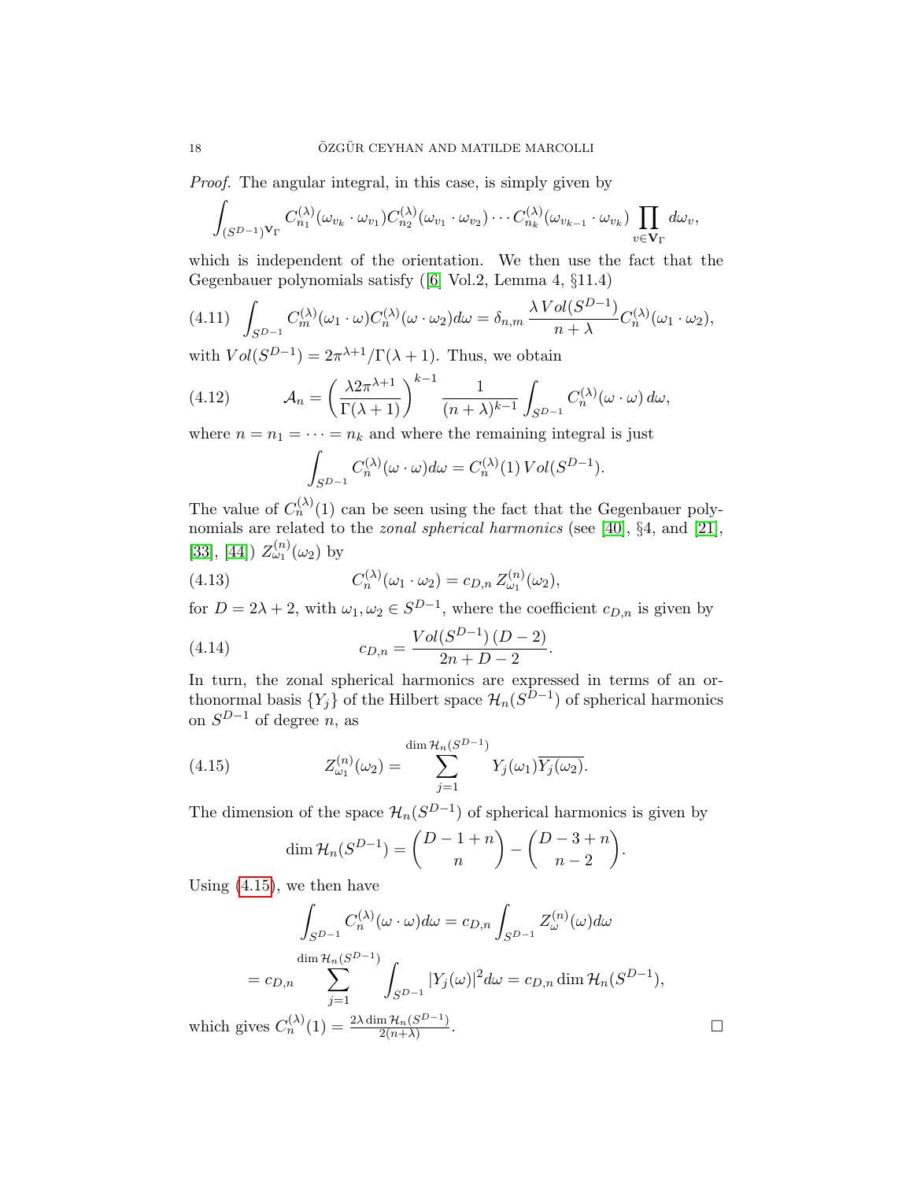*Proof.* The angular integral, in this case, is simply given by

$$\int_{(S^{D-1})^{\mathbf{V}_\Gamma}} C^{(\lambda)}_{n_1}(\omega_{v_k}\cdot\omega_{v_1}) C^{(\lambda)}_{n_2}(\omega_{v_1}\cdot\omega_{v_2})\cdots C^{(\lambda)}_{n_k}(\omega_{v_{k-1}}\cdot\omega_{v_k}) \prod_{v\in\mathbf{V}_\Gamma} d\omega_v,$$

which is independent of the orientation. We then use the fact that the Gegenbauer polynomials satisfy ([6] Vol.2, Lemma 4, §11.4)

$$\int_{S^{D-1}} C^{(\lambda)}_m(\omega_1\cdot\omega) C^{(\lambda)}_n(\omega\cdot\omega_2) d\omega = \delta_{n,m}\, \frac{\lambda\, Vol(S^{D-1})}{n+\lambda} C^{(\lambda)}_n(\omega_1\cdot\omega_2), \tag{4.11}$$

with $Vol(S^{D-1}) = 2\pi^{\lambda+1}/\Gamma(\lambda+1)$. Thus, we obtain

$$\mathcal{A}_n = \left(\frac{\lambda 2\pi^{\lambda+1}}{\Gamma(\lambda+1)}\right)^{k-1} \frac{1}{(n+\lambda)^{k-1}} \int_{S^{D-1}} C^{(\lambda)}_n(\omega\cdot\omega)\, d\omega, \tag{4.12}$$

where $n = n_1 = \cdots = n_k$ and where the remaining integral is just

$$\int_{S^{D-1}} C^{(\lambda)}_n(\omega\cdot\omega) d\omega = C^{(\lambda)}_n(1)\, Vol(S^{D-1}).$$

The value of $C^{(\lambda)}_n(1)$ can be seen using the fact that the Gegenbauer polynomials are related to the *zonal spherical harmonics* (see [40], §4, and [21], [33], [44]) $Z^{(n)}_{\omega_1}(\omega_2)$ by

$$C^{(\lambda)}_n(\omega_1\cdot\omega_2) = c_{D,n}\, Z^{(n)}_{\omega_1}(\omega_2), \tag{4.13}$$

for $D = 2\lambda + 2$, with $\omega_1, \omega_2 \in S^{D-1}$, where the coefficient $c_{D,n}$ is given by

$$c_{D,n} = \frac{Vol(S^{D-1})\,(D-2)}{2n+D-2}. \tag{4.14}$$

In turn, the zonal spherical harmonics are expressed in terms of an orthonormal basis $\{Y_j\}$ of the Hilbert space $\mathcal{H}_n(S^{D-1})$ of spherical harmonics on $S^{D-1}$ of degree $n$, as

$$Z^{(n)}_{\omega_1}(\omega_2) = \sum_{j=1}^{\dim \mathcal{H}_n(S^{D-1})} Y_j(\omega_1)\overline{Y_j(\omega_2)}. \tag{4.15}$$

The dimension of the space $\mathcal{H}_n(S^{D-1})$ of spherical harmonics is given by

$$\dim \mathcal{H}_n(S^{D-1}) = \binom{D-1+n}{n} - \binom{D-3+n}{n-2}.$$

Using (4.15), we then have

$$\int_{S^{D-1}} C^{(\lambda)}_n(\omega\cdot\omega) d\omega = c_{D,n}\int_{S^{D-1}} Z^{(n)}_{\omega}(\omega) d\omega$$

$$= c_{D,n} \sum_{j=1}^{\dim \mathcal{H}_n(S^{D-1})} \int_{S^{D-1}} |Y_j(\omega)|^2 d\omega = c_{D,n} \dim \mathcal{H}_n(S^{D-1}),$$

which gives $C^{(\lambda)}_n(1) = \frac{2\lambda \dim \mathcal{H}_n(S^{D-1})}{2(n+\lambda)}$. $\square$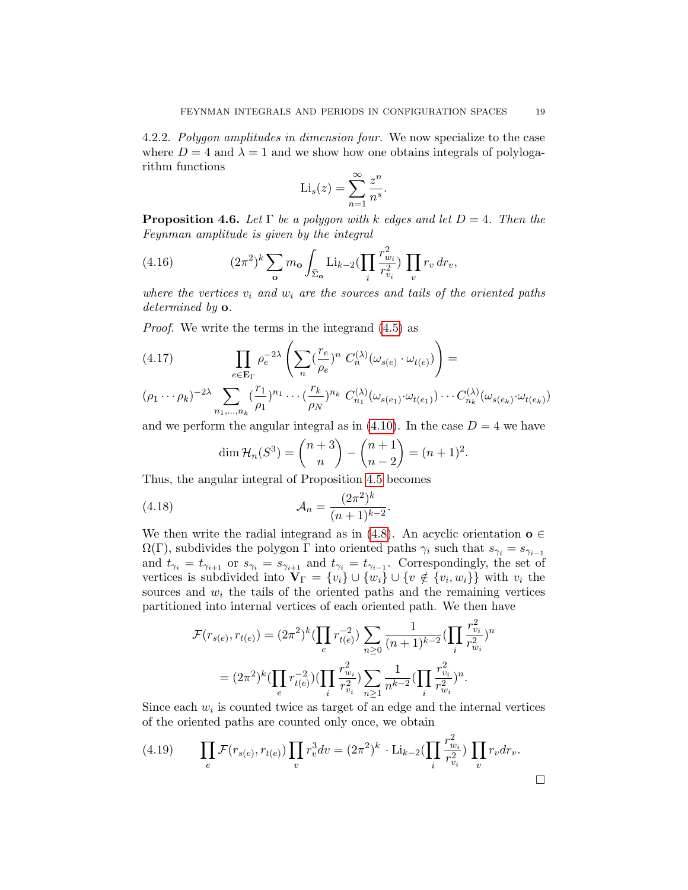4.2.2. *Polygon amplitudes in dimension four.* We now specialize to the case where $D = 4$ and $\lambda = 1$ and we show how one obtains integrals of polylogarithm functions

$$\mathrm{Li}_s(z) = \sum_{n=1}^{\infty} \frac{z^n}{n^s}.$$

**Proposition 4.6.** *Let $\Gamma$ be a polygon with $k$ edges and let $D = 4$. Then the Feynman amplitude is given by the integral*

$$(2\pi^2)^k \sum_{\mathbf{o}} m_{\mathbf{o}} \int_{\bar{\Sigma}_{\mathbf{o}}} \mathrm{Li}_{k-2}(\prod_i \frac{r_{w_i}^2}{r_{v_i}^2}) \prod_v r_v \, dr_v, \tag{4.16}$$

*where the vertices $v_i$ and $w_i$ are the sources and tails of the oriented paths determined by $\mathbf{o}$.*

*Proof.* We write the terms in the integrand (4.5) as

$$\prod_{e \in \mathbf{E}_\Gamma} \rho_e^{-2\lambda} \left( \sum_n (\frac{r_e}{\rho_e})^n \; C_n^{(\lambda)}(\omega_{s(e)} \cdot \omega_{t(e)}) \right) = \tag{4.17}$$

$$(\rho_1 \cdots \rho_k)^{-2\lambda} \sum_{n_1,\ldots,n_k} (\frac{r_1}{\rho_1})^{n_1} \cdots (\frac{r_k}{\rho_N})^{n_k} \; C_{n_1}^{(\lambda)}(\omega_{s(e_1)} \cdot \omega_{t(e_1)}) \cdots C_{n_k}^{(\lambda)}(\omega_{s(e_k)} \cdot \omega_{t(e_k)})$$

and we perform the angular integral as in (4.10). In the case $D = 4$ we have

$$\dim \mathcal{H}_n(S^3) = \binom{n+3}{n} - \binom{n+1}{n-2} = (n+1)^2.$$

Thus, the angular integral of Proposition 4.5 becomes

$$\mathcal{A}_n = \frac{(2\pi^2)^k}{(n+1)^{k-2}}. \tag{4.18}$$

We then write the radial integrand as in (4.8). An acyclic orientation $\mathbf{o} \in \Omega(\Gamma)$, subdivides the polygon $\Gamma$ into oriented paths $\gamma_i$ such that $s_{\gamma_i} = s_{\gamma_{i-1}}$ and $t_{\gamma_i} = t_{\gamma_{i+1}}$ or $s_{\gamma_i} = s_{\gamma_{i+1}}$ and $t_{\gamma_i} = t_{\gamma_{i-1}}$. Correspondingly, the set of vertices is subdivided into $\mathbf{V}_\Gamma = \{v_i\} \cup \{w_i\} \cup \{v \notin \{v_i, w_i\}\}$ with $v_i$ the sources and $w_i$ the tails of the oriented paths and the remaining vertices partitioned into internal vertices of each oriented path. We then have

$$\mathcal{F}(r_{s(e)}, r_{t(e)}) = (2\pi^2)^k (\prod_e r_{t(e)}^{-2}) \sum_{n \geq 0} \frac{1}{(n+1)^{k-2}} (\prod_i \frac{r_{v_i}^2}{r_{w_i}^2})^n$$

$$= (2\pi^2)^k (\prod_e r_{t(e)}^{-2}) (\prod_i \frac{r_{w_i}^2}{r_{v_i}^2}) \sum_{n \geq 1} \frac{1}{n^{k-2}} (\prod_i \frac{r_{v_i}^2}{r_{w_i}^2})^n.$$

Since each $w_i$ is counted twice as target of an edge and the internal vertices of the oriented paths are counted only once, we obtain

$$\prod_e \mathcal{F}(r_{s(e)}, r_{t(e)}) \prod_v r_v^3 dv = (2\pi^2)^k \cdot \mathrm{Li}_{k-2}(\prod_i \frac{r_{w_i}^2}{r_{v_i}^2}) \prod_v r_v dr_v. \tag{4.19}$$

$\square$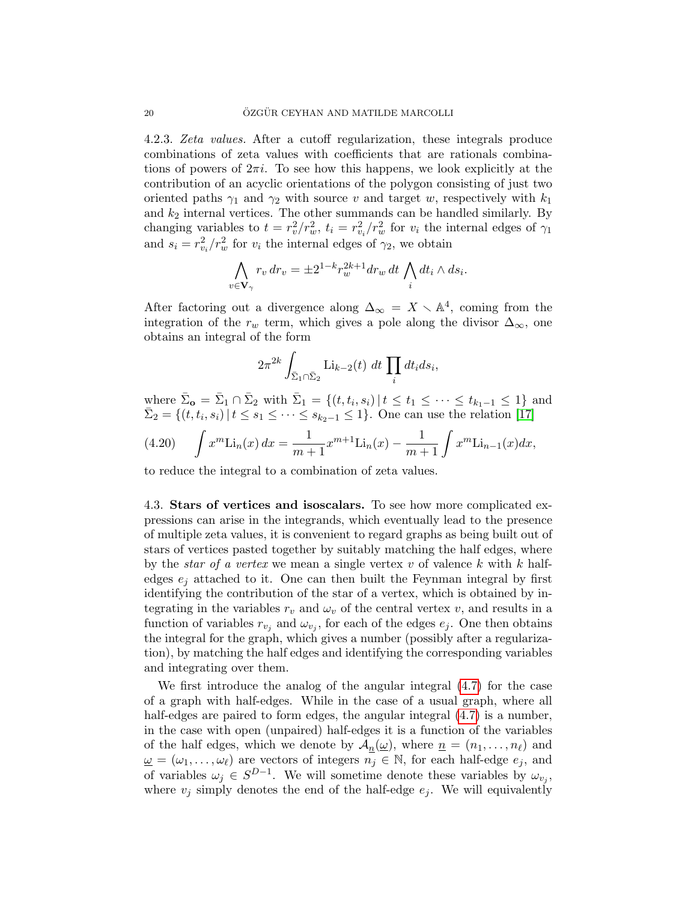4.2.3. *Zeta values.* After a cutoff regularization, these integrals produce combinations of zeta values with coefficients that are rationals combinations of powers of $2\pi i$. To see how this happens, we look explicitly at the contribution of an acyclic orientations of the polygon consisting of just two oriented paths $\gamma_1$ and $\gamma_2$ with source $v$ and target $w$, respectively with $k_1$ and $k_2$ internal vertices. The other summands can be handled similarly. By changing variables to $t = r_v^2/r_w^2$, $t_i = r_{v_i}^2/r_w^2$ for $v_i$ the internal edges of $\gamma_1$ and $s_i = r_{v_i}^2/r_w^2$ for $v_i$ the internal edges of $\gamma_2$, we obtain

$$\bigwedge_{v \in \mathbf{V}_\gamma} r_v \, dr_v = \pm 2^{1-k} r_w^{2k+1} dr_w \, dt \bigwedge_i dt_i \wedge ds_i.$$

After factoring out a divergence along $\Delta_\infty = X \smallsetminus \mathbb{A}^4$, coming from the integration of the $r_w$ term, which gives a pole along the divisor $\Delta_\infty$, one obtains an integral of the form

$$2\pi^{2k} \int_{\bar{\Sigma}_1 \cap \bar{\Sigma}_2} \mathrm{Li}_{k-2}(t) \; dt \prod_i dt_i ds_i,$$

where $\bar{\Sigma}_{\mathbf{o}} = \bar{\Sigma}_1 \cap \bar{\Sigma}_2$ with $\bar{\Sigma}_1 = \{(t, t_i, s_i) \,|\, t \leq t_1 \leq \cdots \leq t_{k_1-1} \leq 1\}$ and $\bar{\Sigma}_2 = \{(t, t_i, s_i) \,|\, t \leq s_1 \leq \cdots \leq s_{k_2-1} \leq 1\}$. One can use the relation [17]

$$\int x^m \mathrm{Li}_n(x) \, dx = \frac{1}{m+1} x^{m+1} \mathrm{Li}_n(x) - \frac{1}{m+1} \int x^m \mathrm{Li}_{n-1}(x) dx, \tag{4.20}$$

to reduce the integral to a combination of zeta values.

## 4.3. Stars of vertices and isoscalars.

To see how more complicated expressions can arise in the integrands, which eventually lead to the presence of multiple zeta values, it is convenient to regard graphs as being built out of stars of vertices pasted together by suitably matching the half edges, where by the *star of a vertex* we mean a single vertex $v$ of valence $k$ with $k$ half-edges $e_j$ attached to it. One can then built the Feynman integral by first identifying the contribution of the star of a vertex, which is obtained by integrating in the variables $r_v$ and $\omega_v$ of the central vertex $v$, and results in a function of variables $r_{v_j}$ and $\omega_{v_j}$, for each of the edges $e_j$. One then obtains the integral for the graph, which gives a number (possibly after a regularization), by matching the half edges and identifying the corresponding variables and integrating over them.

We first introduce the analog of the angular integral (4.7) for the case of a graph with half-edges. While in the case of a usual graph, where all half-edges are paired to form edges, the angular integral (4.7) is a number, in the case with open (unpaired) half-edges it is a function of the variables of the half edges, which we denote by $\mathcal{A}_{\underline{n}}(\underline{\omega})$, where $\underline{n} = (n_1, \ldots, n_\ell)$ and $\underline{\omega} = (\omega_1, \ldots, \omega_\ell)$ are vectors of integers $n_j \in \mathbb{N}$, for each half-edge $e_j$, and of variables $\omega_j \in S^{D-1}$. We will sometime denote these variables by $\omega_{v_j}$, where $v_j$ simply denotes the end of the half-edge $e_j$. We will equivalently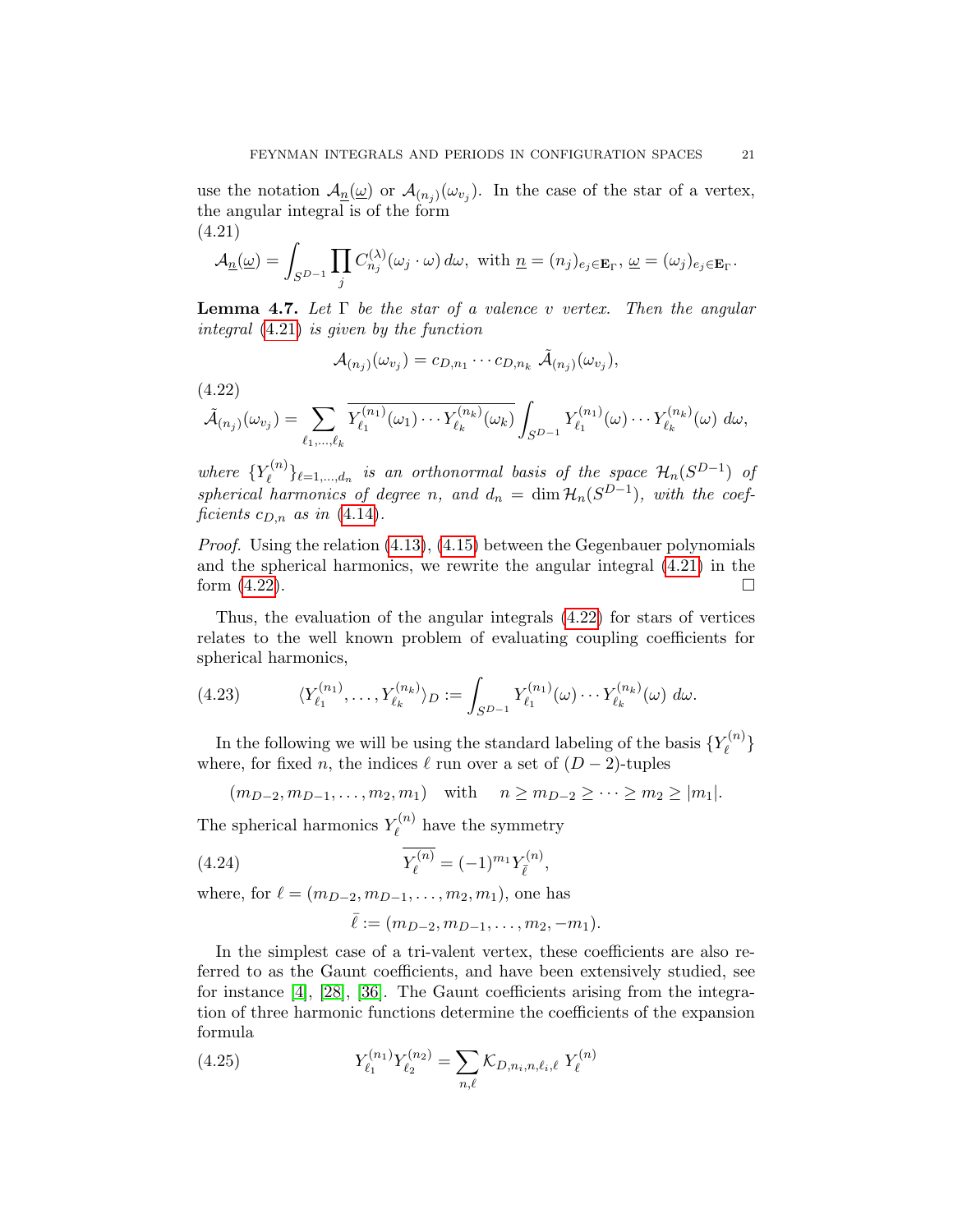use the notation $\mathcal{A}_{\underline{n}}(\underline{\omega})$ or $\mathcal{A}_{(n_j)}(\omega_{v_j})$. In the case of the star of a vertex, the angular integral is of the form

$$\mathcal{A}_{\underline{n}}(\underline{\omega}) = \int_{S^{D-1}} \prod_j C^{(\lambda)}_{n_j}(\omega_j \cdot \omega)\, d\omega, \text{ with } \underline{n} = (n_j)_{e_j \in \mathbf{E}_\Gamma},\ \underline{\omega} = (\omega_j)_{e_j \in \mathbf{E}_\Gamma}. \tag{4.21}$$

**Lemma 4.7.** *Let $\Gamma$ be the star of a valence $v$ vertex. Then the angular integral (4.21) is given by the function*

$$\mathcal{A}_{(n_j)}(\omega_{v_j}) = c_{D,n_1} \cdots c_{D,n_k}\ \tilde{\mathcal{A}}_{(n_j)}(\omega_{v_j}),$$

$$\tilde{\mathcal{A}}_{(n_j)}(\omega_{v_j}) = \sum_{\ell_1,\dots,\ell_k} \overline{Y^{(n_1)}_{\ell_1}(\omega_1)\cdots Y^{(n_k)}_{\ell_k}(\omega_k)} \int_{S^{D-1}} Y^{(n_1)}_{\ell_1}(\omega)\cdots Y^{(n_k)}_{\ell_k}(\omega)\ d\omega, \tag{4.22}$$

*where $\{Y^{(n)}_\ell\}_{\ell=1,\dots,d_n}$ is an orthonormal basis of the space $\mathcal{H}_n(S^{D-1})$ of spherical harmonics of degree $n$, and $d_n = \dim \mathcal{H}_n(S^{D-1})$, with the coefficients $c_{D,n}$ as in (4.14).*

*Proof.* Using the relation (4.13), (4.15) between the Gegenbauer polynomials and the spherical harmonics, we rewrite the angular integral (4.21) in the form (4.22). □

Thus, the evaluation of the angular integrals (4.22) for stars of vertices relates to the well known problem of evaluating coupling coefficients for spherical harmonics,

$$\langle Y^{(n_1)}_{\ell_1}, \dots, Y^{(n_k)}_{\ell_k}\rangle_D := \int_{S^{D-1}} Y^{(n_1)}_{\ell_1}(\omega)\cdots Y^{(n_k)}_{\ell_k}(\omega)\ d\omega. \tag{4.23}$$

In the following we will be using the standard labeling of the basis $\{Y^{(n)}_\ell\}$ where, for fixed $n$, the indices $\ell$ run over a set of $(D-2)$-tuples

$$(m_{D-2}, m_{D-1}, \dots, m_2, m_1) \quad \text{with} \quad n \geq m_{D-2} \geq \cdots \geq m_2 \geq |m_1|.$$

The spherical harmonics $Y^{(n)}_\ell$ have the symmetry

$$\overline{Y^{(n)}_\ell} = (-1)^{m_1} Y^{(n)}_{\bar\ell}, \tag{4.24}$$

where, for $\ell = (m_{D-2}, m_{D-1}, \dots, m_2, m_1)$, one has

$$\bar\ell := (m_{D-2}, m_{D-1}, \dots, m_2, -m_1).$$

In the simplest case of a tri-valent vertex, these coefficients are also referred to as the Gaunt coefficients, and have been extensively studied, see for instance [4], [28], [36]. The Gaunt coefficients arising from the integration of three harmonic functions determine the coefficients of the expansion formula

$$Y^{(n_1)}_{\ell_1} Y^{(n_2)}_{\ell_2} = \sum_{n,\ell} \mathcal{K}_{D,n_i,n,\ell_i,\ell}\ Y^{(n)}_\ell \tag{4.25}$$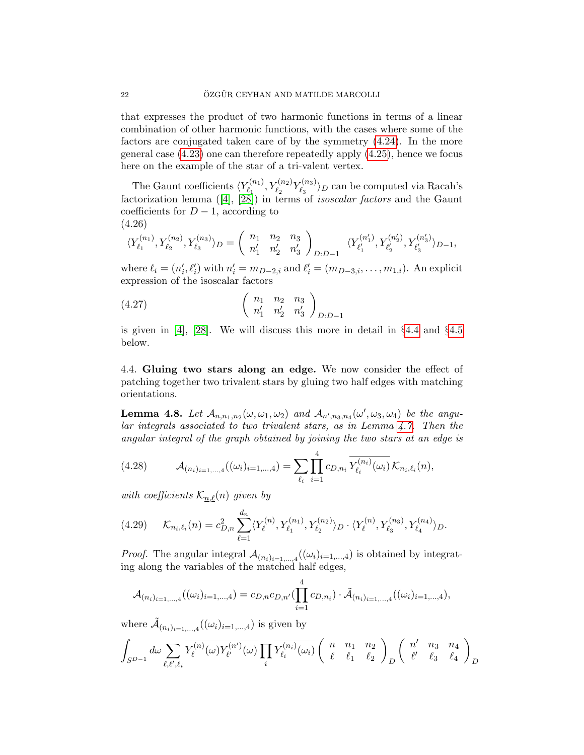that expresses the product of two harmonic functions in terms of a linear combination of other harmonic functions, with the cases where some of the factors are conjugated taken care of by the symmetry (4.24). In the more general case (4.23) one can therefore repeatedly apply (4.25), hence we focus here on the example of the star of a tri-valent vertex.

The Gaunt coefficients $\langle Y^{(n_1)}_{\ell_1}, Y^{(n_2)}_{\ell_2} Y^{(n_3)}_{\ell_3}\rangle_D$ can be computed via Racah's factorization lemma ([4], [28]) in terms of *isoscalar factors* and the Gaunt coefficients for $D-1$, according to

(4.26)
$$\langle Y^{(n_1)}_{\ell_1}, Y^{(n_2)}_{\ell_2}, Y^{(n_3)}_{\ell_3}\rangle_D = \left( \begin{array}{ccc} n_1 & n_2 & n_3 \\ n_1' & n_2' & n_3' \end{array} \right)_{D:D-1} \langle Y^{(n_1')}_{\ell_1'}, Y^{(n_2')}_{\ell_2'}, Y^{(n_3')}_{\ell_3'}\rangle_{D-1},$$

where $\ell_i = (n_i', \ell_i')$ with $n_i' = m_{D-2,i}$ and $\ell_i' = (m_{D-3,i}, \ldots, m_{1,i})$. An explicit expression of the isoscalar factors

$$\left( \begin{array}{ccc} n_1 & n_2 & n_3 \\ n_1' & n_2' & n_3' \end{array} \right)_{D:D-1} \tag{4.27}$$

is given in [4], [28]. We will discuss this more in detail in §4.4 and §4.5 below.

## 4.4. Gluing two stars along an edge.

We now consider the effect of patching together two trivalent stars by gluing two half edges with matching orientations.

**Lemma 4.8.** *Let $\mathcal{A}_{n,n_1,n_2}(\omega,\omega_1,\omega_2)$ and $\mathcal{A}_{n',n_3,n_4}(\omega',\omega_3,\omega_4)$ be the angular integrals associated to two trivalent stars, as in Lemma 4.7. Then the angular integral of the graph obtained by joining the two stars at an edge is*

$$\mathcal{A}_{(n_i)_{i=1,\ldots,4}}((\omega_i)_{i=1,\ldots,4}) = \sum_{\ell_i} \prod_{i=1}^{4} c_{D,n_i}\, \overline{Y^{(n_i)}_{\ell_i}(\omega_i)}\, \mathcal{K}_{n_i,\ell_i}(n), \tag{4.28}$$

*with coefficients $\mathcal{K}_{\underline{n},\underline{\ell}}(n)$ given by*

$$\mathcal{K}_{n_i,\ell_i}(n) = c^2_{D,n} \sum_{\ell=1}^{d_n} \langle Y^{(n)}_{\ell}, Y^{(n_1)}_{\ell_1}, Y^{(n_2)}_{\ell_2}\rangle_D \cdot \langle Y^{(n)}_{\ell}, Y^{(n_3)}_{\ell_3}, Y^{(n_4)}_{\ell_4}\rangle_D. \tag{4.29}$$

*Proof.* The angular integral $\mathcal{A}_{(n_i)_{i=1,\ldots,4}}((\omega_i)_{i=1,\ldots,4})$ is obtained by integrating along the variables of the matched half edges,

$$\mathcal{A}_{(n_i)_{i=1,\ldots,4}}((\omega_i)_{i=1,\ldots,4}) = c_{D,n} c_{D,n'} (\prod_{i=1}^{4} c_{D,n_i}) \cdot \tilde{\mathcal{A}}_{(n_i)_{i=1,\ldots,4}}((\omega_i)_{i=1,\ldots,4}),$$

where $\tilde{\mathcal{A}}_{(n_i)_{i=1,\ldots,4}}((\omega_i)_{i=1,\ldots,4})$ is given by

$$\int_{S^{D-1}} d\omega \sum_{\ell,\ell',\ell_i} \overline{Y^{(n)}_{\ell}(\omega) Y^{(n')}_{\ell'}(\omega)} \prod_i \overline{Y^{(n_i)}_{\ell_i}(\omega_i)} \left( \begin{array}{ccc} n & n_1 & n_2 \\ \ell & \ell_1 & \ell_2 \end{array} \right)_D \left( \begin{array}{ccc} n' & n_3 & n_4 \\ \ell' & \ell_3 & \ell_4 \end{array} \right)_D$$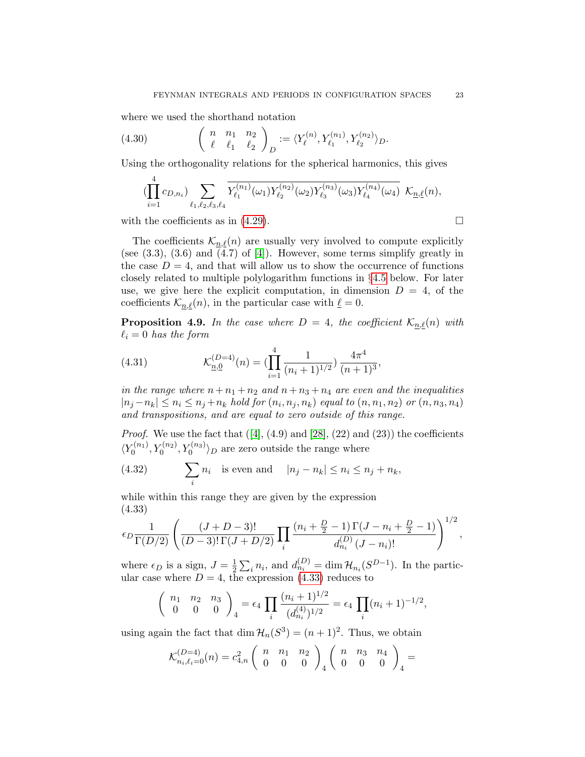where we used the shorthand notation

$$
\left( \begin{array}{ccc} n & n_1 & n_2 \\ \ell & \ell_1 & \ell_2 \end{array} \right)_D := \langle Y^{(n)}_\ell, Y^{(n_1)}_{\ell_1}, Y^{(n_2)}_{\ell_2} \rangle_D. \tag{4.30}
$$

Using the orthogonality relations for the spherical harmonics, this gives

$$
(\prod_{i=1}^4 c_{D,n_i}) \sum_{\ell_1,\ell_2,\ell_3,\ell_4} \overline{Y^{(n_1)}_{\ell_1}(\omega_1) Y^{(n_2)}_{\ell_2}(\omega_2) Y^{(n_3)}_{\ell_3}(\omega_3) Y^{(n_4)}_{\ell_4}(\omega_4)}\ \mathcal{K}_{\underline{n},\underline{\ell}}(n),
$$

with the coefficients as in (4.29). $\square$

The coefficients $\mathcal{K}_{\underline{n},\underline{\ell}}(n)$ are usually very involved to compute explicitly (see (3.3), (3.6) and (4.7) of [4]). However, some terms simplify greatly in the case $D = 4$, and that will allow us to show the occurrence of functions closely related to multiple polylogarithm functions in §4.5 below. For later use, we give here the explicit computation, in dimension $D = 4$, of the coefficients $\mathcal{K}_{\underline{n},\underline{\ell}}(n)$, in the particular case with $\underline{\ell} = 0$.

**Proposition 4.9.** *In the case where $D = 4$, the coefficient $\mathcal{K}_{\underline{n},\underline{\ell}}(n)$ with $\ell_i = 0$ has the form*

$$
\mathcal{K}^{(D=4)}_{\underline{n},\underline{0}}(n) = (\prod_{i=1}^4 \frac{1}{(n_i+1)^{1/2}})\, \frac{4\pi^4}{(n+1)^3}, \tag{4.31}
$$

*in the range where $n+n_1+n_2$ and $n+n_3+n_4$ are even and the inequalities $|n_j - n_k| \leq n_i \leq n_j + n_k$ hold for $(n_i, n_j, n_k)$ equal to $(n, n_1, n_2)$ or $(n, n_3, n_4)$ and transpositions, and are equal to zero outside of this range.*

*Proof.* We use the fact that ([4], (4.9) and [28], (22) and (23)) the coefficients $\langle Y^{(n_1)}_0, Y^{(n_2)}_0, Y^{(n_3)}_0 \rangle_D$ are zero outside the range where

$$
\sum_i n_i \quad \text{is even and} \quad |n_j - n_k| \leq n_i \leq n_j + n_k, \tag{4.32}
$$

while within this range they are given by the expression

$$
\epsilon_D \frac{1}{\Gamma(D/2)} \left( \frac{(J+D-3)!}{(D-3)!\,\Gamma(J+D/2)} \prod_i \frac{(n_i + \frac{D}{2} - 1)\,\Gamma(J - n_i + \frac{D}{2} - 1)}{d^{(D)}_{n_i}\,(J-n_i)!} \right)^{1/2}, \tag{4.33}
$$

where $\epsilon_D$ is a sign, $J = \frac{1}{2}\sum_i n_i$, and $d^{(D)}_{n_i} = \dim \mathcal{H}_{n_i}(S^{D-1})$. In the particular case where $D = 4$, the expression (4.33) reduces to

$$
\left( \begin{array}{ccc} n_1 & n_2 & n_3 \\ 0 & 0 & 0 \end{array} \right)_4 = \epsilon_4 \prod_i \frac{(n_i+1)^{1/2}}{(d^{(4)}_{n_i})^{1/2}} = \epsilon_4 \prod_i (n_i+1)^{-1/2},
$$

using again the fact that $\dim \mathcal{H}_n(S^3) = (n+1)^2$. Thus, we obtain

$$
\mathcal{K}^{(D=4)}_{n_i,\ell_i=0}(n) = c^2_{4,n} \left( \begin{array}{ccc} n & n_1 & n_2 \\ 0 & 0 & 0 \end{array} \right)_4 \left( \begin{array}{ccc} n & n_3 & n_4 \\ 0 & 0 & 0 \end{array} \right)_4 =
$$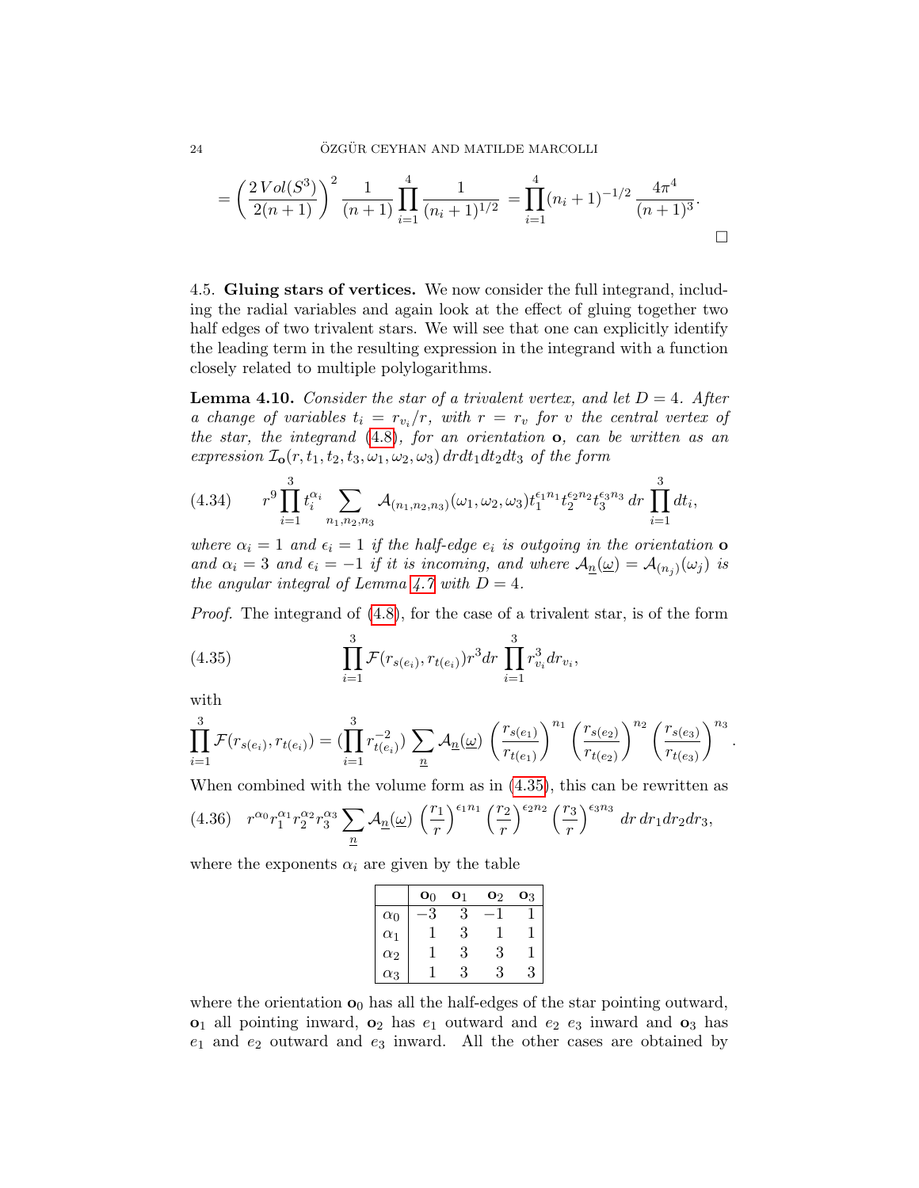$$= \left(\frac{2\,Vol(S^3)}{2(n+1)}\right)^2 \frac{1}{(n+1)} \prod_{i=1}^{4} \frac{1}{(n_i+1)^{1/2}} = \prod_{i=1}^{4} (n_i+1)^{-1/2} \, \frac{4\pi^4}{(n+1)^3}.$$

$\square$

4.5. **Gluing stars of vertices.** We now consider the full integrand, including the radial variables and again look at the effect of gluing together two half edges of two trivalent stars. We will see that one can explicitly identify the leading term in the resulting expression in the integrand with a function closely related to multiple polylogarithms.

**Lemma 4.10.** *Consider the star of a trivalent vertex, and let $D = 4$. After a change of variables $t_i = r_{v_i}/r$, with $r = r_v$ for $v$ the central vertex of the star, the integrand (4.8), for an orientation $\mathbf{o}$, can be written as an expression $\mathcal{I}_{\mathbf{o}}(r, t_1, t_2, t_3, \omega_1, \omega_2, \omega_3)\, dr dt_1 dt_2 dt_3$ of the form*

$$r^9 \prod_{i=1}^{3} t_i^{\alpha_i} \sum_{n_1,n_2,n_3} \mathcal{A}_{(n_1,n_2,n_3)}(\omega_1,\omega_2,\omega_3) t_1^{\epsilon_1 n_1} t_2^{\epsilon_2 n_2} t_3^{\epsilon_3 n_3}\, dr \prod_{i=1}^{3} dt_i, \tag{4.34}$$

*where $\alpha_i = 1$ and $\epsilon_i = 1$ if the half-edge $e_i$ is outgoing in the orientation $\mathbf{o}$ and $\alpha_i = 3$ and $\epsilon_i = -1$ if it is incoming, and where $\mathcal{A}_{\underline{n}}(\underline{\omega}) = \mathcal{A}_{(n_j)}(\omega_j)$ is the angular integral of Lemma 4.7 with $D = 4$.*

*Proof.* The integrand of (4.8), for the case of a trivalent star, is of the form

$$\prod_{i=1}^{3} \mathcal{F}(r_{s(e_i)}, r_{t(e_i)}) r^3 dr \prod_{i=1}^{3} r_{v_i}^3 dr_{v_i}, \tag{4.35}$$

with

$$\prod_{i=1}^{3} \mathcal{F}(r_{s(e_i)}, r_{t(e_i)}) = \left(\prod_{i=1}^{3} r_{t(e_i)}^{-2}\right) \sum_{\underline{n}} \mathcal{A}_{\underline{n}}(\underline{\omega}) \left(\frac{r_{s(e_1)}}{r_{t(e_1)}}\right)^{n_1} \left(\frac{r_{s(e_2)}}{r_{t(e_2)}}\right)^{n_2} \left(\frac{r_{s(e_3)}}{r_{t(e_3)}}\right)^{n_3}.$$

When combined with the volume form as in (4.35), this can be rewritten as

$$r^{\alpha_0} r_1^{\alpha_1} r_2^{\alpha_2} r_3^{\alpha_3} \sum_{\underline{n}} \mathcal{A}_{\underline{n}}(\underline{\omega}) \left(\frac{r_1}{r}\right)^{\epsilon_1 n_1} \left(\frac{r_2}{r}\right)^{\epsilon_2 n_2} \left(\frac{r_3}{r}\right)^{\epsilon_3 n_3} dr\, dr_1 dr_2 dr_3, \tag{4.36}$$

where the exponents $\alpha_i$ are given by the table

| | $\mathbf{o}_0$ | $\mathbf{o}_1$ | $\mathbf{o}_2$ | $\mathbf{o}_3$ |
|---|---|---|---|---|
| $\alpha_0$ | $-3$ | 3 | $-1$ | 1 |
| $\alpha_1$ | 1 | 3 | 1 | 1 |
| $\alpha_2$ | 1 | 3 | 3 | 1 |
| $\alpha_3$ | 1 | 3 | 3 | 3 |

where the orientation $\mathbf{o}_0$ has all the half-edges of the star pointing outward, $\mathbf{o}_1$ all pointing inward, $\mathbf{o}_2$ has $e_1$ outward and $e_2$ $e_3$ inward and $\mathbf{o}_3$ has $e_1$ and $e_2$ outward and $e_3$ inward. All the other cases are obtained by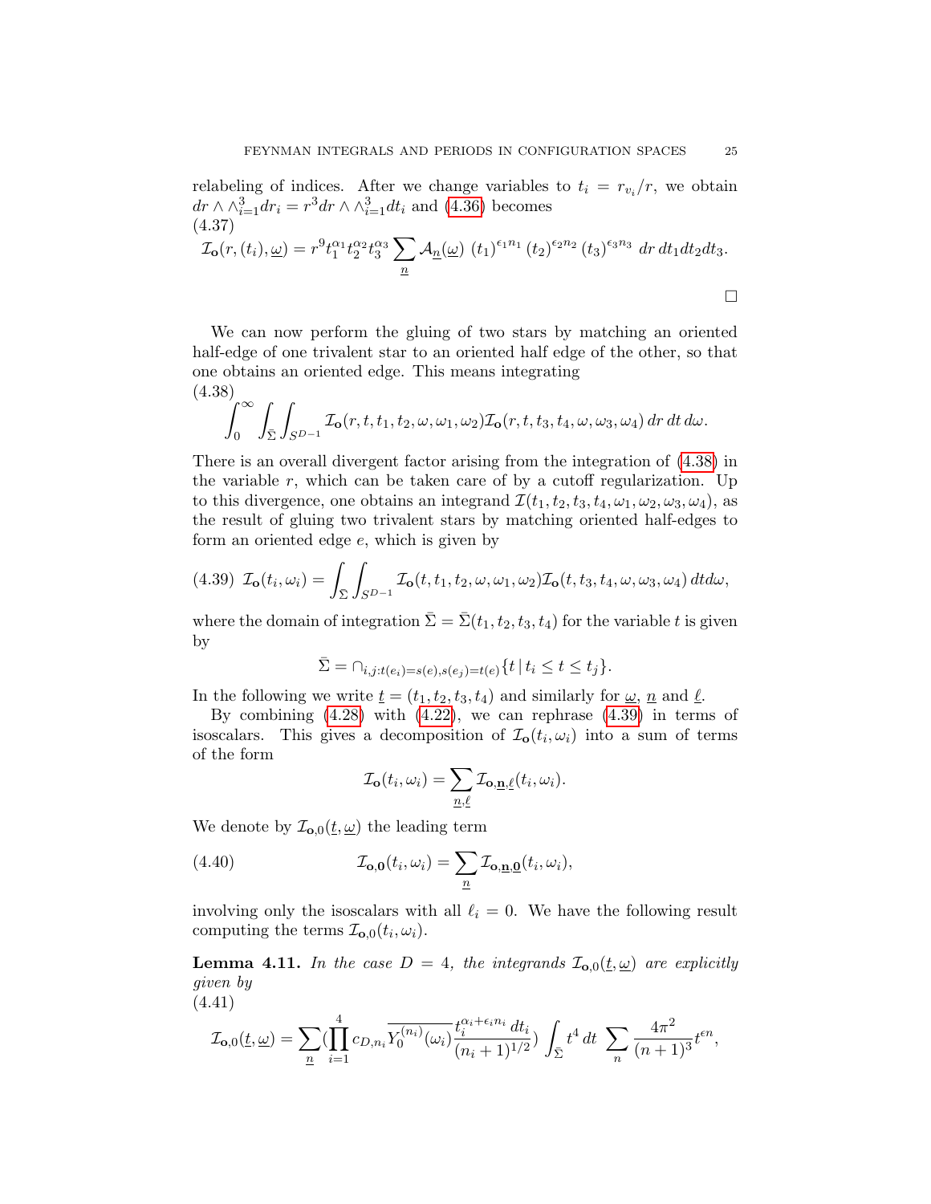relabeling of indices. After we change variables to $t_i = r_{v_i}/r$, we obtain $dr \wedge \wedge_{i=1}^3 dr_i = r^3 dr \wedge \wedge_{i=1}^3 dt_i$ and (4.36) becomes

(4.37)
$$\mathcal{I}_{\mathbf{o}}(r,(t_i),\underline{\omega}) = r^9 t_1^{\alpha_1} t_2^{\alpha_2} t_3^{\alpha_3} \sum_{\underline{n}} \mathcal{A}_{\underline{n}}(\underline{\omega})\ (t_1)^{\epsilon_1 n_1}\,(t_2)^{\epsilon_2 n_2}\,(t_3)^{\epsilon_3 n_3}\ dr\,dt_1 dt_2 dt_3.$$

□

We can now perform the gluing of two stars by matching an oriented half-edge of one trivalent star to an oriented half edge of the other, so that one obtains an oriented edge. This means integrating

(4.38)
$$\int_0^\infty \int_{\bar\Sigma} \int_{S^{D-1}} \mathcal{I}_{\mathbf{o}}(r,t,t_1,t_2,\omega,\omega_1,\omega_2)\mathcal{I}_{\mathbf{o}}(r,t,t_3,t_4,\omega,\omega_3,\omega_4)\,dr\,dt\,d\omega.$$

There is an overall divergent factor arising from the integration of (4.38) in the variable $r$, which can be taken care of by a cutoff regularization. Up to this divergence, one obtains an integrand $\mathcal{I}(t_1,t_2,t_3,t_4,\omega_1,\omega_2,\omega_3,\omega_4)$, as the result of gluing two trivalent stars by matching oriented half-edges to form an oriented edge $e$, which is given by

$$\mathcal{I}_{\mathbf{o}}(t_i,\omega_i) = \int_{\bar\Sigma}\int_{S^{D-1}} \mathcal{I}_{\mathbf{o}}(t,t_1,t_2,\omega,\omega_1,\omega_2)\mathcal{I}_{\mathbf{o}}(t,t_3,t_4,\omega,\omega_3,\omega_4)\,dt d\omega, \tag{4.39}$$

where the domain of integration $\bar\Sigma = \bar\Sigma(t_1,t_2,t_3,t_4)$ for the variable $t$ is given by

$$\bar\Sigma = \cap_{i,j: t(e_i)=s(e), s(e_j)=t(e)} \{ t \,|\, t_i \leq t \leq t_j \}.$$

In the following we write $\underline{t} = (t_1,t_2,t_3,t_4)$ and similarly for $\underline{\omega}$, $\underline{n}$ and $\underline{\ell}$.

By combining (4.28) with (4.22), we can rephrase (4.39) in terms of isoscalars. This gives a decomposition of $\mathcal{I}_{\mathbf{o}}(t_i,\omega_i)$ into a sum of terms of the form

$$\mathcal{I}_{\mathbf{o}}(t_i,\omega_i) = \sum_{\underline{n},\underline{\ell}} \mathcal{I}_{\mathbf{o},\underline{\mathbf{n}},\underline{\ell}}(t_i,\omega_i).$$

We denote by $\mathcal{I}_{\mathbf{o},0}(\underline{t},\underline{\omega})$ the leading term

$$\mathcal{I}_{\mathbf{o},\mathbf{0}}(t_i,\omega_i) = \sum_{\underline{n}} \mathcal{I}_{\mathbf{o},\underline{\mathbf{n}},\underline{\mathbf{0}}}(t_i,\omega_i), \tag{4.40}$$

involving only the isoscalars with all $\ell_i = 0$. We have the following result computing the terms $\mathcal{I}_{\mathbf{o},0}(t_i,\omega_i)$.

**Lemma 4.11.** *In the case $D = 4$, the integrands $\mathcal{I}_{\mathbf{o},0}(\underline{t},\underline{\omega})$ are explicitly given by*

(4.41)
$$\mathcal{I}_{\mathbf{o},0}(\underline{t},\underline{\omega}) = \sum_{\underline{n}} (\prod_{i=1}^4 c_{D,n_i} \overline{Y_0^{(n_i)}(\omega_i)} \frac{t_i^{\alpha_i+\epsilon_i n_i}\,dt_i}{(n_i+1)^{1/2}}) \int_{\bar\Sigma} t^4\,dt\ \sum_n \frac{4\pi^2}{(n+1)^3} t^{\epsilon n},$$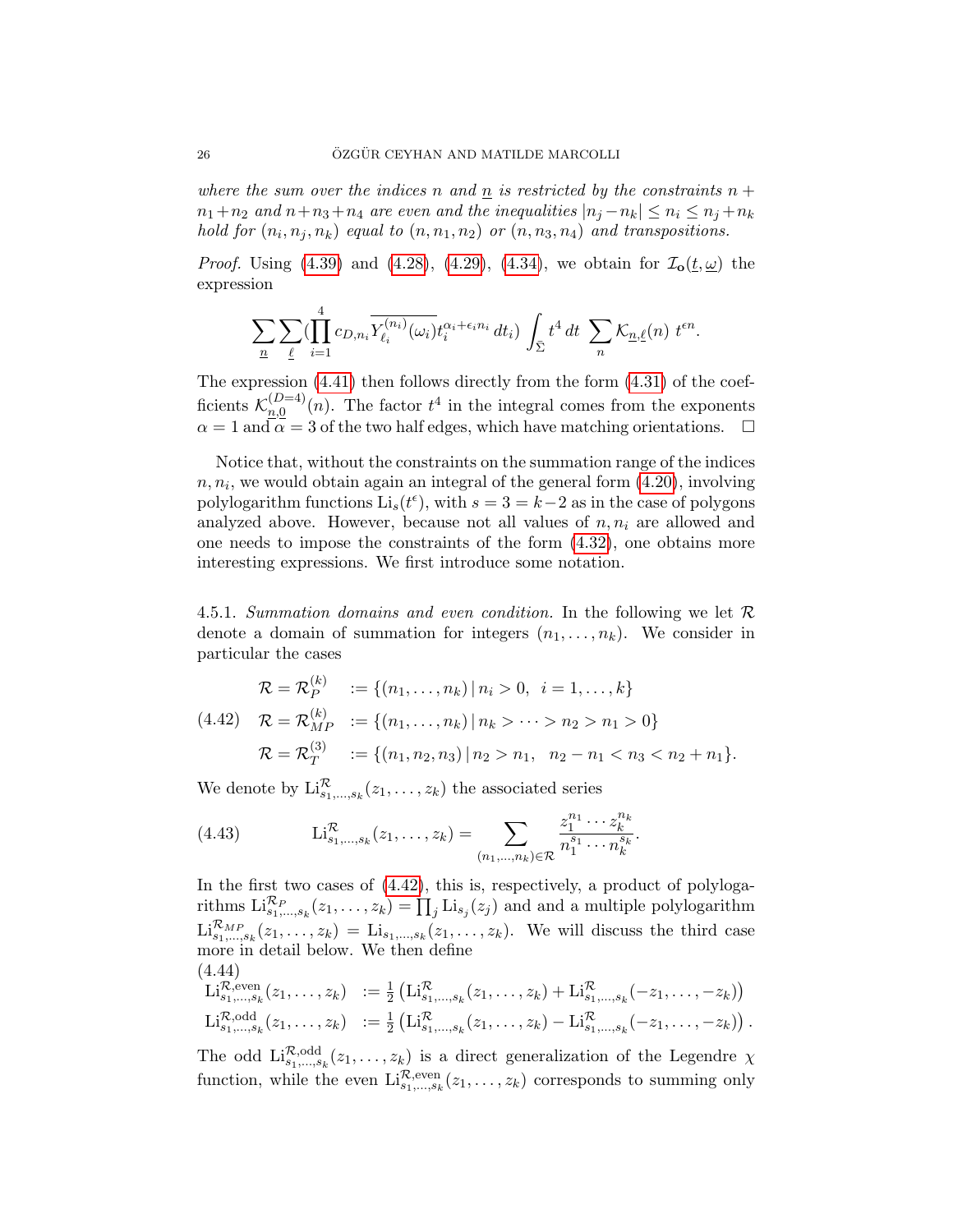*where the sum over the indices $n$ and $\underline{n}$ is restricted by the constraints $n + n_1 + n_2$ and $n + n_3 + n_4$ are even and the inequalities $|n_j - n_k| \leq n_i \leq n_j + n_k$ hold for $(n_i, n_j, n_k)$ equal to $(n, n_1, n_2)$ or $(n, n_3, n_4)$ and transpositions.*

*Proof.* Using (4.39) and (4.28), (4.29), (4.34), we obtain for $\mathcal{I}_{\mathbf{o}}(\underline{t}, \underline{\omega})$ the expression

$$\sum_{\underline{n}} \sum_{\underline{\ell}} (\prod_{i=1}^{4} c_{D,n_i} \overline{Y_{\ell_i}^{(n_i)}(\omega_i)} t_i^{\alpha_i + \epsilon_i n_i} \, dt_i) \int_{\bar{\Sigma}} t^4 \, dt \, \sum_n \mathcal{K}_{\underline{n},\underline{\ell}}(n) \, t^{\epsilon n}.$$

The expression (4.41) then follows directly from the form (4.31) of the coefficients $\mathcal{K}^{(D=4)}_{\underline{n},\underline{0}}(n)$. The factor $t^4$ in the integral comes from the exponents $\alpha = 1$ and $\bar{\alpha} = 3$ of the two half edges, which have matching orientations. $\square$

Notice that, without the constraints on the summation range of the indices $n, n_i$, we would obtain again an integral of the general form (4.20), involving polylogarithm functions $\mathrm{Li}_s(t^\epsilon)$, with $s = 3 = k-2$ as in the case of polygons analyzed above. However, because not all values of $n, n_i$ are allowed and one needs to impose the constraints of the form (4.32), one obtains more interesting expressions. We first introduce some notation.

4.5.1. *Summation domains and even condition.* In the following we let $\mathcal{R}$ denote a domain of summation for integers $(n_1, \ldots, n_k)$. We consider in particular the cases

$$\begin{aligned}
\mathcal{R} = \mathcal{R}_P^{(k)} \quad &:= \{(n_1, \ldots, n_k) \,|\, n_i > 0, \ \ i = 1, \ldots, k\} \\
\mathcal{R} = \mathcal{R}_{MP}^{(k)} \quad &:= \{(n_1, \ldots, n_k) \,|\, n_k > \cdots > n_2 > n_1 > 0\} \qquad (4.42)\\
\mathcal{R} = \mathcal{R}_T^{(3)} \quad &:= \{(n_1, n_2, n_3) \,|\, n_2 > n_1, \ \ n_2 - n_1 < n_3 < n_2 + n_1\}.
\end{aligned}$$

We denote by $\mathrm{Li}^{\mathcal{R}}_{s_1,\ldots,s_k}(z_1, \ldots, z_k)$ the associated series

$$\mathrm{Li}^{\mathcal{R}}_{s_1,\ldots,s_k}(z_1, \ldots, z_k) = \sum_{(n_1,\ldots,n_k) \in \mathcal{R}} \frac{z_1^{n_1} \cdots z_k^{n_k}}{n_1^{s_1} \cdots n_k^{s_k}}. \qquad (4.43)$$

In the first two cases of (4.42), this is, respectively, a product of polylogarithms $\mathrm{Li}^{\mathcal{R}_P}_{s_1,\ldots,s_k}(z_1, \ldots, z_k) = \prod_j \mathrm{Li}_{s_j}(z_j)$ and and a multiple polylogarithm $\mathrm{Li}^{\mathcal{R}_{MP}}_{s_1,\ldots,s_k}(z_1, \ldots, z_k) = \mathrm{Li}_{s_1,\ldots,s_k}(z_1, \ldots, z_k)$. We will discuss the third case more in detail below. We then define

(4.44)
$$\begin{aligned}
\mathrm{Li}^{\mathcal{R},\mathrm{even}}_{s_1,\ldots,s_k}(z_1, \ldots, z_k) \quad &:= \tfrac{1}{2}\left(\mathrm{Li}^{\mathcal{R}}_{s_1,\ldots,s_k}(z_1, \ldots, z_k) + \mathrm{Li}^{\mathcal{R}}_{s_1,\ldots,s_k}(-z_1, \ldots, -z_k)\right) \\
\mathrm{Li}^{\mathcal{R},\mathrm{odd}}_{s_1,\ldots,s_k}(z_1, \ldots, z_k) \quad &:= \tfrac{1}{2}\left(\mathrm{Li}^{\mathcal{R}}_{s_1,\ldots,s_k}(z_1, \ldots, z_k) - \mathrm{Li}^{\mathcal{R}}_{s_1,\ldots,s_k}(-z_1, \ldots, -z_k)\right).
\end{aligned}$$

The odd $\mathrm{Li}^{\mathcal{R},\mathrm{odd}}_{s_1,\ldots,s_k}(z_1, \ldots, z_k)$ is a direct generalization of the Legendre $\chi$ function, while the even $\mathrm{Li}^{\mathcal{R},\mathrm{even}}_{s_1,\ldots,s_k}(z_1, \ldots, z_k)$ corresponds to summing only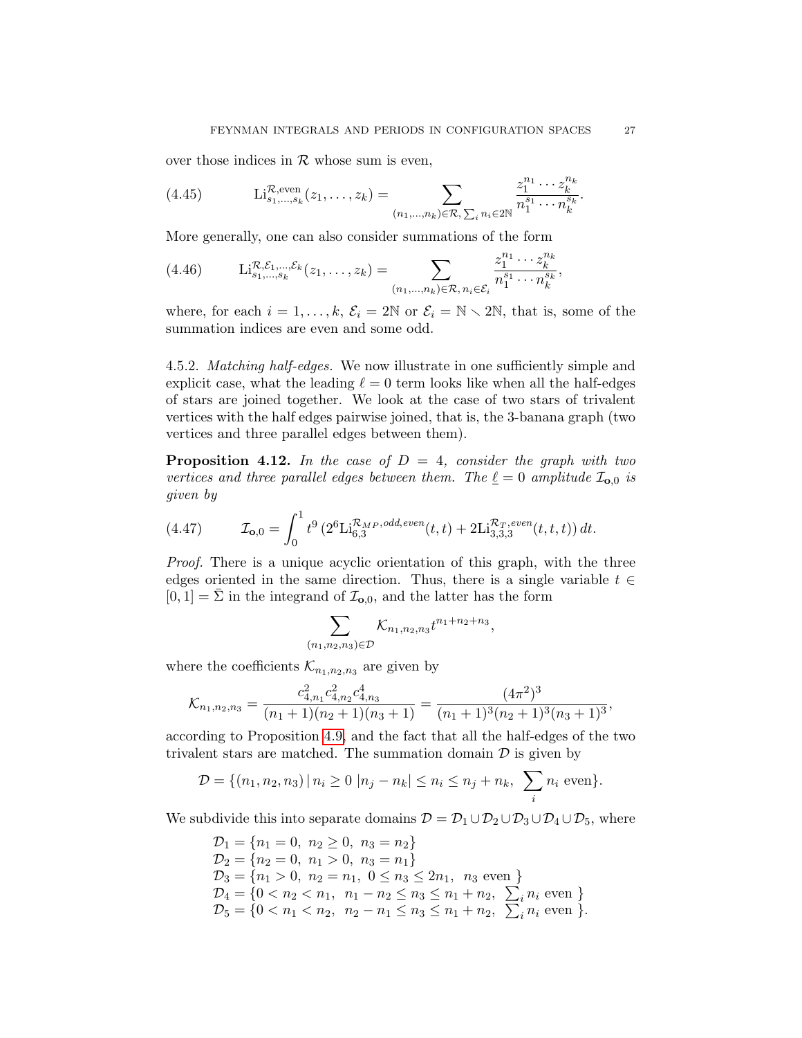over those indices in $\mathcal{R}$ whose sum is even,

$$\mathrm{Li}^{\mathcal{R},\mathrm{even}}_{s_1,\dots,s_k}(z_1,\dots,z_k) = \sum_{(n_1,\dots,n_k)\in\mathcal{R},\, \sum_i n_i \in 2\mathbb{N}} \frac{z_1^{n_1}\cdots z_k^{n_k}}{n_1^{s_1}\cdots n_k^{s_k}}. \tag{4.45}$$

More generally, one can also consider summations of the form

$$\mathrm{Li}^{\mathcal{R},\mathcal{E}_1,\dots,\mathcal{E}_k}_{s_1,\dots,s_k}(z_1,\dots,z_k) = \sum_{(n_1,\dots,n_k)\in\mathcal{R},\, n_i\in\mathcal{E}_i} \frac{z_1^{n_1}\cdots z_k^{n_k}}{n_1^{s_1}\cdots n_k^{s_k}}, \tag{4.46}$$

where, for each $i=1,\dots,k$, $\mathcal{E}_i = 2\mathbb{N}$ or $\mathcal{E}_i = \mathbb{N}\smallsetminus 2\mathbb{N}$, that is, some of the summation indices are even and some odd.

4.5.2. *Matching half-edges.* We now illustrate in one sufficiently simple and explicit case, what the leading $\ell = 0$ term looks like when all the half-edges of stars are joined together. We look at the case of two stars of trivalent vertices with the half edges pairwise joined, that is, the 3-banana graph (two vertices and three parallel edges between them).

**Proposition 4.12.** *In the case of $D=4$, consider the graph with two vertices and three parallel edges between them. The $\underline{\ell}=0$ amplitude $\mathcal{I}_{\mathbf{o},0}$ is given by*

$$\mathcal{I}_{\mathbf{o},0} = \int_0^1 t^9\,(2^6\mathrm{Li}^{\mathcal{R}_{MP},odd,even}_{6,3}(t,t) + 2\mathrm{Li}^{\mathcal{R}_T,even}_{3,3,3}(t,t,t))\,dt. \tag{4.47}$$

*Proof.* There is a unique acyclic orientation of this graph, with the three edges oriented in the same direction. Thus, there is a single variable $t\in[0,1]=\bar{\Sigma}$ in the integrand of $\mathcal{I}_{\mathbf{o},0}$, and the latter has the form

$$\sum_{(n_1,n_2,n_3)\in\mathcal{D}} \mathcal{K}_{n_1,n_2,n_3} t^{n_1+n_2+n_3},$$

where the coefficients $\mathcal{K}_{n_1,n_2,n_3}$ are given by

$$\mathcal{K}_{n_1,n_2,n_3} = \frac{c^2_{4,n_1}c^2_{4,n_2}c^4_{4,n_3}}{(n_1+1)(n_2+1)(n_3+1)} = \frac{(4\pi^2)^3}{(n_1+1)^3(n_2+1)^3(n_3+1)^3},$$

according to Proposition 4.9, and the fact that all the half-edges of the two trivalent stars are matched. The summation domain $\mathcal{D}$ is given by

$$\mathcal{D} = \{(n_1,n_2,n_3)\,|\, n_i\geq 0 \ |n_j-n_k|\leq n_i\leq n_j+n_k,\ \sum_i n_i \text{ even}\}.$$

We subdivide this into separate domains $\mathcal{D}=\mathcal{D}_1\cup\mathcal{D}_2\cup\mathcal{D}_3\cup\mathcal{D}_4\cup\mathcal{D}_5$, where

$$\begin{aligned}
\mathcal{D}_1 &= \{n_1=0,\ n_2\geq 0,\ n_3=n_2\}\\
\mathcal{D}_2 &= \{n_2=0,\ n_1>0,\ n_3=n_1\}\\
\mathcal{D}_3 &= \{n_1>0,\ n_2=n_1,\ 0\leq n_3\leq 2n_1,\ n_3 \text{ even }\}\\
\mathcal{D}_4 &= \{0<n_2<n_1,\ n_1-n_2\leq n_3\leq n_1+n_2,\ \textstyle\sum_i n_i \text{ even }\}\\
\mathcal{D}_5 &= \{0<n_1<n_2,\ n_2-n_1\leq n_3\leq n_1+n_2,\ \textstyle\sum_i n_i \text{ even }\}.
\end{aligned}$$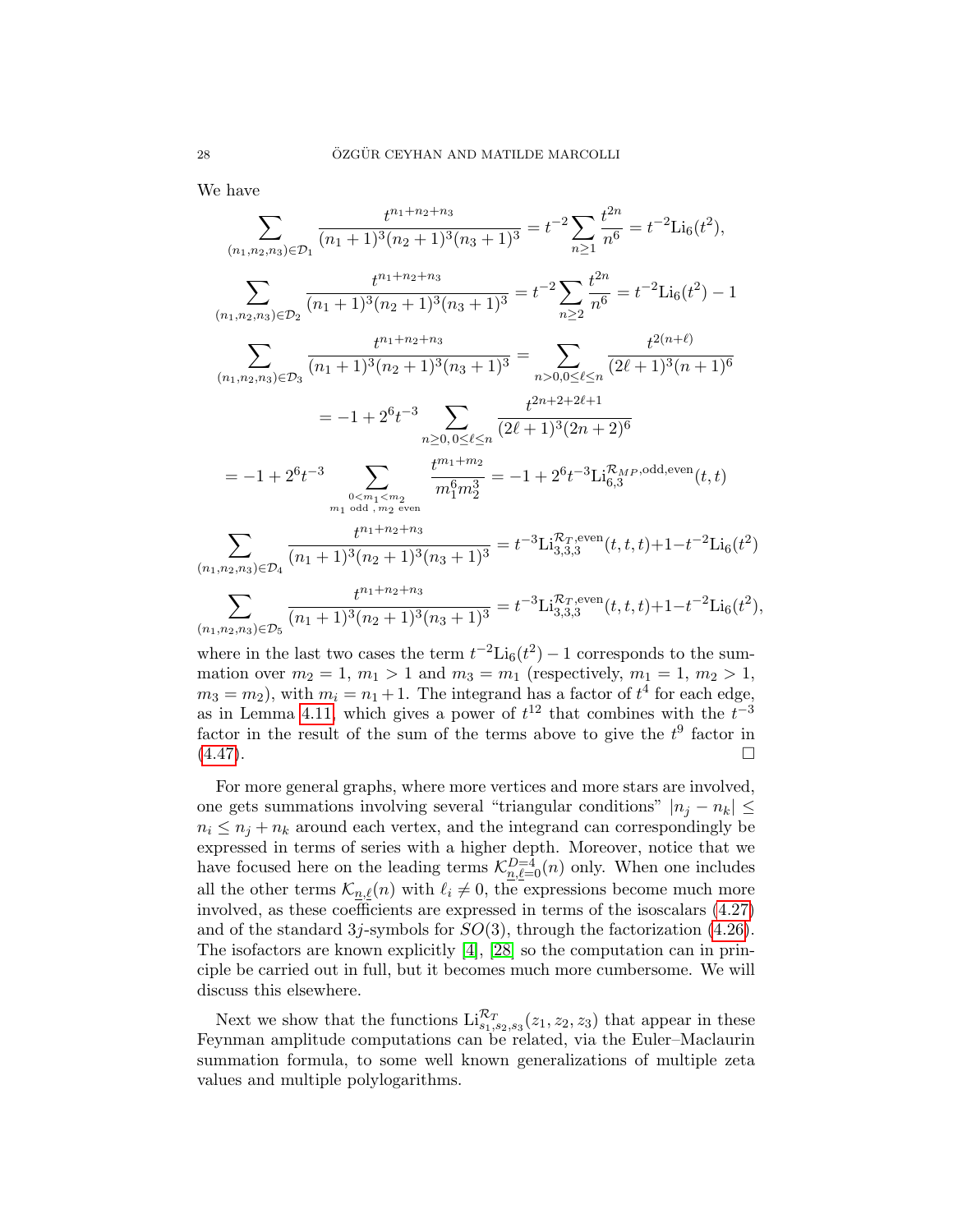We have

$$\sum_{(n_1,n_2,n_3)\in\mathcal{D}_1} \frac{t^{n_1+n_2+n_3}}{(n_1+1)^3(n_2+1)^3(n_3+1)^3} = t^{-2}\sum_{n\geq 1}\frac{t^{2n}}{n^6} = t^{-2}\mathrm{Li}_6(t^2),$$

$$\sum_{(n_1,n_2,n_3)\in\mathcal{D}_2} \frac{t^{n_1+n_2+n_3}}{(n_1+1)^3(n_2+1)^3(n_3+1)^3} = t^{-2}\sum_{n\geq 2}\frac{t^{2n}}{n^6} = t^{-2}\mathrm{Li}_6(t^2) - 1$$

$$\sum_{(n_1,n_2,n_3)\in\mathcal{D}_3} \frac{t^{n_1+n_2+n_3}}{(n_1+1)^3(n_2+1)^3(n_3+1)^3} = \sum_{n>0, 0\leq \ell\leq n} \frac{t^{2(n+\ell)}}{(2\ell+1)^3(n+1)^6}$$

$$= -1 + 2^6 t^{-3} \sum_{n\geq 0,\, 0\leq \ell\leq n} \frac{t^{2n+2+2\ell+1}}{(2\ell+1)^3(2n+2)^6}$$

$$= -1 + 2^6 t^{-3} \sum_{\substack{0<m_1<m_2 \\ m_1 \text{ odd },\, m_2 \text{ even}}} \frac{t^{m_1+m_2}}{m_1^6 m_2^3} = -1 + 2^6 t^{-3}\mathrm{Li}_{6,3}^{\mathcal{R}_{MP},\text{odd,even}}(t,t)$$

$$\sum_{(n_1,n_2,n_3)\in\mathcal{D}_4} \frac{t^{n_1+n_2+n_3}}{(n_1+1)^3(n_2+1)^3(n_3+1)^3} = t^{-3}\mathrm{Li}_{3,3,3}^{\mathcal{R}_T,\text{even}}(t,t,t) + 1 - t^{-2}\mathrm{Li}_6(t^2)$$

$$\sum_{(n_1,n_2,n_3)\in\mathcal{D}_5} \frac{t^{n_1+n_2+n_3}}{(n_1+1)^3(n_2+1)^3(n_3+1)^3} = t^{-3}\mathrm{Li}_{3,3,3}^{\mathcal{R}_T,\text{even}}(t,t,t) + 1 - t^{-2}\mathrm{Li}_6(t^2),$$

where in the last two cases the term $t^{-2}\mathrm{Li}_6(t^2) - 1$ corresponds to the summation over $m_2 = 1$, $m_1 > 1$ and $m_3 = m_1$ (respectively, $m_1 = 1$, $m_2 > 1$, $m_3 = m_2$), with $m_i = n_1 + 1$. The integrand has a factor of $t^4$ for each edge, as in Lemma 4.11, which gives a power of $t^{12}$ that combines with the $t^{-3}$ factor in the sum of the terms above to give the $t^9$ factor in (4.47). □

For more general graphs, where more vertices and more stars are involved, one gets summations involving several "triangular conditions" $|n_j - n_k| \leq n_i \leq n_j + n_k$ around each vertex, and the integrand can correspondingly be expressed in terms of series with a higher depth. Moreover, notice that we have focused here on the leading terms $\mathcal{K}^{D=4}_{\underline{n},\underline{\ell}=0}(n)$ only. When one includes all the other terms $\mathcal{K}_{\underline{n},\underline{\ell}}(n)$ with $\ell_i \neq 0$, the expressions become much more involved, as these coefficients are expressed in terms of the isoscalars (4.27) and of the standard $3j$-symbols for $SO(3)$, through the factorization (4.26). The isofactors are known explicitly [4], [28] so the computation can in principle be carried out in full, but it becomes much more cumbersome. We will discuss this elsewhere.

Next we show that the functions $\mathrm{Li}^{\mathcal{R}_T}_{s_1,s_2,s_3}(z_1,z_2,z_3)$ that appear in these Feynman amplitude computations can be related, via the Euler–Maclaurin summation formula, to some well known generalizations of multiple zeta values and multiple polylogarithms.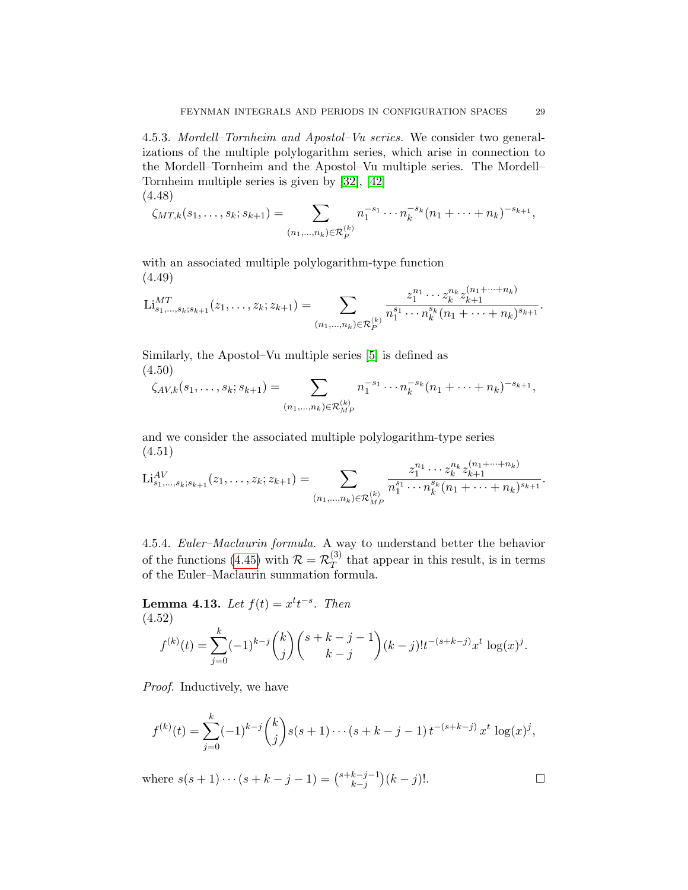4.5.3. *Mordell–Tornheim and Apostol–Vu series.* We consider two generalizations of the multiple polylogarithm series, which arise in connection to the Mordell–Tornheim and the Apostol–Vu multiple series. The Mordell–Tornheim multiple series is given by [32], [42]

(4.48)

$$\zeta_{MT,k}(s_1,\ldots,s_k;s_{k+1}) = \sum_{(n_1,\ldots,n_k)\in\mathcal{R}_P^{(k)}} n_1^{-s_1}\cdots n_k^{-s_k}(n_1+\cdots+n_k)^{-s_{k+1}},$$

with an associated multiple polylogarithm-type function

(4.49)

$$\mathrm{Li}^{MT}_{s_1,\ldots,s_k;s_{k+1}}(z_1,\ldots,z_k;z_{k+1}) = \sum_{(n_1,\ldots,n_k)\in\mathcal{R}_P^{(k)}} \frac{z_1^{n_1}\cdots z_k^{n_k} z_{k+1}^{(n_1+\cdots+n_k)}}{n_1^{s_1}\cdots n_k^{s_k}(n_1+\cdots+n_k)^{s_{k+1}}}.$$

Similarly, the Apostol–Vu multiple series [5] is defined as

(4.50)

$$\zeta_{AV,k}(s_1,\ldots,s_k;s_{k+1}) = \sum_{(n_1,\ldots,n_k)\in\mathcal{R}_{MP}^{(k)}} n_1^{-s_1}\cdots n_k^{-s_k}(n_1+\cdots+n_k)^{-s_{k+1}},$$

and we consider the associated multiple polylogarithm-type series

(4.51)

$$\mathrm{Li}^{AV}_{s_1,\ldots,s_k;s_{k+1}}(z_1,\ldots,z_k;z_{k+1}) = \sum_{(n_1,\ldots,n_k)\in\mathcal{R}_{MP}^{(k)}} \frac{z_1^{n_1}\cdots z_k^{n_k} z_{k+1}^{(n_1+\cdots+n_k)}}{n_1^{s_1}\cdots n_k^{s_k}(n_1+\cdots+n_k)^{s_{k+1}}}.$$

4.5.4. *Euler–Maclaurin formula.* A way to understand better the behavior of the functions (4.45) with $\mathcal{R}=\mathcal{R}_T^{(3)}$ that appear in this result, is in terms of the Euler–Maclaurin summation formula.

**Lemma 4.13.** *Let $f(t)=x^t t^{-s}$. Then*

(4.52)

$$f^{(k)}(t) = \sum_{j=0}^{k} (-1)^{k-j}\binom{k}{j}\binom{s+k-j-1}{k-j}(k-j)!\,t^{-(s+k-j)}x^t\,\log(x)^j.$$

*Proof.* Inductively, we have

$$f^{(k)}(t) = \sum_{j=0}^{k}(-1)^{k-j}\binom{k}{j} s(s+1)\cdots(s+k-j-1)\,t^{-(s+k-j)}\,x^t\,\log(x)^j,$$

where $s(s+1)\cdots(s+k-j-1) = \binom{s+k-j-1}{k-j}(k-j)!$. ∎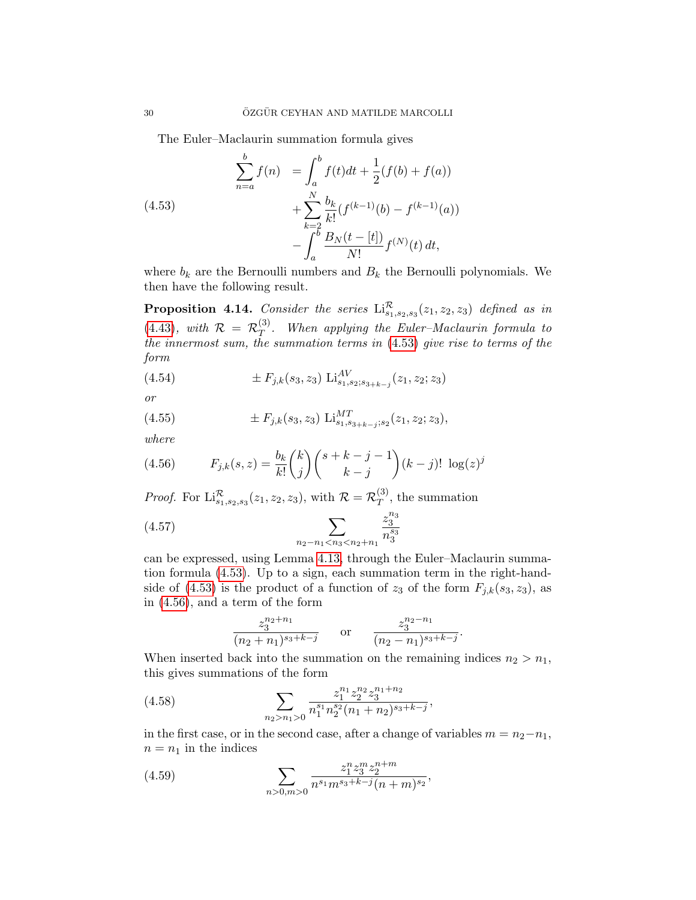The Euler–Maclaurin summation formula gives

$$
\begin{aligned}
\sum_{n=a}^{b} f(n) \;&= \int_a^b f(t)dt + \frac{1}{2}(f(b)+f(a)) \\
&+ \sum_{k=2}^{N} \frac{b_k}{k!}(f^{(k-1)}(b) - f^{(k-1)}(a)) \\
&- \int_a^b \frac{B_N(t-[t])}{N!} f^{(N)}(t)\, dt,
\end{aligned}
\tag{4.53}
$$

where $b_k$ are the Bernoulli numbers and $B_k$ the Bernoulli polynomials. We then have the following result.

**Proposition 4.14.** *Consider the series* $\mathrm{Li}^{\mathcal{R}}_{s_1,s_2,s_3}(z_1,z_2,z_3)$ *defined as in* (4.43)*, with* $\mathcal{R} = \mathcal{R}^{(3)}_T$. *When applying the Euler–Maclaurin formula to the innermost sum, the summation terms in* (4.53) *give rise to terms of the form*

$$
\pm\, F_{j,k}(s_3,z_3)\ \mathrm{Li}^{AV}_{s_1,s_2;s_{3+k-j}}(z_1,z_2;z_3) \tag{4.54}
$$

*or*

$$
\pm\, F_{j,k}(s_3,z_3)\ \mathrm{Li}^{MT}_{s_1,s_{3+k-j};s_2}(z_1,z_2;z_3), \tag{4.55}
$$

*where*

$$
F_{j,k}(s,z) = \frac{b_k}{k!}\binom{k}{j}\binom{s+k-j-1}{k-j}(k-j)!\ \log(z)^j \tag{4.56}
$$

*Proof.* For $\mathrm{Li}^{\mathcal{R}}_{s_1,s_2,s_3}(z_1,z_2,z_3)$, with $\mathcal{R} = \mathcal{R}^{(3)}_T$, the summation

$$
\sum_{n_2-n_1<n_3<n_2+n_1} \frac{z_3^{n_3}}{n_3^{s_3}} \tag{4.57}
$$

can be expressed, using Lemma 4.13, through the Euler–Maclaurin summation formula (4.53). Up to a sign, each summation term in the right-hand-side of (4.53) is the product of a function of $z_3$ of the form $F_{j,k}(s_3,z_3)$, as in (4.56), and a term of the form

$$
\frac{z_3^{n_2+n_1}}{(n_2+n_1)^{s_3+k-j}} \qquad \text{or} \qquad \frac{z_3^{n_2-n_1}}{(n_2-n_1)^{s_3+k-j}}.
$$

When inserted back into the summation on the remaining indices $n_2 > n_1$, this gives summations of the form

$$
\sum_{n_2>n_1>0} \frac{z_1^{n_1} z_2^{n_2} z_3^{n_1+n_2}}{n_1^{s_1} n_2^{s_2} (n_1+n_2)^{s_3+k-j}}, \tag{4.58}
$$

in the first case, or in the second case, after a change of variables $m = n_2 - n_1$, $n = n_1$ in the indices

$$
\sum_{n>0,m>0} \frac{z_1^{n} z_3^{m} z_2^{n+m}}{n^{s_1} m^{s_3+k-j} (n+m)^{s_2}}, \tag{4.59}
$$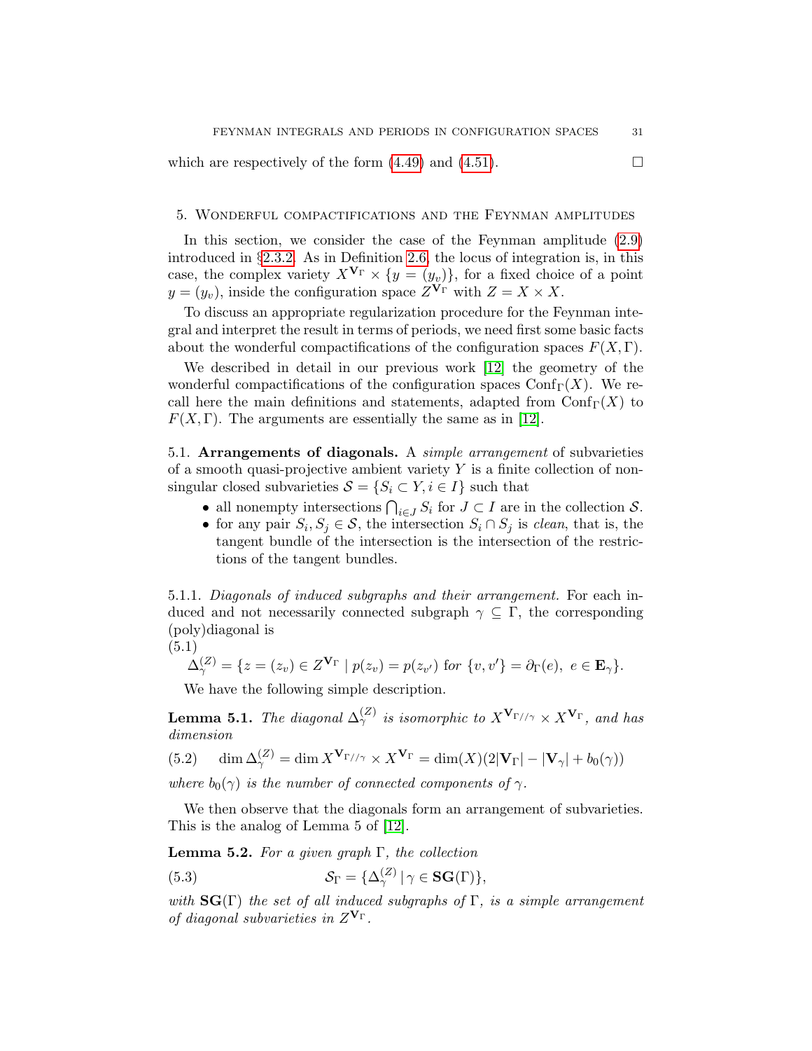which are respectively of the form (4.49) and (4.51). $\square$

## 5. Wonderful compactifications and the Feynman amplitudes

In this section, we consider the case of the Feynman amplitude (2.9) introduced in §2.3.2. As in Definition 2.6, the locus of integration is, in this case, the complex variety $X^{\mathbf{V}_\Gamma} \times \{y = (y_v)\}$, for a fixed choice of a point $y = (y_v)$, inside the configuration space $Z^{\mathbf{V}_\Gamma}$ with $Z = X \times X$.

To discuss an appropriate regularization procedure for the Feynman integral and interpret the result in terms of periods, we need first some basic facts about the wonderful compactifications of the configuration spaces $F(X, \Gamma)$.

We described in detail in our previous work [12] the geometry of the wonderful compactifications of the configuration spaces $\mathrm{Conf}_\Gamma(X)$. We recall here the main definitions and statements, adapted from $\mathrm{Conf}_\Gamma(X)$ to $F(X, \Gamma)$. The arguments are essentially the same as in [12].

### 5.1. Arrangements of diagonals.

A *simple arrangement* of subvarieties of a smooth quasi-projective ambient variety $Y$ is a finite collection of nonsingular closed subvarieties $\mathcal{S} = \{S_i \subset Y, i \in I\}$ such that

- all nonempty intersections $\bigcap_{i\in J} S_i$ for $J \subset I$ are in the collection $\mathcal{S}$.
- for any pair $S_i, S_j \in \mathcal{S}$, the intersection $S_i \cap S_j$ is *clean*, that is, the tangent bundle of the intersection is the intersection of the restrictions of the tangent bundles.

5.1.1. *Diagonals of induced subgraphs and their arrangement.* For each induced and not necessarily connected subgraph $\gamma \subseteq \Gamma$, the corresponding (poly)diagonal is

(5.1)
$$\Delta_\gamma^{(Z)} = \{z = (z_v) \in Z^{\mathbf{V}_\Gamma} \mid p(z_v) = p(z_{v'}) \text{ for } \{v, v'\} = \partial_\Gamma(e),\ e \in \mathbf{E}_\gamma\}.$$

We have the following simple description.

**Lemma 5.1.** *The diagonal $\Delta_\gamma^{(Z)}$ is isomorphic to $X^{\mathbf{V}_{\Gamma//\gamma}} \times X^{\mathbf{V}_\Gamma}$, and has dimension*

$$\dim \Delta_\gamma^{(Z)} = \dim X^{\mathbf{V}_{\Gamma//\gamma}} \times X^{\mathbf{V}_\Gamma} = \dim(X)(2|\mathbf{V}_\Gamma| - |\mathbf{V}_\gamma| + b_0(\gamma)) \tag{5.2}$$

*where $b_0(\gamma)$ is the number of connected components of $\gamma$.*

We then observe that the diagonals form an arrangement of subvarieties. This is the analog of Lemma 5 of [12].

**Lemma 5.2.** *For a given graph $\Gamma$, the collection*

$$\mathcal{S}_\Gamma = \{\Delta_\gamma^{(Z)} \mid \gamma \in \mathbf{SG}(\Gamma)\}, \tag{5.3}$$

*with $\mathbf{SG}(\Gamma)$ the set of all induced subgraphs of $\Gamma$, is a simple arrangement of diagonal subvarieties in $Z^{\mathbf{V}_\Gamma}$.*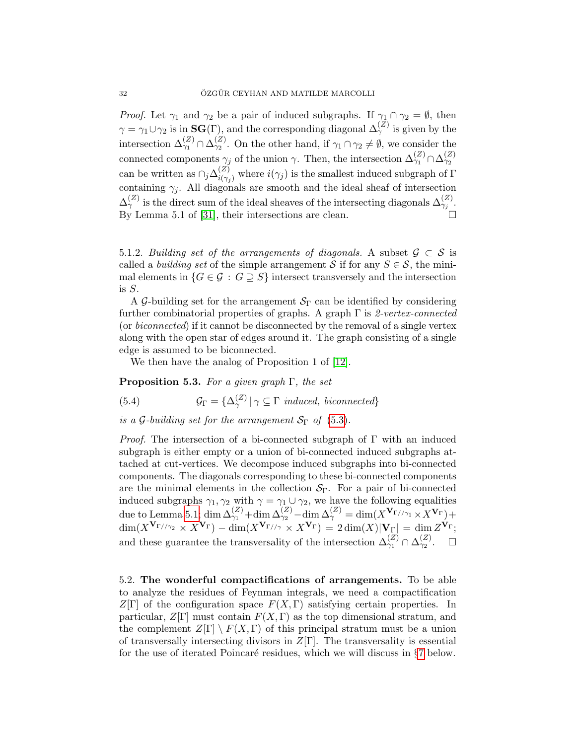*Proof.* Let $\gamma_1$ and $\gamma_2$ be a pair of induced subgraphs. If $\gamma_1 \cap \gamma_2 = \emptyset$, then $\gamma = \gamma_1 \cup \gamma_2$ is in $\mathbf{SG}(\Gamma)$, and the corresponding diagonal $\Delta_\gamma^{(Z)}$ is given by the intersection $\Delta_{\gamma_1}^{(Z)} \cap \Delta_{\gamma_2}^{(Z)}$. On the other hand, if $\gamma_1 \cap \gamma_2 \neq \emptyset$, we consider the connected components $\gamma_j$ of the union $\gamma$. Then, the intersection $\Delta_{\gamma_1}^{(Z)} \cap \Delta_{\gamma_2}^{(Z)}$ can be written as $\cap_j \Delta_{i(\gamma_j)}^{(Z)}$ where $i(\gamma_j)$ is the smallest induced subgraph of $\Gamma$ containing $\gamma_j$. All diagonals are smooth and the ideal sheaf of intersection $\Delta_\gamma^{(Z)}$ is the direct sum of the ideal sheaves of the intersecting diagonals $\Delta_{\gamma_j}^{(Z)}$. By Lemma 5.1 of [31], their intersections are clean. □

5.1.2. *Building set of the arrangements of diagonals.* A subset $\mathcal{G} \subset \mathcal{S}$ is called a *building set* of the simple arrangement $\mathcal{S}$ if for any $S \in \mathcal{S}$, the minimal elements in $\{G \in \mathcal{G} : G \supseteq S\}$ intersect transversely and the intersection is $S$.

A $\mathcal{G}$-building set for the arrangement $\mathcal{S}_\Gamma$ can be identified by considering further combinatorial properties of graphs. A graph $\Gamma$ is *2-vertex-connected* (or *biconnected*) if it cannot be disconnected by the removal of a single vertex along with the open star of edges around it. The graph consisting of a single edge is assumed to be biconnected.

We then have the analog of Proposition 1 of [12].

**Proposition 5.3.** *For a given graph $\Gamma$, the set*

$$\mathcal{G}_\Gamma = \{\Delta_\gamma^{(Z)} \,|\, \gamma \subseteq \Gamma \text{ induced, biconnected}\} \tag{5.4}$$

*is a $\mathcal{G}$-building set for the arrangement $\mathcal{S}_\Gamma$ of (5.3).*

*Proof.* The intersection of a bi-connected subgraph of $\Gamma$ with an induced subgraph is either empty or a union of bi-connected induced subgraphs attached at cut-vertices. We decompose induced subgraphs into bi-connected components. The diagonals corresponding to these bi-connected components are the minimal elements in the collection $\mathcal{S}_\Gamma$. For a pair of bi-connected induced subgraphs $\gamma_1, \gamma_2$ with $\gamma = \gamma_1 \cup \gamma_2$, we have the following equalities due to Lemma 5.1: $\dim \Delta_{\gamma_1}^{(Z)} + \dim \Delta_{\gamma_2}^{(Z)} - \dim \Delta_\gamma^{(Z)} = \dim(X^{\mathbf{V}_{\Gamma//\gamma_1}} \times X^{\mathbf{V}_\Gamma}) + \dim(X^{\mathbf{V}_{\Gamma//\gamma_2}} \times X^{\mathbf{V}_\Gamma}) - \dim(X^{\mathbf{V}_{\Gamma//\gamma}} \times X^{\mathbf{V}_\Gamma}) = 2\dim(X)|\mathbf{V}_\Gamma| = \dim Z^{\mathbf{V}_\Gamma}$; and these guarantee the transversality of the intersection $\Delta_{\gamma_1}^{(Z)} \cap \Delta_{\gamma_2}^{(Z)}$. □

5.2. **The wonderful compactifications of arrangements.** To be able to analyze the residues of Feynman integrals, we need a compactification $Z[\Gamma]$ of the configuration space $F(X, \Gamma)$ satisfying certain properties. In particular, $Z[\Gamma]$ must contain $F(X, \Gamma)$ as the top dimensional stratum, and the complement $Z[\Gamma] \setminus F(X, \Gamma)$ of this principal stratum must be a union of transversally intersecting divisors in $Z[\Gamma]$. The transversality is essential for the use of iterated Poincaré residues, which we will discuss in §7 below.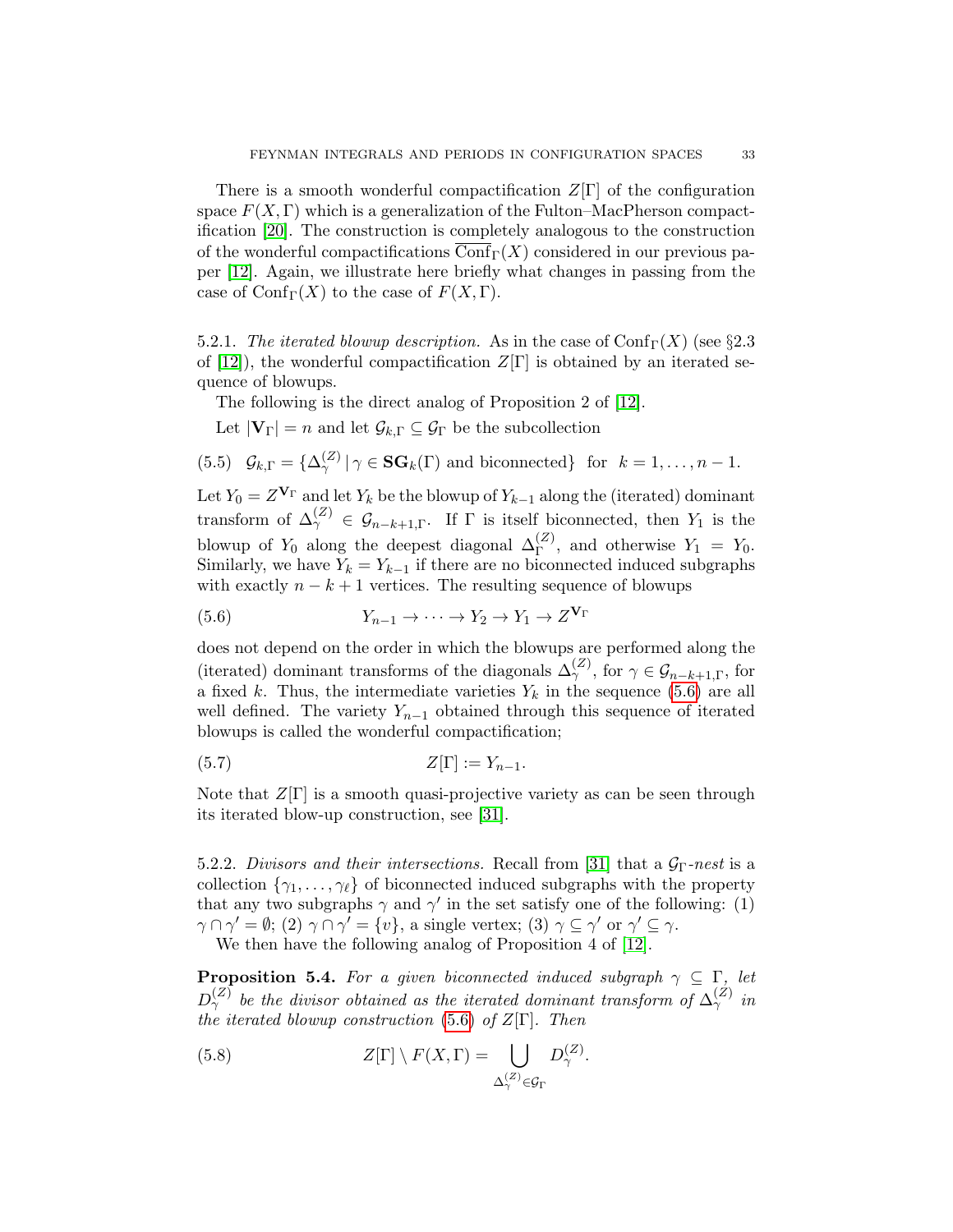There is a smooth wonderful compactification $Z[\Gamma]$ of the configuration space $F(X,\Gamma)$ which is a generalization of the Fulton–MacPherson compactification [20]. The construction is completely analogous to the construction of the wonderful compactifications $\overline{\mathrm{Conf}}_\Gamma(X)$ considered in our previous paper [12]. Again, we illustrate here briefly what changes in passing from the case of $\mathrm{Conf}_\Gamma(X)$ to the case of $F(X,\Gamma)$.

5.2.1. *The iterated blowup description.* As in the case of $\mathrm{Conf}_\Gamma(X)$ (see §2.3 of [12]), the wonderful compactification $Z[\Gamma]$ is obtained by an iterated sequence of blowups.

The following is the direct analog of Proposition 2 of [12].

Let $|\mathbf{V}_\Gamma| = n$ and let $\mathcal{G}_{k,\Gamma} \subseteq \mathcal{G}_\Gamma$ be the subcollection

$$(5.5) \quad \mathcal{G}_{k,\Gamma} = \{\Delta_\gamma^{(Z)} \,|\, \gamma \in \mathbf{SG}_k(\Gamma) \text{ and biconnected}\} \quad \text{for} \quad k = 1, \ldots, n-1.$$

Let $Y_0 = Z^{\mathbf{V}_\Gamma}$ and let $Y_k$ be the blowup of $Y_{k-1}$ along the (iterated) dominant transform of $\Delta_\gamma^{(Z)} \in \mathcal{G}_{n-k+1,\Gamma}$. If $\Gamma$ is itself biconnected, then $Y_1$ is the blowup of $Y_0$ along the deepest diagonal $\Delta_\Gamma^{(Z)}$, and otherwise $Y_1 = Y_0$. Similarly, we have $Y_k = Y_{k-1}$ if there are no biconnected induced subgraphs with exactly $n-k+1$ vertices. The resulting sequence of blowups

$$(5.6) \qquad Y_{n-1} \to \cdots \to Y_2 \to Y_1 \to Z^{\mathbf{V}_\Gamma}$$

does not depend on the order in which the blowups are performed along the (iterated) dominant transforms of the diagonals $\Delta_\gamma^{(Z)}$, for $\gamma \in \mathcal{G}_{n-k+1,\Gamma}$, for a fixed $k$. Thus, the intermediate varieties $Y_k$ in the sequence (5.6) are all well defined. The variety $Y_{n-1}$ obtained through this sequence of iterated blowups is called the wonderful compactification;

$$(5.7) \qquad Z[\Gamma] := Y_{n-1}.$$

Note that $Z[\Gamma]$ is a smooth quasi-projective variety as can be seen through its iterated blow-up construction, see [31].

5.2.2. *Divisors and their intersections.* Recall from [31] that a $\mathcal{G}_\Gamma$*-nest* is a collection $\{\gamma_1, \ldots, \gamma_\ell\}$ of biconnected induced subgraphs with the property that any two subgraphs $\gamma$ and $\gamma'$ in the set satisfy one of the following: (1) $\gamma \cap \gamma' = \emptyset$; (2) $\gamma \cap \gamma' = \{v\}$, a single vertex; (3) $\gamma \subseteq \gamma'$ or $\gamma' \subseteq \gamma$.

We then have the following analog of Proposition 4 of [12].

**Proposition 5.4.** *For a given biconnected induced subgraph $\gamma \subseteq \Gamma$, let $D_\gamma^{(Z)}$ be the divisor obtained as the iterated dominant transform of $\Delta_\gamma^{(Z)}$ in the iterated blowup construction (5.6) of $Z[\Gamma]$. Then*

$$(5.8) \qquad Z[\Gamma] \setminus F(X,\Gamma) = \bigcup_{\Delta_\gamma^{(Z)} \in \mathcal{G}_\Gamma} D_\gamma^{(Z)}.$$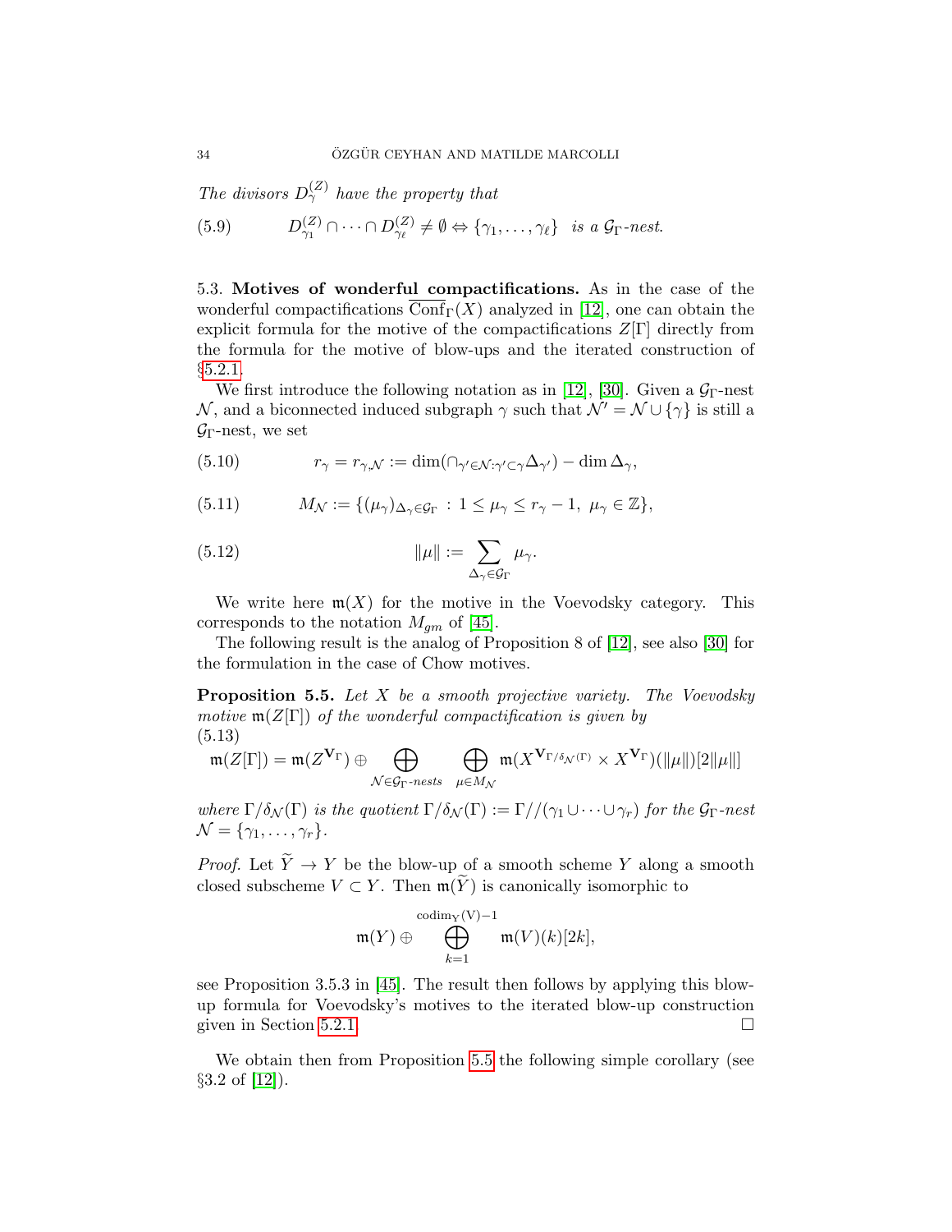*The divisors $D_\gamma^{(Z)}$ have the property that*

$$
D_{\gamma_1}^{(Z)} \cap \cdots \cap D_{\gamma_\ell}^{(Z)} \neq \emptyset \Leftrightarrow \{\gamma_1, \ldots, \gamma_\ell\} \text{ is a } \mathcal{G}_\Gamma\text{-nest.} \tag{5.9}
$$

5.3. **Motives of wonderful compactifications.** As in the case of the wonderful compactifications $\overline{\mathrm{Conf}}_\Gamma(X)$ analyzed in [12], one can obtain the explicit formula for the motive of the compactifications $Z[\Gamma]$ directly from the formula for the motive of blow-ups and the iterated construction of §5.2.1.

We first introduce the following notation as in [12], [30]. Given a $\mathcal{G}_\Gamma$-nest $\mathcal{N}$, and a biconnected induced subgraph $\gamma$ such that $\mathcal{N}' = \mathcal{N} \cup \{\gamma\}$ is still a $\mathcal{G}_\Gamma$-nest, we set

$$
r_\gamma = r_{\gamma, \mathcal{N}} := \dim(\cap_{\gamma' \in \mathcal{N} : \gamma' \subset \gamma} \Delta_{\gamma'}) - \dim \Delta_\gamma, \tag{5.10}
$$

$$
M_{\mathcal{N}} := \{(\mu_\gamma)_{\Delta_\gamma \in \mathcal{G}_\Gamma} \,:\, 1 \leq \mu_\gamma \leq r_\gamma - 1,\ \mu_\gamma \in \mathbb{Z}\}, \tag{5.11}
$$

$$
\|\mu\| := \sum_{\Delta_\gamma \in \mathcal{G}_\Gamma} \mu_\gamma. \tag{5.12}
$$

We write here $\mathfrak{m}(X)$ for the motive in the Voevodsky category. This corresponds to the notation $M_{gm}$ of [45].

The following result is the analog of Proposition 8 of [12], see also [30] for the formulation in the case of Chow motives.

**Proposition 5.5.** *Let $X$ be a smooth projective variety. The Voevodsky motive $\mathfrak{m}(Z[\Gamma])$ of the wonderful compactification is given by*

$$
\mathfrak{m}(Z[\Gamma]) = \mathfrak{m}(Z^{\mathbf{V}_\Gamma}) \oplus \bigoplus_{\mathcal{N} \in \mathcal{G}_\Gamma\text{-nests}} \ \bigoplus_{\mu \in M_{\mathcal{N}}} \mathfrak{m}(X^{\mathbf{V}_{\Gamma/\delta_{\mathcal{N}}(\Gamma)}} \times X^{\mathbf{V}_\Gamma})(\|\mu\|)[2\|\mu\|] \tag{5.13}
$$

*where $\Gamma/\delta_{\mathcal{N}}(\Gamma)$ is the quotient $\Gamma/\delta_{\mathcal{N}}(\Gamma) := \Gamma//(\gamma_1 \cup \cdots \cup \gamma_r)$ for the $\mathcal{G}_\Gamma$-nest $\mathcal{N} = \{\gamma_1, \ldots, \gamma_r\}$.*

*Proof.* Let $\widetilde{Y} \to Y$ be the blow-up of a smooth scheme $Y$ along a smooth closed subscheme $V \subset Y$. Then $\mathfrak{m}(\widetilde{Y})$ is canonically isomorphic to

$$
\mathfrak{m}(Y) \oplus \bigoplus_{k=1}^{\mathrm{codim}_Y(V)-1} \mathfrak{m}(V)(k)[2k],
$$

see Proposition 3.5.3 in [45]. The result then follows by applying this blow-up formula for Voevodsky's motives to the iterated blow-up construction given in Section 5.2.1. □

We obtain then from Proposition 5.5 the following simple corollary (see §3.2 of [12]).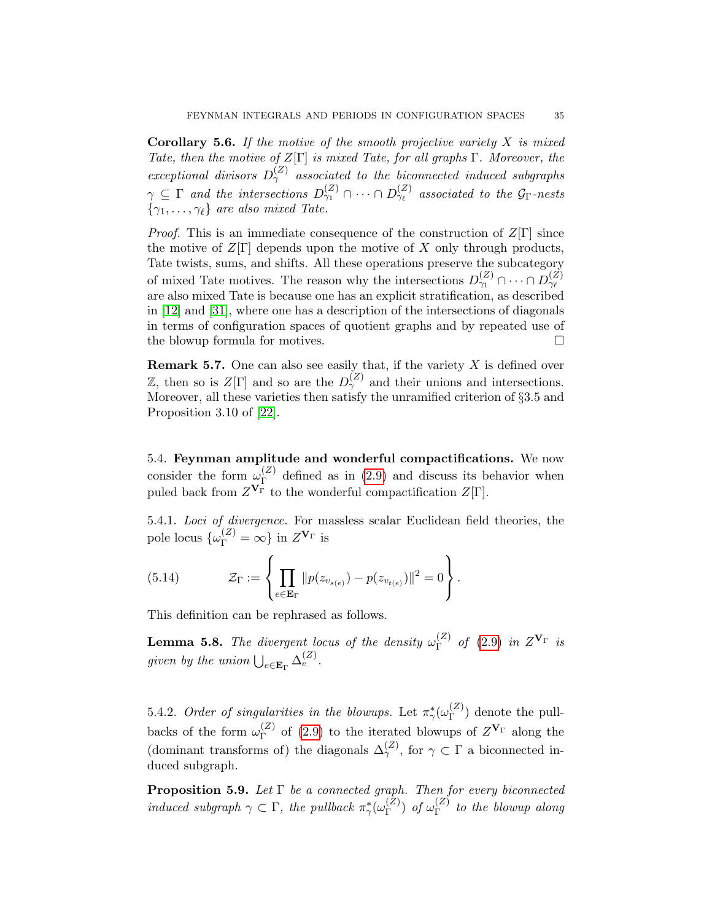**Corollary 5.6.** *If the motive of the smooth projective variety $X$ is mixed Tate, then the motive of $Z[\Gamma]$ is mixed Tate, for all graphs $\Gamma$. Moreover, the exceptional divisors $D^{(Z)}_\gamma$ associated to the biconnected induced subgraphs $\gamma \subseteq \Gamma$ and the intersections $D^{(Z)}_{\gamma_1} \cap \cdots \cap D^{(Z)}_{\gamma_\ell}$ associated to the $\mathcal{G}_\Gamma$-nests $\{\gamma_1, \ldots, \gamma_\ell\}$ are also mixed Tate.*

*Proof.* This is an immediate consequence of the construction of $Z[\Gamma]$ since the motive of $Z[\Gamma]$ depends upon the motive of $X$ only through products, Tate twists, sums, and shifts. All these operations preserve the subcategory of mixed Tate motives. The reason why the intersections $D^{(Z)}_{\gamma_1} \cap \cdots \cap D^{(Z)}_{\gamma_\ell}$ are also mixed Tate is because one has an explicit stratification, as described in [12] and [31], where one has a description of the intersections of diagonals in terms of configuration spaces of quotient graphs and by repeated use of the blowup formula for motives. □

**Remark 5.7.** One can also see easily that, if the variety $X$ is defined over $\mathbb{Z}$, then so is $Z[\Gamma]$ and so are the $D^{(Z)}_\gamma$ and their unions and intersections. Moreover, all these varieties then satisfy the unramified criterion of §3.5 and Proposition 3.10 of [22].

5.4. **Feynman amplitude and wonderful compactifications.** We now consider the form $\omega^{(Z)}_\Gamma$ defined as in (2.9) and discuss its behavior when puled back from $Z^{\mathbf{V}_\Gamma}$ to the wonderful compactification $Z[\Gamma]$.

5.4.1. *Loci of divergence.* For massless scalar Euclidean field theories, the pole locus $\{\omega^{(Z)}_\Gamma = \infty\}$ in $Z^{\mathbf{V}_\Gamma}$ is

$$\mathcal{Z}_\Gamma := \left\{ \prod_{e \in \mathbf{E}_\Gamma} \| p(z_{v_{s(e)}}) - p(z_{v_{t(e)}}) \|^2 = 0 \right\}. \tag{5.14}$$

This definition can be rephrased as follows.

**Lemma 5.8.** *The divergent locus of the density $\omega^{(Z)}_\Gamma$ of (2.9) in $Z^{\mathbf{V}_\Gamma}$ is given by the union $\bigcup_{e \in \mathbf{E}_\Gamma} \Delta^{(Z)}_e$.*

5.4.2. *Order of singularities in the blowups.* Let $\pi^*_\gamma(\omega^{(Z)}_\Gamma)$ denote the pullbacks of the form $\omega^{(Z)}_\Gamma$ of (2.9) to the iterated blowups of $Z^{\mathbf{V}_\Gamma}$ along the (dominant transforms of) the diagonals $\Delta^{(Z)}_\gamma$, for $\gamma \subset \Gamma$ a biconnected induced subgraph.

**Proposition 5.9.** *Let $\Gamma$ be a connected graph. Then for every biconnected induced subgraph $\gamma \subset \Gamma$, the pullback $\pi^*_\gamma(\omega^{(Z)}_\Gamma)$ of $\omega^{(Z)}_\Gamma$ to the blowup along*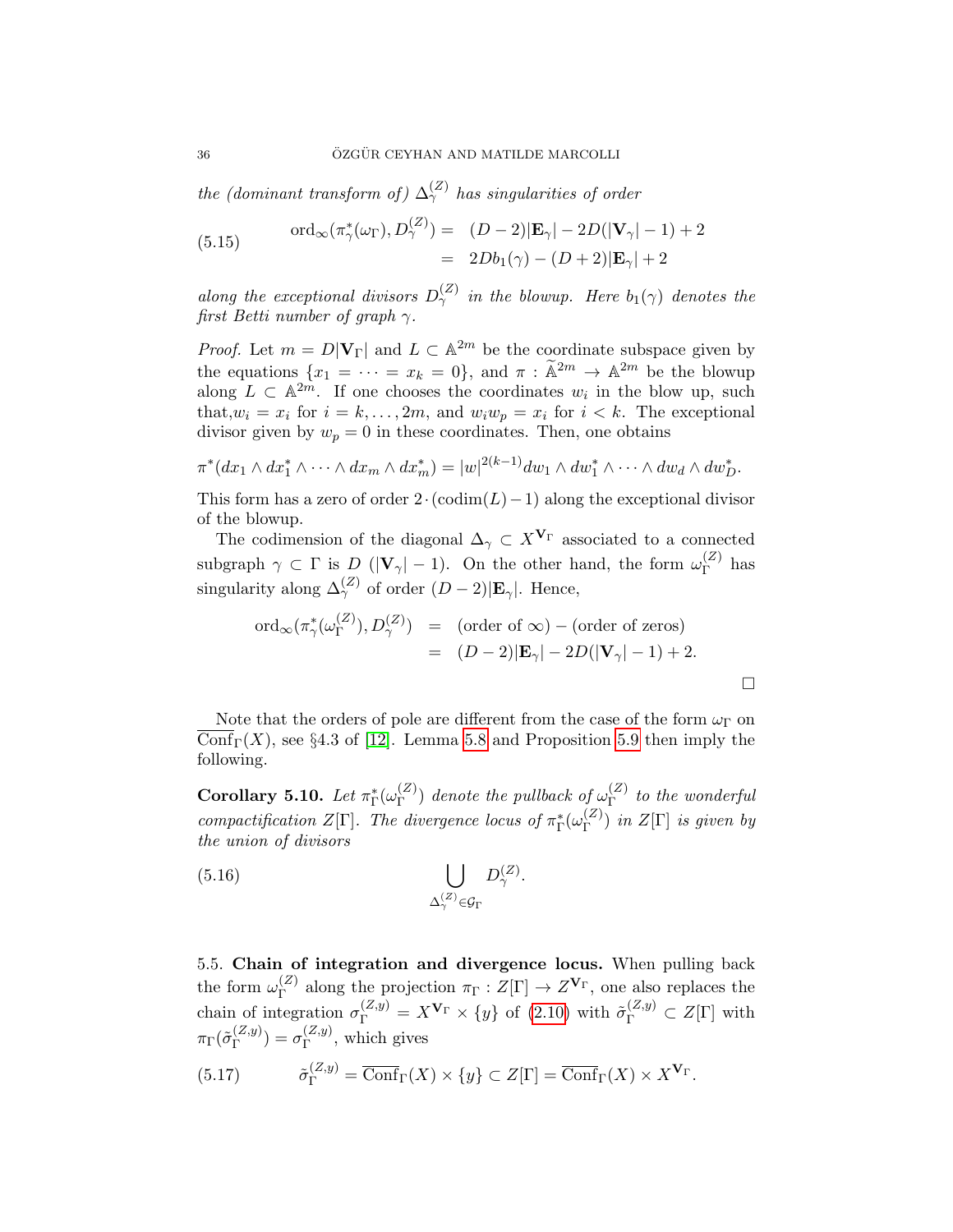*the (dominant transform of)* $\Delta_\gamma^{(Z)}$ *has singularities of order*

$$
\begin{aligned}
\text{(5.15)} \qquad \operatorname{ord}_\infty(\pi_\gamma^*(\omega_\Gamma), D_\gamma^{(Z)}) &= (D-2)|\mathbf{E}_\gamma| - 2D(|\mathbf{V}_\gamma|-1)+2 \\
&= 2Db_1(\gamma) - (D+2)|\mathbf{E}_\gamma| + 2
\end{aligned}
$$

*along the exceptional divisors* $D_\gamma^{(Z)}$ *in the blowup. Here* $b_1(\gamma)$ *denotes the first Betti number of graph* $\gamma$.

*Proof.* Let $m = D|\mathbf{V}_\Gamma|$ and $L \subset \mathbb{A}^{2m}$ be the coordinate subspace given by the equations $\{x_1 = \cdots = x_k = 0\}$, and $\pi : \widetilde{\mathbb{A}}^{2m} \to \mathbb{A}^{2m}$ be the blowup along $L \subset \mathbb{A}^{2m}$. If one chooses the coordinates $w_i$ in the blow up, such that,$w_i = x_i$ for $i = k, \ldots, 2m$, and $w_i w_p = x_i$ for $i < k$. The exceptional divisor given by $w_p = 0$ in these coordinates. Then, one obtains

$$
\pi^*(dx_1 \wedge dx_1^* \wedge \cdots \wedge dx_m \wedge dx_m^*) = |w|^{2(k-1)} dw_1 \wedge dw_1^* \wedge \cdots \wedge dw_d \wedge dw_D^*.
$$

This form has a zero of order $2 \cdot (\operatorname{codim}(L) - 1)$ along the exceptional divisor of the blowup.

The codimension of the diagonal $\Delta_\gamma \subset X^{\mathbf{V}_\Gamma}$ associated to a connected subgraph $\gamma \subset \Gamma$ is $D\ (|\mathbf{V}_\gamma| - 1)$. On the other hand, the form $\omega_\Gamma^{(Z)}$ has singularity along $\Delta_\gamma^{(Z)}$ of order $(D-2)|\mathbf{E}_\gamma|$. Hence,

$$
\begin{aligned}
\operatorname{ord}_\infty(\pi_\gamma^*(\omega_\Gamma^{(Z)}), D_\gamma^{(Z)}) &= (\text{order of } \infty) - (\text{order of zeros}) \\
&= (D-2)|\mathbf{E}_\gamma| - 2D(|\mathbf{V}_\gamma| - 1) + 2.
\end{aligned}
$$

$\square$

Note that the orders of pole are different from the case of the form $\omega_\Gamma$ on $\overline{\operatorname{Conf}}_\Gamma(X)$, see §4.3 of [12]. Lemma 5.8 and Proposition 5.9 then imply the following.

**Corollary 5.10.** *Let* $\pi_\Gamma^*(\omega_\Gamma^{(Z)})$ *denote the pullback of* $\omega_\Gamma^{(Z)}$ *to the wonderful compactification* $Z[\Gamma]$. *The divergence locus of* $\pi_\Gamma^*(\omega_\Gamma^{(Z)})$ *in* $Z[\Gamma]$ *is given by the union of divisors*

$$
\text{(5.16)} \qquad \bigcup_{\Delta_\gamma^{(Z)} \in \mathcal{G}_\Gamma} D_\gamma^{(Z)}.
$$

5.5. **Chain of integration and divergence locus.** When pulling back the form $\omega_\Gamma^{(Z)}$ along the projection $\pi_\Gamma : Z[\Gamma] \to Z^{\mathbf{V}_\Gamma}$, one also replaces the chain of integration $\sigma_\Gamma^{(Z,y)} = X^{\mathbf{V}_\Gamma} \times \{y\}$ of (2.10) with $\tilde{\sigma}_\Gamma^{(Z,y)} \subset Z[\Gamma]$ with $\pi_\Gamma(\tilde{\sigma}_\Gamma^{(Z,y)}) = \sigma_\Gamma^{(Z,y)}$, which gives

$$
\text{(5.17)} \qquad \tilde{\sigma}_\Gamma^{(Z,y)} = \overline{\operatorname{Conf}}_\Gamma(X) \times \{y\} \subset Z[\Gamma] = \overline{\operatorname{Conf}}_\Gamma(X) \times X^{\mathbf{V}_\Gamma}.
$$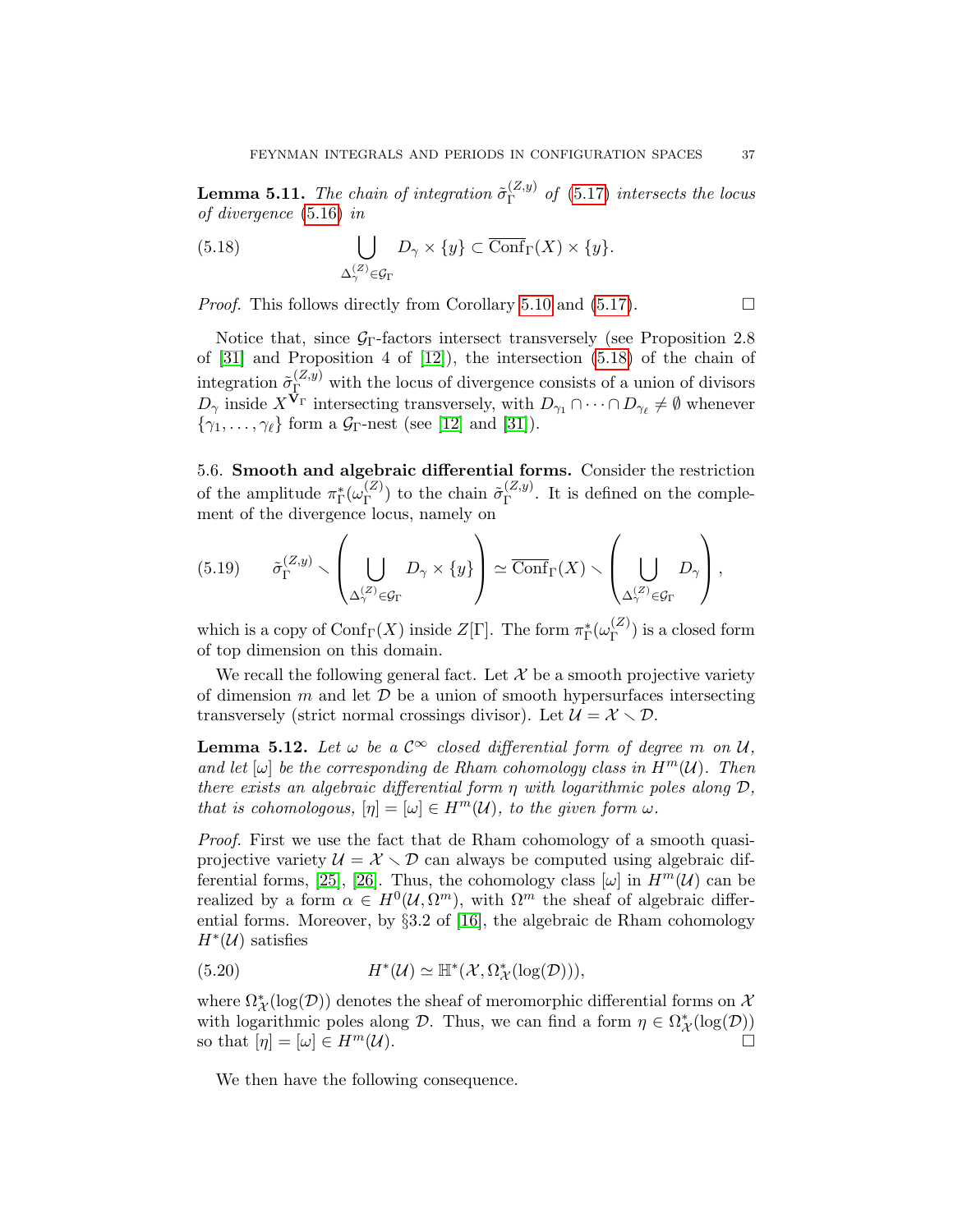**Lemma 5.11.** *The chain of integration $\tilde{\sigma}_\Gamma^{(Z,y)}$ of (5.17) intersects the locus of divergence (5.16) in*

$$\bigcup_{\Delta_\gamma^{(Z)} \in \mathcal{G}_\Gamma} D_\gamma \times \{y\} \subset \overline{\mathrm{Conf}}_\Gamma(X) \times \{y\}. \tag{5.18}$$

*Proof.* This follows directly from Corollary 5.10 and (5.17). □

Notice that, since $\mathcal{G}_\Gamma$-factors intersect transversely (see Proposition 2.8 of [31] and Proposition 4 of [12]), the intersection (5.18) of the chain of integration $\tilde{\sigma}_\Gamma^{(Z,y)}$ with the locus of divergence consists of a union of divisors $D_\gamma$ inside $X^{\mathbf{V}_\Gamma}$ intersecting transversely, with $D_{\gamma_1} \cap \cdots \cap D_{\gamma_\ell} \neq \emptyset$ whenever $\{\gamma_1, \ldots, \gamma_\ell\}$ form a $\mathcal{G}_\Gamma$-nest (see [12] and [31]).

5.6. **Smooth and algebraic differential forms.** Consider the restriction of the amplitude $\pi_\Gamma^*(\omega_\Gamma^{(Z)})$ to the chain $\tilde{\sigma}_\Gamma^{(Z,y)}$. It is defined on the complement of the divergence locus, namely on

$$\tilde{\sigma}_\Gamma^{(Z,y)} \smallsetminus \left( \bigcup_{\Delta_\gamma^{(Z)} \in \mathcal{G}_\Gamma} D_\gamma \times \{y\} \right) \simeq \overline{\mathrm{Conf}}_\Gamma(X) \smallsetminus \left( \bigcup_{\Delta_\gamma^{(Z)} \in \mathcal{G}_\Gamma} D_\gamma \right), \tag{5.19}$$

which is a copy of $\mathrm{Conf}_\Gamma(X)$ inside $Z[\Gamma]$. The form $\pi_\Gamma^*(\omega_\Gamma^{(Z)})$ is a closed form of top dimension on this domain.

We recall the following general fact. Let $\mathcal{X}$ be a smooth projective variety of dimension $m$ and let $\mathcal{D}$ be a union of smooth hypersurfaces intersecting transversely (strict normal crossings divisor). Let $\mathcal{U} = \mathcal{X} \smallsetminus \mathcal{D}$.

**Lemma 5.12.** *Let $\omega$ be a $\mathcal{C}^\infty$ closed differential form of degree $m$ on $\mathcal{U}$, and let $[\omega]$ be the corresponding de Rham cohomology class in $H^m(\mathcal{U})$. Then there exists an algebraic differential form $\eta$ with logarithmic poles along $\mathcal{D}$, that is cohomologous, $[\eta] = [\omega] \in H^m(\mathcal{U})$, to the given form $\omega$.*

*Proof.* First we use the fact that de Rham cohomology of a smooth quasi-projective variety $\mathcal{U} = \mathcal{X} \smallsetminus \mathcal{D}$ can always be computed using algebraic differential forms, [25], [26]. Thus, the cohomology class $[\omega]$ in $H^m(\mathcal{U})$ can be realized by a form $\alpha \in H^0(\mathcal{U}, \Omega^m)$, with $\Omega^m$ the sheaf of algebraic differential forms. Moreover, by §3.2 of [16], the algebraic de Rham cohomology $H^*(\mathcal{U})$ satisfies

$$H^*(\mathcal{U}) \simeq \mathbb{H}^*(\mathcal{X}, \Omega^*_{\mathcal{X}}(\log(\mathcal{D}))), \tag{5.20}$$

where $\Omega^*_{\mathcal{X}}(\log(\mathcal{D}))$ denotes the sheaf of meromorphic differential forms on $\mathcal{X}$ with logarithmic poles along $\mathcal{D}$. Thus, we can find a form $\eta \in \Omega^*_{\mathcal{X}}(\log(\mathcal{D}))$ so that $[\eta] = [\omega] \in H^m(\mathcal{U})$. □

We then have the following consequence.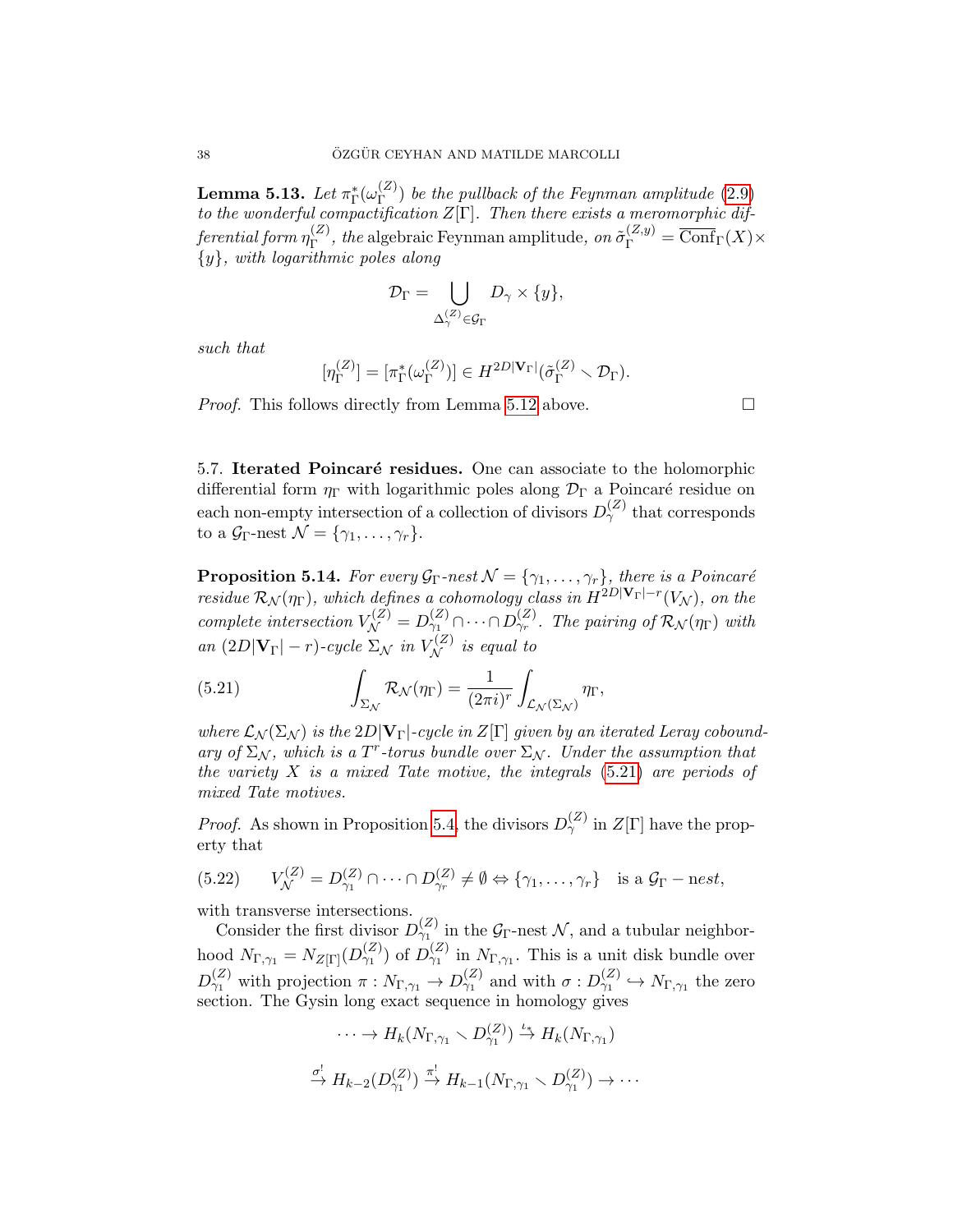**Lemma 5.13.** *Let $\pi_\Gamma^*(\omega_\Gamma^{(Z)})$ be the pullback of the Feynman amplitude (2.9) to the wonderful compactification $Z[\Gamma]$. Then there exists a meromorphic differential form $\eta_\Gamma^{(Z)}$, the* algebraic Feynman amplitude, *on $\tilde{\sigma}_\Gamma^{(Z,y)} = \overline{\mathrm{Conf}}_\Gamma(X) \times \{y\}$, with logarithmic poles along*

$$\mathcal{D}_\Gamma = \bigcup_{\Delta_\gamma^{(Z)} \in \mathcal{G}_\Gamma} D_\gamma \times \{y\},$$

*such that*

$$[\eta_\Gamma^{(Z)}] = [\pi_\Gamma^*(\omega_\Gamma^{(Z)})] \in H^{2D|\mathbf{V}_\Gamma|}(\tilde{\sigma}_\Gamma^{(Z)} \smallsetminus \mathcal{D}_\Gamma).$$

*Proof.* This follows directly from Lemma 5.12 above. $\square$

5.7. **Iterated Poincaré residues.** One can associate to the holomorphic differential form $\eta_\Gamma$ with logarithmic poles along $\mathcal{D}_\Gamma$ a Poincaré residue on each non-empty intersection of a collection of divisors $D_\gamma^{(Z)}$ that corresponds to a $\mathcal{G}_\Gamma$-nest $\mathcal{N} = \{\gamma_1, \ldots, \gamma_r\}$.

**Proposition 5.14.** *For every $\mathcal{G}_\Gamma$-nest $\mathcal{N} = \{\gamma_1, \ldots, \gamma_r\}$, there is a Poincaré residue $\mathcal{R}_\mathcal{N}(\eta_\Gamma)$, which defines a cohomology class in $H^{2D|\mathbf{V}_\Gamma|-r}(V_\mathcal{N})$, on the complete intersection $V_\mathcal{N}^{(Z)} = D_{\gamma_1}^{(Z)} \cap \cdots \cap D_{\gamma_r}^{(Z)}$. The pairing of $\mathcal{R}_\mathcal{N}(\eta_\Gamma)$ with an $(2D|\mathbf{V}_\Gamma| - r)$-cycle $\Sigma_\mathcal{N}$ in $V_\mathcal{N}^{(Z)}$ is equal to*

$$\int_{\Sigma_\mathcal{N}} \mathcal{R}_\mathcal{N}(\eta_\Gamma) = \frac{1}{(2\pi i)^r} \int_{\mathcal{L}_\mathcal{N}(\Sigma_\mathcal{N})} \eta_\Gamma, \tag{5.21}$$

*where $\mathcal{L}_\mathcal{N}(\Sigma_\mathcal{N})$ is the $2D|\mathbf{V}_\Gamma|$-cycle in $Z[\Gamma]$ given by an iterated Leray coboundary of $\Sigma_\mathcal{N}$, which is a $T^r$-torus bundle over $\Sigma_\mathcal{N}$. Under the assumption that the variety $X$ is a mixed Tate motive, the integrals (5.21) are periods of mixed Tate motives.*

*Proof.* As shown in Proposition 5.4, the divisors $D_\gamma^{(Z)}$ in $Z[\Gamma]$ have the property that

$$V_\mathcal{N}^{(Z)} = D_{\gamma_1}^{(Z)} \cap \cdots \cap D_{\gamma_r}^{(Z)} \neq \emptyset \Leftrightarrow \{\gamma_1, \ldots, \gamma_r\} \quad \text{is a } \mathcal{G}_\Gamma - \text{n}est, \tag{5.22}$$

with transverse intersections.

Consider the first divisor $D_{\gamma_1}^{(Z)}$ in the $\mathcal{G}_\Gamma$-nest $\mathcal{N}$, and a tubular neighborhood $N_{\Gamma,\gamma_1} = N_{Z[\Gamma]}(D_{\gamma_1}^{(Z)})$ of $D_{\gamma_1}^{(Z)}$ in $N_{\Gamma,\gamma_1}$. This is a unit disk bundle over $D_{\gamma_1}^{(Z)}$ with projection $\pi : N_{\Gamma,\gamma_1} \to D_{\gamma_1}^{(Z)}$ and with $\sigma : D_{\gamma_1}^{(Z)} \hookrightarrow N_{\Gamma,\gamma_1}$ the zero section. The Gysin long exact sequence in homology gives

$$\cdots \to H_k(N_{\Gamma,\gamma_1} \smallsetminus D_{\gamma_1}^{(Z)}) \stackrel{\iota_*}{\to} H_k(N_{\Gamma,\gamma_1})$$

$$\stackrel{\sigma^!}{\to} H_{k-2}(D_{\gamma_1}^{(Z)}) \stackrel{\pi^!}{\to} H_{k-1}(N_{\Gamma,\gamma_1} \smallsetminus D_{\gamma_1}^{(Z)}) \to \cdots$$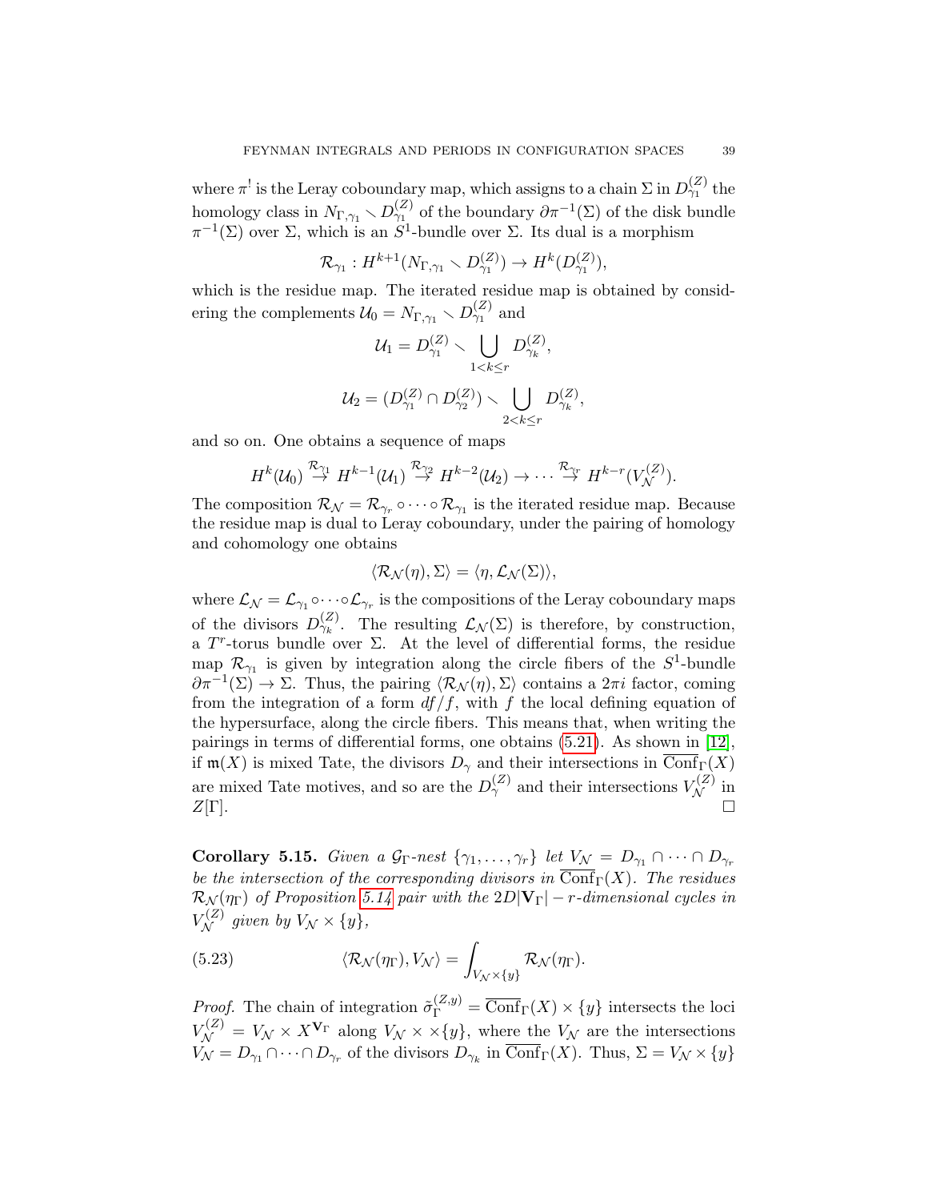where $\pi^!$ is the Leray coboundary map, which assigns to a chain $\Sigma$ in $D^{(Z)}_{\gamma_1}$ the homology class in $N_{\Gamma,\gamma_1} \smallsetminus D^{(Z)}_{\gamma_1}$ of the boundary $\partial\pi^{-1}(\Sigma)$ of the disk bundle $\pi^{-1}(\Sigma)$ over $\Sigma$, which is an $S^1$-bundle over $\Sigma$. Its dual is a morphism

$$\mathcal{R}_{\gamma_1} : H^{k+1}(N_{\Gamma,\gamma_1} \smallsetminus D^{(Z)}_{\gamma_1}) \to H^k(D^{(Z)}_{\gamma_1}),$$

which is the residue map. The iterated residue map is obtained by considering the complements $\mathcal{U}_0 = N_{\Gamma,\gamma_1} \smallsetminus D^{(Z)}_{\gamma_1}$ and

$$\mathcal{U}_1 = D^{(Z)}_{\gamma_1} \smallsetminus \bigcup_{1<k\leq r} D^{(Z)}_{\gamma_k},$$

$$\mathcal{U}_2 = (D^{(Z)}_{\gamma_1} \cap D^{(Z)}_{\gamma_2}) \smallsetminus \bigcup_{2<k\leq r} D^{(Z)}_{\gamma_k},$$

and so on. One obtains a sequence of maps

$$H^k(\mathcal{U}_0) \stackrel{\mathcal{R}_{\gamma_1}}{\to} H^{k-1}(\mathcal{U}_1) \stackrel{\mathcal{R}_{\gamma_2}}{\to} H^{k-2}(\mathcal{U}_2) \to \cdots \stackrel{\mathcal{R}_{\gamma_r}}{\to} H^{k-r}(V^{(Z)}_{\mathcal{N}}).$$

The composition $\mathcal{R}_{\mathcal{N}} = \mathcal{R}_{\gamma_r} \circ \cdots \circ \mathcal{R}_{\gamma_1}$ is the iterated residue map. Because the residue map is dual to Leray coboundary, under the pairing of homology and cohomology one obtains

$$\langle \mathcal{R}_{\mathcal{N}}(\eta), \Sigma \rangle = \langle \eta, \mathcal{L}_{\mathcal{N}}(\Sigma) \rangle,$$

where $\mathcal{L}_{\mathcal{N}} = \mathcal{L}_{\gamma_1} \circ \cdots \circ \mathcal{L}_{\gamma_r}$ is the compositions of the Leray coboundary maps of the divisors $D^{(Z)}_{\gamma_k}$. The resulting $\mathcal{L}_{\mathcal{N}}(\Sigma)$ is therefore, by construction, a $T^r$-torus bundle over $\Sigma$. At the level of differential forms, the residue map $\mathcal{R}_{\gamma_1}$ is given by integration along the circle fibers of the $S^1$-bundle $\partial\pi^{-1}(\Sigma) \to \Sigma$. Thus, the pairing $\langle \mathcal{R}_{\mathcal{N}}(\eta), \Sigma \rangle$ contains a $2\pi i$ factor, coming from the integration of a form $df/f$, with $f$ the local defining equation of the hypersurface, along the circle fibers. This means that, when writing the pairings in terms of differential forms, one obtains (5.21). As shown in [12], if $\mathfrak{m}(X)$ is mixed Tate, the divisors $D_\gamma$ and their intersections in $\overline{\mathrm{Conf}}_\Gamma(X)$ are mixed Tate motives, and so are the $D^{(Z)}_\gamma$ and their intersections $V^{(Z)}_{\mathcal{N}}$ in $Z[\Gamma]$. $\square$

**Corollary 5.15.** *Given a $\mathcal{G}_\Gamma$-nest $\{\gamma_1, \ldots, \gamma_r\}$ let $V_{\mathcal{N}} = D_{\gamma_1} \cap \cdots \cap D_{\gamma_r}$ be the intersection of the corresponding divisors in $\overline{\mathrm{Conf}}_\Gamma(X)$. The residues $\mathcal{R}_{\mathcal{N}}(\eta_\Gamma)$ of Proposition 5.14 pair with the $2D|\mathbf{V}_\Gamma| - r$-dimensional cycles in $V^{(Z)}_{\mathcal{N}}$ given by $V_{\mathcal{N}} \times \{y\}$,*

$$\langle \mathcal{R}_{\mathcal{N}}(\eta_\Gamma), V_{\mathcal{N}} \rangle = \int_{V_{\mathcal{N}} \times \{y\}} \mathcal{R}_{\mathcal{N}}(\eta_\Gamma). \tag{5.23}$$

*Proof.* The chain of integration $\tilde{\sigma}^{(Z,y)}_\Gamma = \overline{\mathrm{Conf}}_\Gamma(X) \times \{y\}$ intersects the loci $V^{(Z)}_{\mathcal{N}} = V_{\mathcal{N}} \times X^{\mathbf{V}_\Gamma}$ along $V_{\mathcal{N}} \times \times \{y\}$, where the $V_{\mathcal{N}}$ are the intersections $V_{\mathcal{N}} = D_{\gamma_1} \cap \cdots \cap D_{\gamma_r}$ of the divisors $D_{\gamma_k}$ in $\overline{\mathrm{Conf}}_\Gamma(X)$. Thus, $\Sigma = V_{\mathcal{N}} \times \{y\}$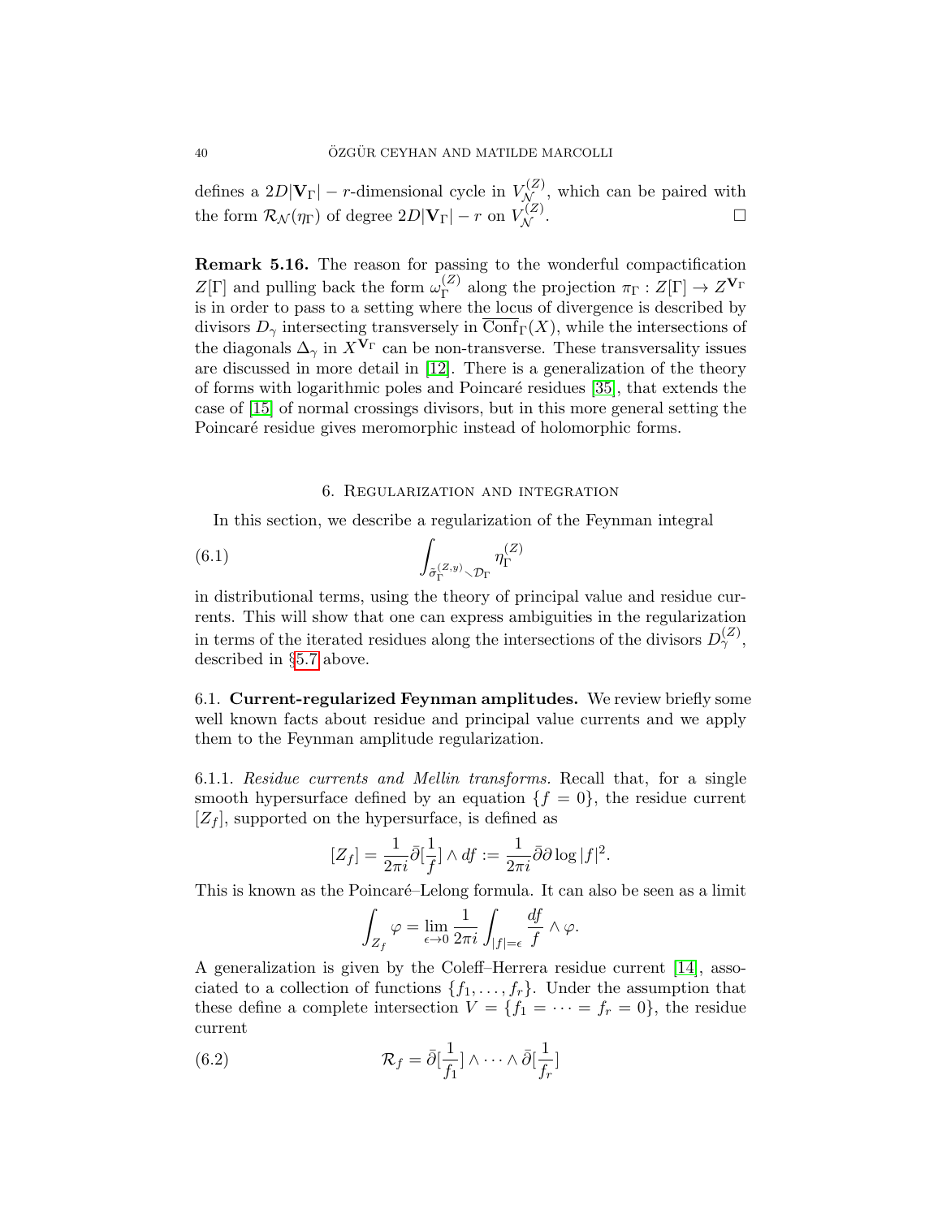defines a $2D|\mathbf{V}_\Gamma| - r$-dimensional cycle in $V_{\mathcal{N}}^{(Z)}$, which can be paired with the form $\mathcal{R}_{\mathcal{N}}(\eta_\Gamma)$ of degree $2D|\mathbf{V}_\Gamma| - r$ on $V_{\mathcal{N}}^{(Z)}$. $\square$

**Remark 5.16.** The reason for passing to the wonderful compactification $Z[\Gamma]$ and pulling back the form $\omega_\Gamma^{(Z)}$ along the projection $\pi_\Gamma : Z[\Gamma] \to Z^{\mathbf{V}_\Gamma}$ is in order to pass to a setting where the locus of divergence is described by divisors $D_\gamma$ intersecting transversely in $\overline{\mathrm{Conf}}_\Gamma(X)$, while the intersections of the diagonals $\Delta_\gamma$ in $X^{\mathbf{V}_\Gamma}$ can be non-transverse. These transversality issues are discussed in more detail in [12]. There is a generalization of the theory of forms with logarithmic poles and Poincaré residues [35], that extends the case of [15] of normal crossings divisors, but in this more general setting the Poincaré residue gives meromorphic instead of holomorphic forms.

## 6. Regularization and integration

In this section, we describe a regularization of the Feynman integral

$$\int_{\bar{\sigma}_\Gamma^{(Z,y)} \smallsetminus \mathcal{D}_\Gamma} \eta_\Gamma^{(Z)} \tag{6.1}$$

in distributional terms, using the theory of principal value and residue currents. This will show that one can express ambiguities in the regularization in terms of the iterated residues along the intersections of the divisors $D_\gamma^{(Z)}$, described in §5.7 above.

### 6.1. Current-regularized Feynman amplitudes.

We review briefly some well known facts about residue and principal value currents and we apply them to the Feynman amplitude regularization.

#### 6.1.1. *Residue currents and Mellin transforms.*

Recall that, for a single smooth hypersurface defined by an equation $\{f = 0\}$, the residue current $[Z_f]$, supported on the hypersurface, is defined as

$$[Z_f] = \frac{1}{2\pi i} \bar{\partial}[\frac{1}{f}] \wedge df := \frac{1}{2\pi i} \bar{\partial}\partial \log |f|^2.$$

This is known as the Poincaré–Lelong formula. It can also be seen as a limit

$$\int_{Z_f} \varphi = \lim_{\epsilon \to 0} \frac{1}{2\pi i} \int_{|f|=\epsilon} \frac{df}{f} \wedge \varphi.$$

A generalization is given by the Coleff–Herrera residue current [14], associated to a collection of functions $\{f_1, \ldots, f_r\}$. Under the assumption that these define a complete intersection $V = \{f_1 = \cdots = f_r = 0\}$, the residue current

$$\mathcal{R}_f = \bar{\partial}[\frac{1}{f_1}] \wedge \cdots \wedge \bar{\partial}[\frac{1}{f_r}] \tag{6.2}$$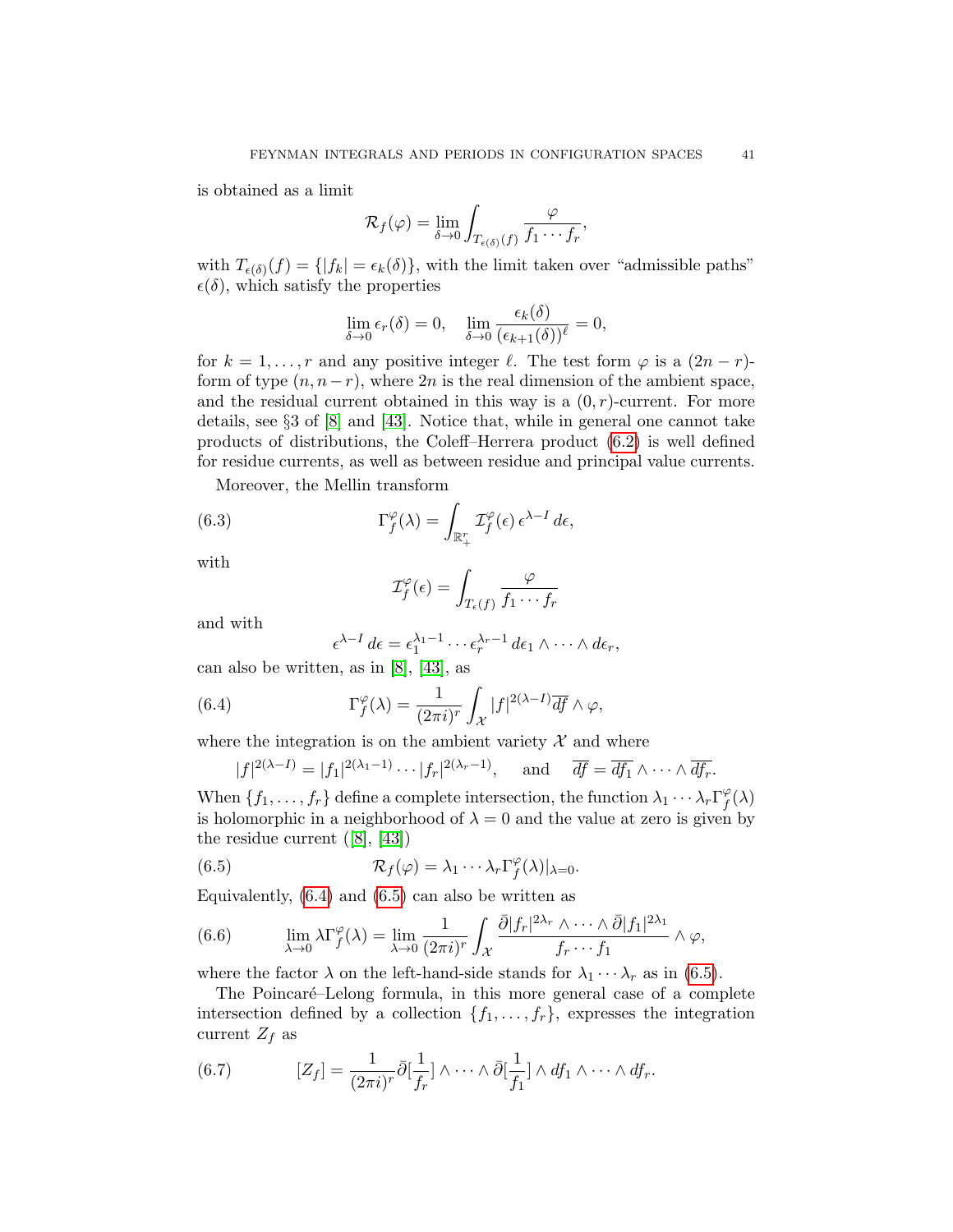is obtained as a limit

$$\mathcal{R}_f(\varphi) = \lim_{\delta\to 0} \int_{T_{\epsilon(\delta)}(f)} \frac{\varphi}{f_1\cdots f_r},$$

with $T_{\epsilon(\delta)}(f) = \{|f_k| = \epsilon_k(\delta)\}$, with the limit taken over "admissible paths" $\epsilon(\delta)$, which satisfy the properties

$$\lim_{\delta\to 0} \epsilon_r(\delta) = 0, \quad \lim_{\delta\to 0} \frac{\epsilon_k(\delta)}{(\epsilon_{k+1}(\delta))^\ell} = 0,$$

for $k = 1,\dots,r$ and any positive integer $\ell$. The test form $\varphi$ is a $(2n-r)$-form of type $(n, n-r)$, where $2n$ is the real dimension of the ambient space, and the residual current obtained in this way is a $(0,r)$-current. For more details, see §3 of [8] and [43]. Notice that, while in general one cannot take products of distributions, the Coleff–Herrera product (6.2) is well defined for residue currents, as well as between residue and principal value currents.

Moreover, the Mellin transform

$$\Gamma^\varphi_f(\lambda) = \int_{\mathbb{R}^r_+} \mathcal{I}^\varphi_f(\epsilon)\, \epsilon^{\lambda - I}\, d\epsilon, \tag{6.3}$$

with

$$\mathcal{I}^\varphi_f(\epsilon) = \int_{T_\epsilon(f)} \frac{\varphi}{f_1\cdots f_r}$$

and with

$$\epsilon^{\lambda-I}\, d\epsilon = \epsilon_1^{\lambda_1 - 1}\cdots \epsilon_r^{\lambda_r - 1}\, d\epsilon_1\wedge\cdots\wedge d\epsilon_r,$$

can also be written, as in [8], [43], as

$$\Gamma^\varphi_f(\lambda) = \frac{1}{(2\pi i)^r}\int_{\mathcal{X}} |f|^{2(\lambda - I)}\overline{df}\wedge\varphi, \tag{6.4}$$

where the integration is on the ambient variety $\mathcal{X}$ and where

$$|f|^{2(\lambda-I)} = |f_1|^{2(\lambda_1-1)}\cdots|f_r|^{2(\lambda_r-1)}, \quad \text{and} \quad \overline{df} = \overline{df_1}\wedge\cdots\wedge\overline{df_r}.$$

When $\{f_1,\dots,f_r\}$ define a complete intersection, the function $\lambda_1\cdots\lambda_r\Gamma^\varphi_f(\lambda)$ is holomorphic in a neighborhood of $\lambda = 0$ and the value at zero is given by the residue current ([8], [43])

$$\mathcal{R}_f(\varphi) = \lambda_1\cdots\lambda_r\Gamma^\varphi_f(\lambda)|_{\lambda=0}. \tag{6.5}$$

Equivalently, (6.4) and (6.5) can also be written as

$$\lim_{\lambda\to 0}\lambda\Gamma^\varphi_f(\lambda) = \lim_{\lambda\to 0}\frac{1}{(2\pi i)^r}\int_{\mathcal{X}} \frac{\bar\partial|f_r|^{2\lambda_r}\wedge\cdots\wedge\bar\partial|f_1|^{2\lambda_1}}{f_r\cdots f_1}\wedge\varphi, \tag{6.6}$$

where the factor $\lambda$ on the left-hand-side stands for $\lambda_1\cdots\lambda_r$ as in (6.5).

The Poincaré–Lelong formula, in this more general case of a complete intersection defined by a collection $\{f_1,\dots,f_r\}$, expresses the integration current $Z_f$ as

$$[Z_f] = \frac{1}{(2\pi i)^r}\bar\partial[\frac{1}{f_r}]\wedge\cdots\wedge\bar\partial[\frac{1}{f_1}]\wedge df_1\wedge\cdots\wedge df_r. \tag{6.7}$$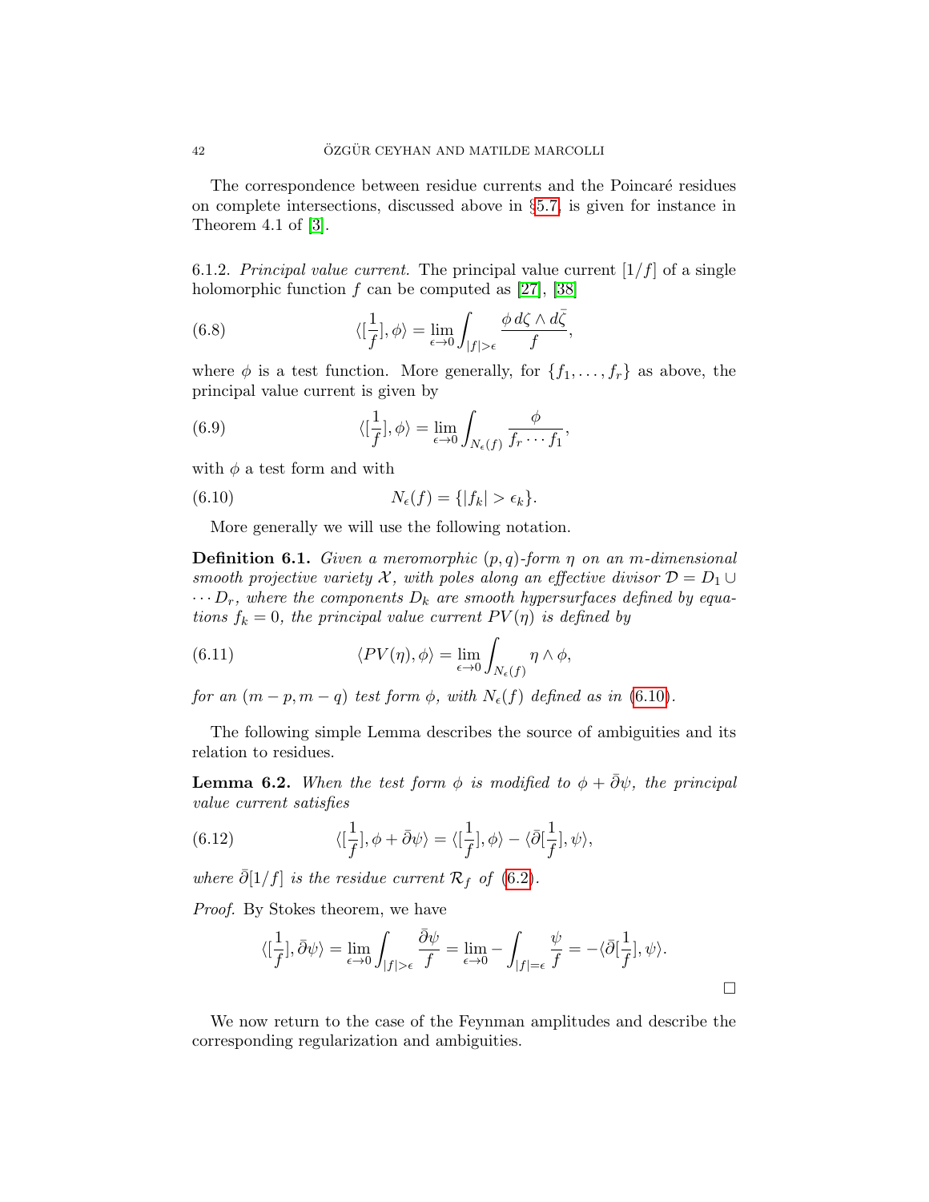The correspondence between residue currents and the Poincaré residues on complete intersections, discussed above in §5.7, is given for instance in Theorem 4.1 of [3].

6.1.2. *Principal value current.* The principal value current $[1/f]$ of a single holomorphic function $f$ can be computed as [27], [38]

$$\langle [\frac{1}{f}], \phi \rangle = \lim_{\epsilon \to 0} \int_{|f| > \epsilon} \frac{\phi \, d\zeta \wedge d\bar{\zeta}}{f}, \tag{6.8}$$

where $\phi$ is a test function. More generally, for $\{f_1, \ldots, f_r\}$ as above, the principal value current is given by

$$\langle [\frac{1}{f}], \phi \rangle = \lim_{\epsilon \to 0} \int_{N_\epsilon(f)} \frac{\phi}{f_r \cdots f_1}, \tag{6.9}$$

with $\phi$ a test form and with

$$N_\epsilon(f) = \{|f_k| > \epsilon_k\}. \tag{6.10}$$

More generally we will use the following notation.

**Definition 6.1.** *Given a meromorphic $(p,q)$-form $\eta$ on an $m$-dimensional smooth projective variety $\mathcal{X}$, with poles along an effective divisor $\mathcal{D} = D_1 \cup \cdots D_r$, where the components $D_k$ are smooth hypersurfaces defined by equations $f_k = 0$, the principal value current $PV(\eta)$ is defined by*

$$\langle PV(\eta), \phi \rangle = \lim_{\epsilon \to 0} \int_{N_\epsilon(f)} \eta \wedge \phi, \tag{6.11}$$

*for an $(m-p, m-q)$ test form $\phi$, with $N_\epsilon(f)$ defined as in (6.10).*

The following simple Lemma describes the source of ambiguities and its relation to residues.

**Lemma 6.2.** *When the test form $\phi$ is modified to $\phi + \bar{\partial}\psi$, the principal value current satisfies*

$$\langle [\frac{1}{f}], \phi + \bar{\partial}\psi \rangle = \langle [\frac{1}{f}], \phi \rangle - \langle \bar{\partial}[\frac{1}{f}], \psi \rangle, \tag{6.12}$$

*where $\bar{\partial}[1/f]$ is the residue current $\mathcal{R}_f$ of (6.2).*

*Proof.* By Stokes theorem, we have

$$\langle [\frac{1}{f}], \bar{\partial}\psi \rangle = \lim_{\epsilon \to 0} \int_{|f| > \epsilon} \frac{\bar{\partial}\psi}{f} = \lim_{\epsilon \to 0} - \int_{|f| = \epsilon} \frac{\psi}{f} = -\langle \bar{\partial}[\frac{1}{f}], \psi \rangle.$$

□

We now return to the case of the Feynman amplitudes and describe the corresponding regularization and ambiguities.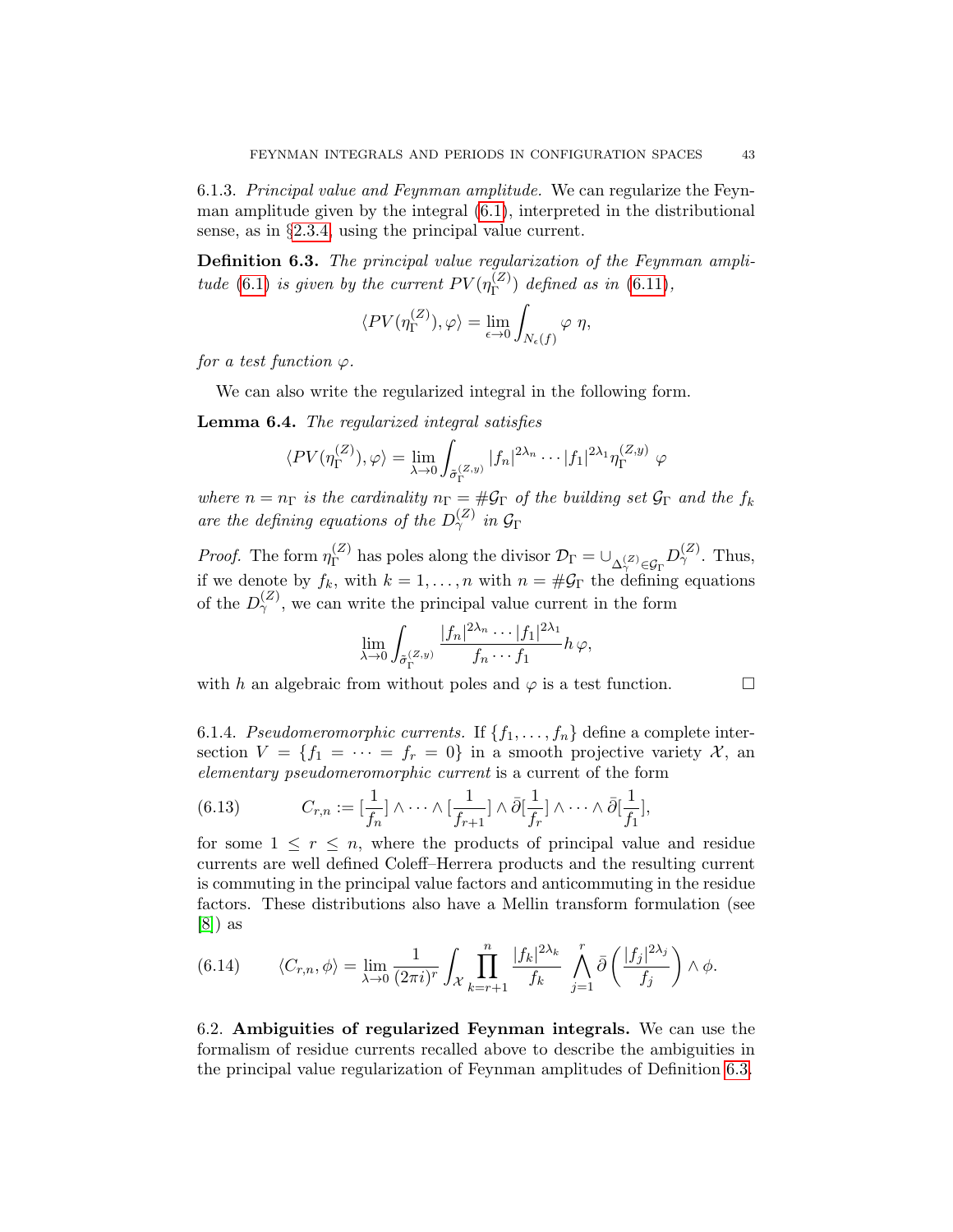6.1.3. *Principal value and Feynman amplitude.* We can regularize the Feynman amplitude given by the integral (6.1), interpreted in the distributional sense, as in §2.3.4, using the principal value current.

**Definition 6.3.** *The principal value regularization of the Feynman amplitude (6.1) is given by the current $PV(\eta_\Gamma^{(Z)})$ defined as in (6.11),*

$$\langle PV(\eta_\Gamma^{(Z)}), \varphi\rangle = \lim_{\epsilon\to 0} \int_{N_\epsilon(f)} \varphi \; \eta,$$

*for a test function $\varphi$.*

We can also write the regularized integral in the following form.

**Lemma 6.4.** *The regularized integral satisfies*

$$\langle PV(\eta_\Gamma^{(Z)}), \varphi\rangle = \lim_{\lambda\to 0} \int_{\tilde\sigma_\Gamma^{(Z,y)}} |f_n|^{2\lambda_n}\cdots |f_1|^{2\lambda_1} \eta_\Gamma^{(Z,y)} \; \varphi$$

*where $n = n_\Gamma$ is the cardinality $n_\Gamma = \#\mathcal{G}_\Gamma$ of the building set $\mathcal{G}_\Gamma$ and the $f_k$ are the defining equations of the $D_\gamma^{(Z)}$ in $\mathcal{G}_\Gamma$*

*Proof.* The form $\eta_\Gamma^{(Z)}$ has poles along the divisor $\mathcal{D}_\Gamma = \cup_{\Delta_\gamma^{(Z)}\in\mathcal{G}_\Gamma} D_\gamma^{(Z)}$. Thus, if we denote by $f_k$, with $k = 1, \ldots, n$ with $n = \#\mathcal{G}_\Gamma$ the defining equations of the $D_\gamma^{(Z)}$, we can write the principal value current in the form

$$\lim_{\lambda\to 0} \int_{\tilde\sigma_\Gamma^{(Z,y)}} \frac{|f_n|^{2\lambda_n}\cdots |f_1|^{2\lambda_1}}{f_n\cdots f_1} h \, \varphi,$$

with $h$ an algebraic from without poles and $\varphi$ is a test function. ∎

6.1.4. *Pseudomeromorphic currents.* If $\{f_1, \ldots, f_n\}$ define a complete intersection $V = \{f_1 = \cdots = f_r = 0\}$ in a smooth projective variety $\mathcal{X}$, an *elementary pseudomeromorphic current* is a current of the form

$$C_{r,n} := [\frac{1}{f_n}] \wedge \cdots \wedge [\frac{1}{f_{r+1}}] \wedge \bar\partial[\frac{1}{f_r}] \wedge \cdots \wedge \bar\partial[\frac{1}{f_1}], \tag{6.13}$$

for some $1 \le r \le n$, where the products of principal value and residue currents are well defined Coleff–Herrera products and the resulting current is commuting in the principal value factors and anticommuting in the residue factors. These distributions also have a Mellin transform formulation (see [8]) as

$$\langle C_{r,n}, \phi\rangle = \lim_{\lambda\to 0} \frac{1}{(2\pi i)^r} \int_{\mathcal{X}} \prod_{k=r+1}^{n} \frac{|f_k|^{2\lambda_k}}{f_k} \bigwedge_{j=1}^{r} \bar\partial\left(\frac{|f_j|^{2\lambda_j}}{f_j}\right) \wedge \phi. \tag{6.14}$$

6.2. **Ambiguities of regularized Feynman integrals.** We can use the formalism of residue currents recalled above to describe the ambiguities in the principal value regularization of Feynman amplitudes of Definition 6.3.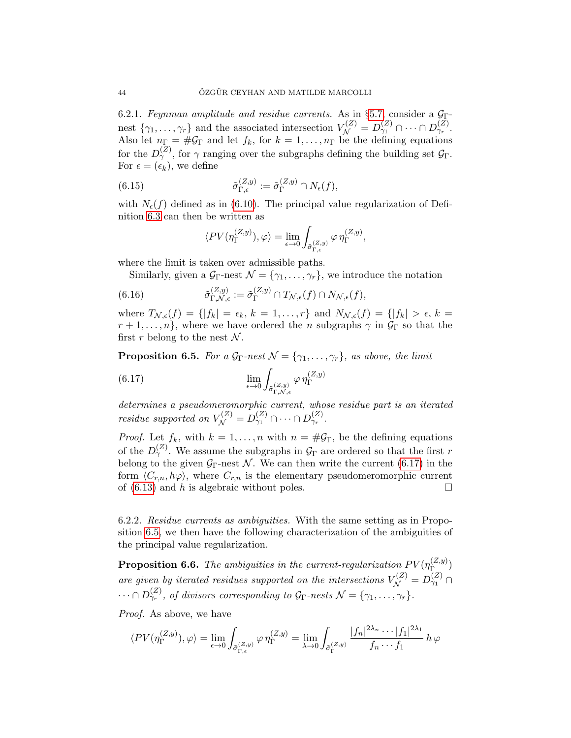6.2.1. *Feynman amplitude and residue currents.* As in §5.7, consider a $\mathcal{G}_\Gamma$-nest $\{\gamma_1, \ldots, \gamma_r\}$ and the associated intersection $V^{(Z)}_{\mathcal{N}} = D^{(Z)}_{\gamma_1} \cap \cdots \cap D^{(Z)}_{\gamma_r}$. Also let $n_\Gamma = \# \mathcal{G}_\Gamma$ and let $f_k$, for $k = 1, \ldots, n_\Gamma$ be the defining equations for the $D^{(Z)}_\gamma$, for $\gamma$ ranging over the subgraphs defining the building set $\mathcal{G}_\Gamma$. For $\epsilon = (\epsilon_k)$, we define

$$\tilde{\sigma}^{(Z,y)}_{\Gamma,\epsilon} := \tilde{\sigma}^{(Z,y)}_{\Gamma} \cap N_\epsilon(f), \tag{6.15}$$

with $N_\epsilon(f)$ defined as in (6.10). The principal value regularization of Definition 6.3 can then be written as

$$\langle PV(\eta^{(Z,y)}_\Gamma), \varphi \rangle = \lim_{\epsilon \to 0} \int_{\tilde{\sigma}^{(Z,y)}_{\Gamma,\epsilon}} \varphi \, \eta^{(Z,y)}_\Gamma,$$

where the limit is taken over admissible paths.

Similarly, given a $\mathcal{G}_\Gamma$-nest $\mathcal{N} = \{\gamma_1, \ldots, \gamma_r\}$, we introduce the notation

$$\tilde{\sigma}^{(Z,y)}_{\Gamma,\mathcal{N},\epsilon} := \tilde{\sigma}^{(Z,y)}_{\Gamma} \cap T_{\mathcal{N},\epsilon}(f) \cap N_{\mathcal{N},\epsilon}(f), \tag{6.16}$$

where $T_{\mathcal{N},\epsilon}(f) = \{|f_k| = \epsilon_k, \, k = 1, \ldots, r\}$ and $N_{\mathcal{N},\epsilon}(f) = \{|f_k| > \epsilon, \, k = r+1, \ldots, n\}$, where we have ordered the $n$ subgraphs $\gamma$ in $\mathcal{G}_\Gamma$ so that the first $r$ belong to the nest $\mathcal{N}$.

**Proposition 6.5.** *For a $\mathcal{G}_\Gamma$-nest $\mathcal{N} = \{\gamma_1, \ldots, \gamma_r\}$, as above, the limit*

$$\lim_{\epsilon \to 0} \int_{\tilde{\sigma}^{(Z,y)}_{\Gamma,\mathcal{N},\epsilon}} \varphi \, \eta^{(Z,y)}_\Gamma \tag{6.17}$$

*determines a pseudomeromorphic current, whose residue part is an iterated residue supported on $V^{(Z)}_{\mathcal{N}} = D^{(Z)}_{\gamma_1} \cap \cdots \cap D^{(Z)}_{\gamma_r}$.*

*Proof.* Let $f_k$, with $k = 1, \ldots, n$ with $n = \# \mathcal{G}_\Gamma$, be the defining equations of the $D^{(Z)}_\gamma$. We assume the subgraphs in $\mathcal{G}_\Gamma$ are ordered so that the first $r$ belong to the given $\mathcal{G}_\Gamma$-nest $\mathcal{N}$. We can then write the current (6.17) in the form $\langle C_{r,n}, h\varphi \rangle$, where $C_{r,n}$ is the elementary pseudomeromorphic current of (6.13) and $h$ is algebraic without poles. □

6.2.2. *Residue currents as ambiguities.* With the same setting as in Proposition 6.5, we then have the following characterization of the ambiguities of the principal value regularization.

**Proposition 6.6.** *The ambiguities in the current-regularization $PV(\eta^{(Z,y)}_\Gamma)$ are given by iterated residues supported on the intersections $V^{(Z)}_{\mathcal{N}} = D^{(Z)}_{\gamma_1} \cap \cdots \cap D^{(Z)}_{\gamma_r}$, of divisors corresponding to $\mathcal{G}_\Gamma$-nests $\mathcal{N} = \{\gamma_1, \ldots, \gamma_r\}$.*

*Proof.* As above, we have

$$\langle PV(\eta^{(Z,y)}_\Gamma), \varphi \rangle = \lim_{\epsilon \to 0} \int_{\tilde{\sigma}^{(Z,y)}_{\Gamma,\epsilon}} \varphi \, \eta^{(Z,y)}_\Gamma = \lim_{\lambda \to 0} \int_{\tilde{\sigma}^{(Z,y)}_{\Gamma}} \frac{|f_n|^{2\lambda_n} \cdots |f_1|^{2\lambda_1}}{f_n \cdots f_1} \, h \, \varphi$$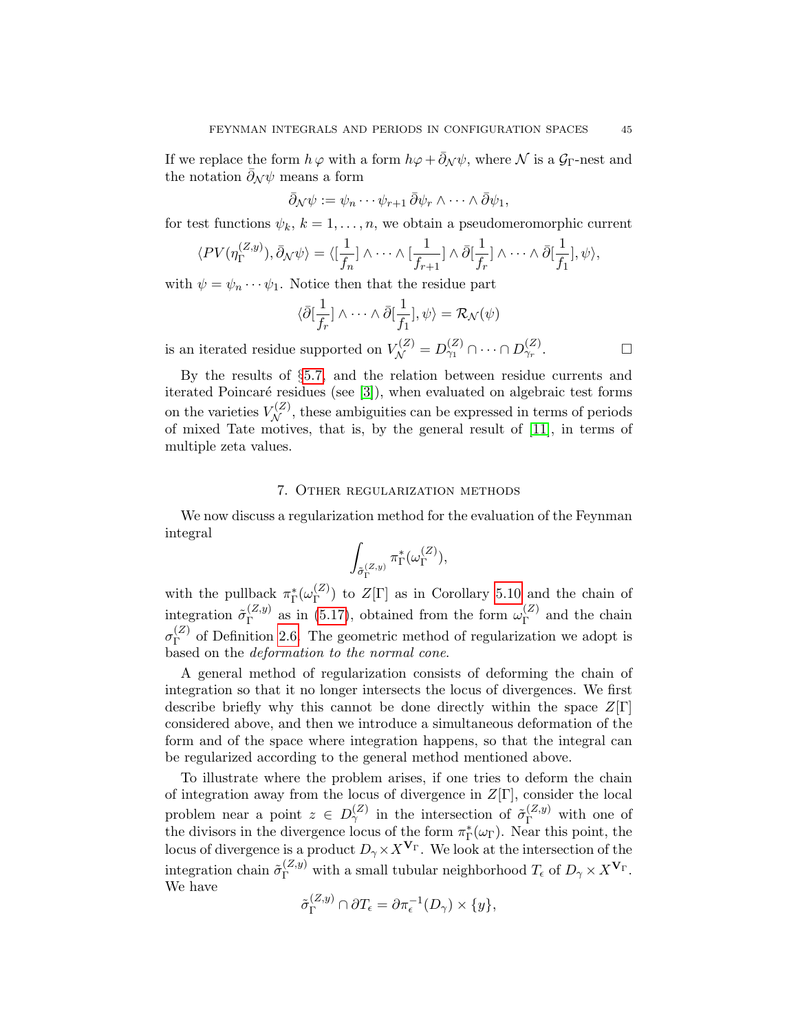If we replace the form $h\,\varphi$ with a form $h\varphi + \bar\partial_{\mathcal N}\psi$, where $\mathcal N$ is a $\mathcal G_\Gamma$-nest and the notation $\bar\partial_{\mathcal N}\psi$ means a form

$$\bar\partial_{\mathcal N}\psi := \psi_n \cdots \psi_{r+1}\, \bar\partial\psi_r \wedge \cdots \wedge \bar\partial\psi_1,$$

for test functions $\psi_k$, $k = 1, \dots, n$, we obtain a pseudomeromorphic current

$$\langle PV(\eta_\Gamma^{(Z,y)}), \bar\partial_{\mathcal N}\psi\rangle = \langle [\frac{1}{f_n}] \wedge \cdots \wedge [\frac{1}{f_{r+1}}] \wedge \bar\partial[\frac{1}{f_r}] \wedge \cdots \wedge \bar\partial[\frac{1}{f_1}], \psi\rangle,$$

with $\psi = \psi_n \cdots \psi_1$. Notice then that the residue part

$$\langle \bar\partial[\frac{1}{f_r}] \wedge \cdots \wedge \bar\partial[\frac{1}{f_1}], \psi\rangle = \mathcal R_{\mathcal N}(\psi)$$

is an iterated residue supported on $V_{\mathcal N}^{(Z)} = D_{\gamma_1}^{(Z)} \cap \cdots \cap D_{\gamma_r}^{(Z)}$. □

By the results of §5.7, and the relation between residue currents and iterated Poincaré residues (see [3]), when evaluated on algebraic test forms on the varieties $V_{\mathcal N}^{(Z)}$, these ambiguities can be expressed in terms of periods of mixed Tate motives, that is, by the general result of [11], in terms of multiple zeta values.

## 7. Other regularization methods

We now discuss a regularization method for the evaluation of the Feynman integral

$$\int_{\tilde\sigma_\Gamma^{(Z,y)}} \pi_\Gamma^*(\omega_\Gamma^{(Z)}),$$

with the pullback $\pi_\Gamma^*(\omega_\Gamma^{(Z)})$ to $Z[\Gamma]$ as in Corollary 5.10 and the chain of integration $\tilde\sigma_\Gamma^{(Z,y)}$ as in (5.17), obtained from the form $\omega_\Gamma^{(Z)}$ and the chain $\sigma_\Gamma^{(Z)}$ of Definition 2.6. The geometric method of regularization we adopt is based on the *deformation to the normal cone*.

A general method of regularization consists of deforming the chain of integration so that it no longer intersects the locus of divergences. We first describe briefly why this cannot be done directly within the space $Z[\Gamma]$ considered above, and then we introduce a simultaneous deformation of the form and of the space where integration happens, so that the integral can be regularized according to the general method mentioned above.

To illustrate where the problem arises, if one tries to deform the chain of integration away from the locus of divergence in $Z[\Gamma]$, consider the local problem near a point $z \in D_\gamma^{(Z)}$ in the intersection of $\tilde\sigma_\Gamma^{(Z,y)}$ with one of the divisors in the divergence locus of the form $\pi_\Gamma^*(\omega_\Gamma)$. Near this point, the locus of divergence is a product $D_\gamma \times X^{\mathbf V_\Gamma}$. We look at the intersection of the integration chain $\tilde\sigma_\Gamma^{(Z,y)}$ with a small tubular neighborhood $T_\epsilon$ of $D_\gamma \times X^{\mathbf V_\Gamma}$. We have

$$\tilde\sigma_\Gamma^{(Z,y)} \cap \partial T_\epsilon = \partial\pi_\epsilon^{-1}(D_\gamma) \times \{y\},$$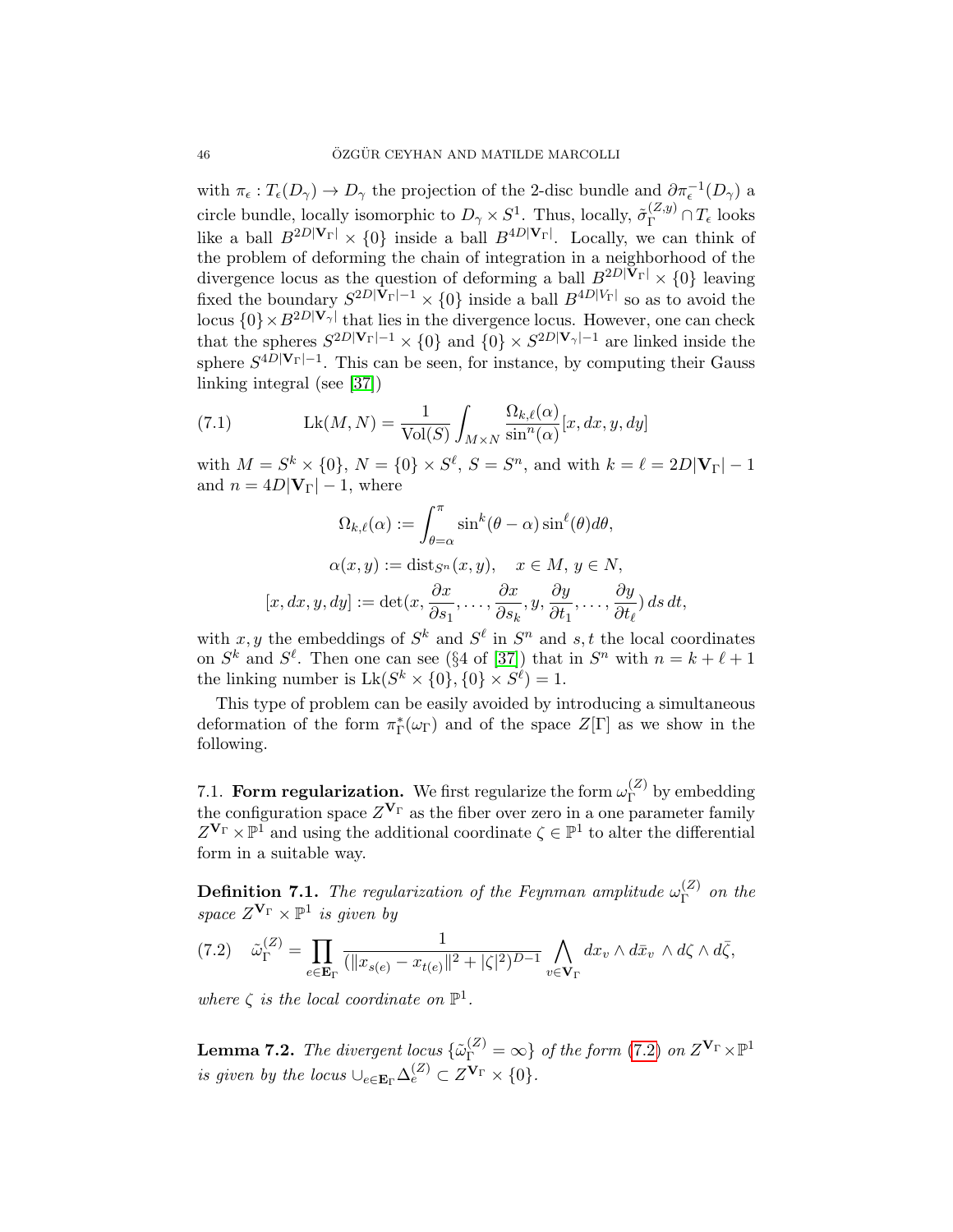with $\pi_\epsilon : T_\epsilon(D_\gamma) \to D_\gamma$ the projection of the 2-disc bundle and $\partial\pi_\epsilon^{-1}(D_\gamma)$ a circle bundle, locally isomorphic to $D_\gamma \times S^1$. Thus, locally, $\tilde{\sigma}_\Gamma^{(Z,y)} \cap T_\epsilon$ looks like a ball $B^{2D|\mathbf{V}_\Gamma|} \times \{0\}$ inside a ball $B^{4D|\mathbf{V}_\Gamma|}$. Locally, we can think of the problem of deforming the chain of integration in a neighborhood of the divergence locus as the question of deforming a ball $B^{2D|\mathbf{V}_\Gamma|} \times \{0\}$ leaving fixed the boundary $S^{2D|\mathbf{V}_\Gamma|-1} \times \{0\}$ inside a ball $B^{4D|V_\Gamma|}$ so as to avoid the locus $\{0\} \times B^{2D|\mathbf{V}_\gamma|}$ that lies in the divergence locus. However, one can check that the spheres $S^{2D|\mathbf{V}_\Gamma|-1} \times \{0\}$ and $\{0\} \times S^{2D|\mathbf{V}_\gamma|-1}$ are linked inside the sphere $S^{4D|\mathbf{V}_\Gamma|-1}$. This can be seen, for instance, by computing their Gauss linking integral (see [37])

$$\mathrm{Lk}(M, N) = \frac{1}{\mathrm{Vol}(S)} \int_{M \times N} \frac{\Omega_{k,\ell}(\alpha)}{\sin^n(\alpha)} [x, dx, y, dy] \tag{7.1}$$

with $M = S^k \times \{0\}$, $N = \{0\} \times S^\ell$, $S = S^n$, and with $k = \ell = 2D|\mathbf{V}_\Gamma| - 1$ and $n = 4D|\mathbf{V}_\Gamma| - 1$, where

$$\Omega_{k,\ell}(\alpha) := \int_{\theta=\alpha}^{\pi} \sin^k(\theta - \alpha) \sin^\ell(\theta) d\theta,$$

$$\alpha(x, y) := \mathrm{dist}_{S^n}(x, y), \quad x \in M,\ y \in N,$$

$$[x, dx, y, dy] := \det(x, \frac{\partial x}{\partial s_1}, \ldots, \frac{\partial x}{\partial s_k}, y, \frac{\partial y}{\partial t_1}, \ldots, \frac{\partial y}{\partial t_\ell})\, ds\, dt,$$

with $x, y$ the embeddings of $S^k$ and $S^\ell$ in $S^n$ and $s, t$ the local coordinates on $S^k$ and $S^\ell$. Then one can see (§4 of [37]) that in $S^n$ with $n = k + \ell + 1$ the linking number is $\mathrm{Lk}(S^k \times \{0\}, \{0\} \times S^\ell) = 1$.

This type of problem can be easily avoided by introducing a simultaneous deformation of the form $\pi_\Gamma^*(\omega_\Gamma)$ and of the space $Z[\Gamma]$ as we show in the following.

### 7.1. Form regularization.

We first regularize the form $\omega_\Gamma^{(Z)}$ by embedding the configuration space $Z^{\mathbf{V}_\Gamma}$ as the fiber over zero in a one parameter family $Z^{\mathbf{V}_\Gamma} \times \mathbb{P}^1$ and using the additional coordinate $\zeta \in \mathbb{P}^1$ to alter the differential form in a suitable way.

**Definition 7.1.** *The regularization of the Feynman amplitude $\omega_\Gamma^{(Z)}$ on the space $Z^{\mathbf{V}_\Gamma} \times \mathbb{P}^1$ is given by*

$$\tilde{\omega}_\Gamma^{(Z)} = \prod_{e \in \mathbf{E}_\Gamma} \frac{1}{(\|x_{s(e)} - x_{t(e)}\|^2 + |\zeta|^2)^{D-1}} \bigwedge_{v \in \mathbf{V}_\Gamma} dx_v \wedge d\bar{x}_v \wedge d\zeta \wedge d\bar{\zeta}, \tag{7.2}$$

*where $\zeta$ is the local coordinate on $\mathbb{P}^1$.*

**Lemma 7.2.** *The divergent locus $\{\tilde{\omega}_\Gamma^{(Z)} = \infty\}$ of the form (7.2) on $Z^{\mathbf{V}_\Gamma} \times \mathbb{P}^1$ is given by the locus $\cup_{e \in \mathbf{E}_\Gamma} \Delta_e^{(Z)} \subset Z^{\mathbf{V}_\Gamma} \times \{0\}$.*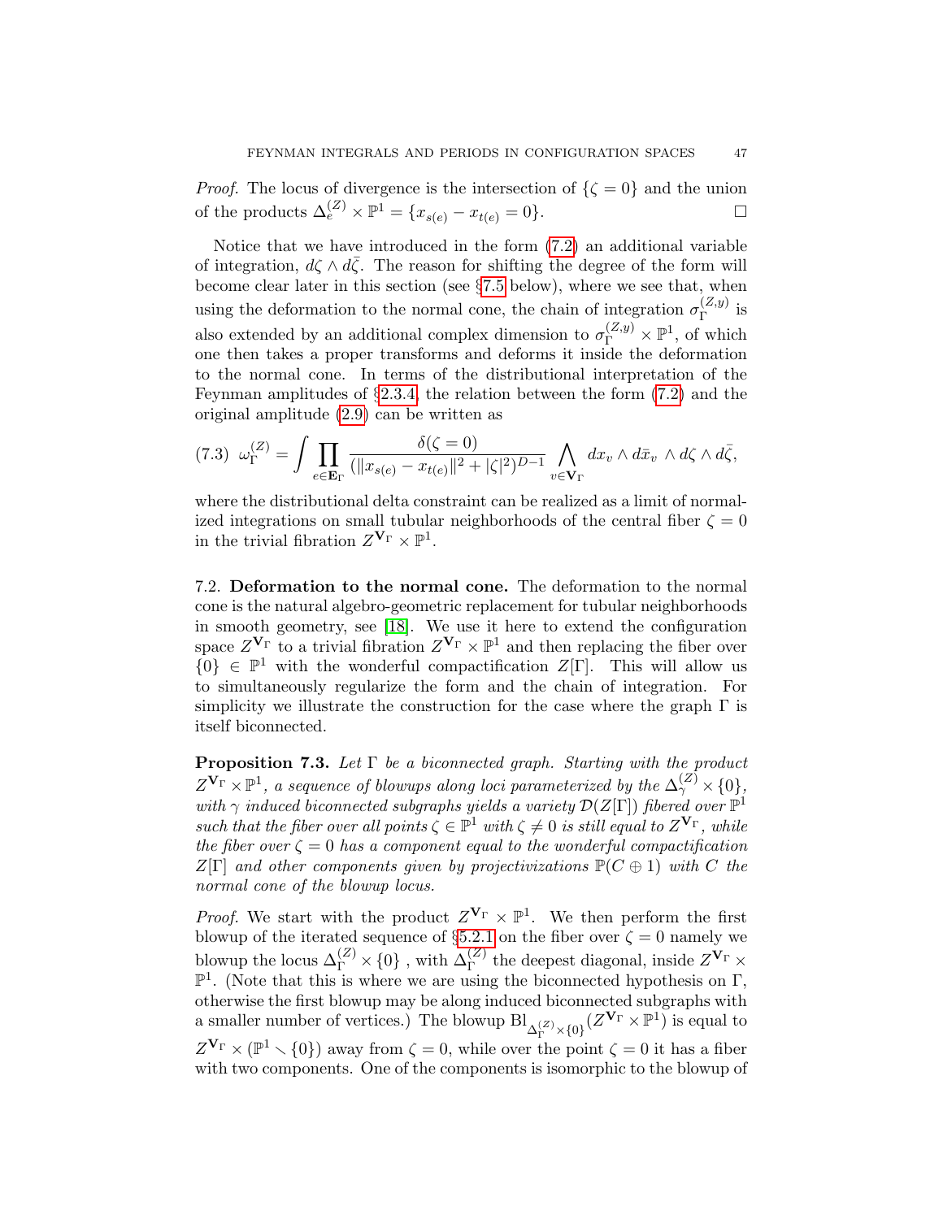*Proof.* The locus of divergence is the intersection of $\{\zeta = 0\}$ and the union of the products $\Delta_e^{(Z)} \times \mathbb{P}^1 = \{x_{s(e)} - x_{t(e)} = 0\}$. $\square$

Notice that we have introduced in the form (7.2) an additional variable of integration, $d\zeta \wedge d\bar{\zeta}$. The reason for shifting the degree of the form will become clear later in this section (see §7.5 below), where we see that, when using the deformation to the normal cone, the chain of integration $\sigma_\Gamma^{(Z,y)}$ is also extended by an additional complex dimension to $\sigma_\Gamma^{(Z,y)} \times \mathbb{P}^1$, of which one then takes a proper transforms and deforms it inside the deformation to the normal cone. In terms of the distributional interpretation of the Feynman amplitudes of §2.3.4, the relation between the form (7.2) and the original amplitude (2.9) can be written as

$$\omega_\Gamma^{(Z)} = \int \prod_{e \in \mathbf{E}_\Gamma} \frac{\delta(\zeta = 0)}{(\|x_{s(e)} - x_{t(e)}\|^2 + |\zeta|^2)^{D-1}} \bigwedge_{v \in \mathbf{V}_\Gamma} dx_v \wedge d\bar{x}_v \wedge d\zeta \wedge d\bar{\zeta}, \tag{7.3}$$

where the distributional delta constraint can be realized as a limit of normalized integrations on small tubular neighborhoods of the central fiber $\zeta = 0$ in the trivial fibration $Z^{\mathbf{V}_\Gamma} \times \mathbb{P}^1$.

7.2. **Deformation to the normal cone.** The deformation to the normal cone is the natural algebro-geometric replacement for tubular neighborhoods in smooth geometry, see [18]. We use it here to extend the configuration space $Z^{\mathbf{V}_\Gamma}$ to a trivial fibration $Z^{\mathbf{V}_\Gamma} \times \mathbb{P}^1$ and then replacing the fiber over $\{0\} \in \mathbb{P}^1$ with the wonderful compactification $Z[\Gamma]$. This will allow us to simultaneously regularize the form and the chain of integration. For simplicity we illustrate the construction for the case where the graph $\Gamma$ is itself biconnected.

**Proposition 7.3.** *Let $\Gamma$ be a biconnected graph. Starting with the product $Z^{\mathbf{V}_\Gamma} \times \mathbb{P}^1$, a sequence of blowups along loci parameterized by the $\Delta_\gamma^{(Z)} \times \{0\}$, with $\gamma$ induced biconnected subgraphs yields a variety $\mathcal{D}(Z[\Gamma])$ fibered over $\mathbb{P}^1$ such that the fiber over all points $\zeta \in \mathbb{P}^1$ with $\zeta \neq 0$ is still equal to $Z^{\mathbf{V}_\Gamma}$, while the fiber over $\zeta = 0$ has a component equal to the wonderful compactification $Z[\Gamma]$ and other components given by projectivizations $\mathbb{P}(C \oplus 1)$ with $C$ the normal cone of the blowup locus.*

*Proof.* We start with the product $Z^{\mathbf{V}_\Gamma} \times \mathbb{P}^1$. We then perform the first blowup of the iterated sequence of §5.2.1 on the fiber over $\zeta = 0$ namely we blowup the locus $\Delta_\Gamma^{(Z)} \times \{0\}$ , with $\Delta_\Gamma^{(Z)}$ the deepest diagonal, inside $Z^{\mathbf{V}_\Gamma} \times \mathbb{P}^1$. (Note that this is where we are using the biconnected hypothesis on $\Gamma$, otherwise the first blowup may be along induced biconnected subgraphs with a smaller number of vertices.) The blowup $\mathrm{Bl}_{\Delta_\Gamma^{(Z)} \times \{0\}}(Z^{\mathbf{V}_\Gamma} \times \mathbb{P}^1)$ is equal to $Z^{\mathbf{V}_\Gamma} \times (\mathbb{P}^1 \smallsetminus \{0\})$ away from $\zeta = 0$, while over the point $\zeta = 0$ it has a fiber with two components. One of the components is isomorphic to the blowup of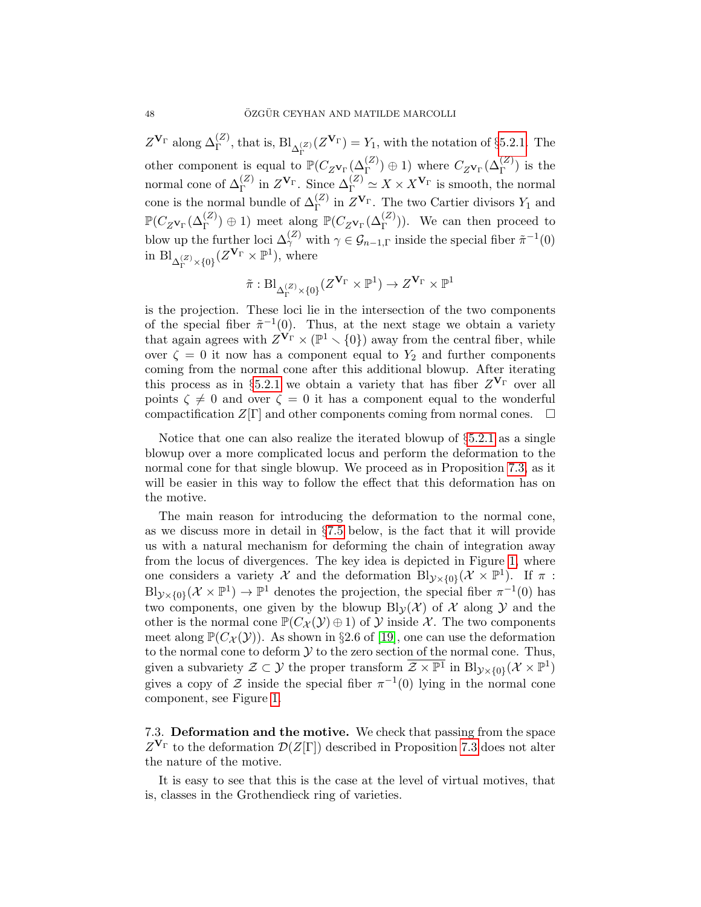$Z^{\mathbf{V}_\Gamma}$ along $\Delta_\Gamma^{(Z)}$, that is, $\mathrm{Bl}_{\Delta_\Gamma^{(Z)}}(Z^{\mathbf{V}_\Gamma}) = Y_1$, with the notation of §5.2.1. The other component is equal to $\mathbb{P}(C_{Z^{\mathbf{V}_\Gamma}}(\Delta_\Gamma^{(Z)}) \oplus 1)$ where $C_{Z^{\mathbf{V}_\Gamma}}(\Delta_\Gamma^{(Z)})$ is the normal cone of $\Delta_\Gamma^{(Z)}$ in $Z^{\mathbf{V}_\Gamma}$. Since $\Delta_\Gamma^{(Z)} \simeq X \times X^{\mathbf{V}_\Gamma}$ is smooth, the normal cone is the normal bundle of $\Delta_\Gamma^{(Z)}$ in $Z^{\mathbf{V}_\Gamma}$. The two Cartier divisors $Y_1$ and $\mathbb{P}(C_{Z^{\mathbf{V}_\Gamma}}(\Delta_\Gamma^{(Z)}) \oplus 1)$ meet along $\mathbb{P}(C_{Z^{\mathbf{V}_\Gamma}}(\Delta_\Gamma^{(Z)}))$. We can then proceed to blow up the further loci $\Delta_\gamma^{(Z)}$ with $\gamma \in \mathcal{G}_{n-1,\Gamma}$ inside the special fiber $\tilde{\pi}^{-1}(0)$ in $\mathrm{Bl}_{\Delta_\Gamma^{(Z)} \times \{0\}}(Z^{\mathbf{V}_\Gamma} \times \mathbb{P}^1)$, where

$$\tilde{\pi} : \mathrm{Bl}_{\Delta_\Gamma^{(Z)} \times \{0\}}(Z^{\mathbf{V}_\Gamma} \times \mathbb{P}^1) \to Z^{\mathbf{V}_\Gamma} \times \mathbb{P}^1$$

is the projection. These loci lie in the intersection of the two components of the special fiber $\tilde{\pi}^{-1}(0)$. Thus, at the next stage we obtain a variety that again agrees with $Z^{\mathbf{V}_\Gamma} \times (\mathbb{P}^1 \smallsetminus \{0\})$ away from the central fiber, while over $\zeta = 0$ it now has a component equal to $Y_2$ and further components coming from the normal cone after this additional blowup. After iterating this process as in §5.2.1 we obtain a variety that has fiber $Z^{\mathbf{V}_\Gamma}$ over all points $\zeta \neq 0$ and over $\zeta = 0$ it has a component equal to the wonderful compactification $Z[\Gamma]$ and other components coming from normal cones. □

Notice that one can also realize the iterated blowup of §5.2.1 as a single blowup over a more complicated locus and perform the deformation to the normal cone for that single blowup. We proceed as in Proposition 7.3, as it will be easier in this way to follow the effect that this deformation has on the motive.

The main reason for introducing the deformation to the normal cone, as we discuss more in detail in §7.5 below, is the fact that it will provide us with a natural mechanism for deforming the chain of integration away from the locus of divergences. The key idea is depicted in Figure 1, where one considers a variety $\mathcal{X}$ and the deformation $\mathrm{Bl}_{\mathcal{Y}\times\{0\}}(\mathcal{X} \times \mathbb{P}^1)$. If $\pi : \mathrm{Bl}_{\mathcal{Y}\times\{0\}}(\mathcal{X} \times \mathbb{P}^1) \to \mathbb{P}^1$ denotes the projection, the special fiber $\pi^{-1}(0)$ has two components, one given by the blowup $\mathrm{Bl}_{\mathcal{Y}}(\mathcal{X})$ of $\mathcal{X}$ along $\mathcal{Y}$ and the other is the normal cone $\mathbb{P}(C_{\mathcal{X}}(\mathcal{Y}) \oplus 1)$ of $\mathcal{Y}$ inside $\mathcal{X}$. The two components meet along $\mathbb{P}(C_{\mathcal{X}}(\mathcal{Y}))$. As shown in §2.6 of [19], one can use the deformation to the normal cone to deform $\mathcal{Y}$ to the zero section of the normal cone. Thus, given a subvariety $\mathcal{Z} \subset \mathcal{Y}$ the proper transform $\overline{\mathcal{Z} \times \mathbb{P}^1}$ in $\mathrm{Bl}_{\mathcal{Y}\times\{0\}}(\mathcal{X} \times \mathbb{P}^1)$ gives a copy of $\mathcal{Z}$ inside the special fiber $\pi^{-1}(0)$ lying in the normal cone component, see Figure 1.

7.3. **Deformation and the motive.** We check that passing from the space $Z^{\mathbf{V}_\Gamma}$ to the deformation $\mathcal{D}(Z[\Gamma])$ described in Proposition 7.3 does not alter the nature of the motive.

It is easy to see that this is the case at the level of virtual motives, that is, classes in the Grothendieck ring of varieties.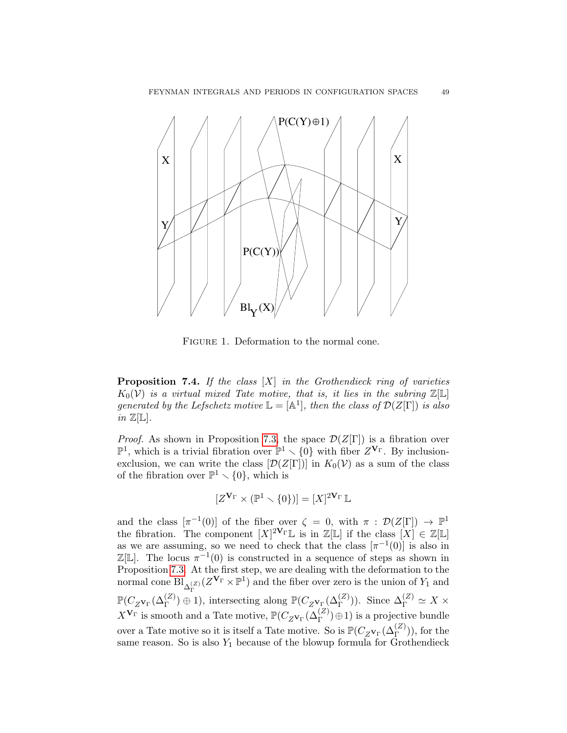FIGURE 1. Deformation to the normal cone.

**Proposition 7.4.** *If the class $[X]$ in the Grothendieck ring of varieties $K_0(\mathcal{V})$ is a virtual mixed Tate motive, that is, it lies in the subring $\mathbb{Z}[\mathbb{L}]$ generated by the Lefschetz motive $\mathbb{L} = [\mathbb{A}^1]$, then the class of $\mathcal{D}(Z[\Gamma])$ is also in $\mathbb{Z}[\mathbb{L}]$.*

*Proof.* As shown in Proposition 7.3, the space $\mathcal{D}(Z[\Gamma])$ is a fibration over $\mathbb{P}^1$, which is a trivial fibration over $\mathbb{P}^1 \setminus \{0\}$ with fiber $Z^{\mathbf{V}_\Gamma}$. By inclusion-exclusion, we can write the class $[\mathcal{D}(Z[\Gamma])]$ in $K_0(\mathcal{V})$ as a sum of the class of the fibration over $\mathbb{P}^1 \setminus \{0\}$, which is

$$[Z^{\mathbf{V}_\Gamma} \times (\mathbb{P}^1 \setminus \{0\})] = [X]^{2\mathbf{V}_\Gamma} \mathbb{L}$$

and the class $[\pi^{-1}(0)]$ of the fiber over $\zeta = 0$, with $\pi : \mathcal{D}(Z[\Gamma]) \to \mathbb{P}^1$ the fibration. The component $[X]^{2\mathbf{V}_\Gamma}\mathbb{L}$ is in $\mathbb{Z}[\mathbb{L}]$ if the class $[X] \in \mathbb{Z}[\mathbb{L}]$ as we are assuming, so we need to check that the class $[\pi^{-1}(0)]$ is also in $\mathbb{Z}[\mathbb{L}]$. The locus $\pi^{-1}(0)$ is constructed in a sequence of steps as shown in Proposition 7.3. At the first step, we are dealing with the deformation to the normal cone $\mathrm{Bl}_{\Delta_\Gamma^{(Z)}}(Z^{\mathbf{V}_\Gamma} \times \mathbb{P}^1)$ and the fiber over zero is the union of $Y_1$ and $\mathbb{P}(C_{Z^{\mathbf{V}_\Gamma}}(\Delta_\Gamma^{(Z)}) \oplus 1)$, intersecting along $\mathbb{P}(C_{Z^{\mathbf{V}_\Gamma}}(\Delta_\Gamma^{(Z)}))$. Since $\Delta_\Gamma^{(Z)} \simeq X \times X^{\mathbf{V}_\Gamma}$ is smooth and a Tate motive, $\mathbb{P}(C_{Z^{\mathbf{V}_\Gamma}}(\Delta_\Gamma^{(Z)}) \oplus 1)$ is a projective bundle over a Tate motive so it is itself a Tate motive. So is $\mathbb{P}(C_{Z^{\mathbf{V}_\Gamma}}(\Delta_\Gamma^{(Z)}))$, for the same reason. So is also $Y_1$ because of the blowup formula for Grothendieck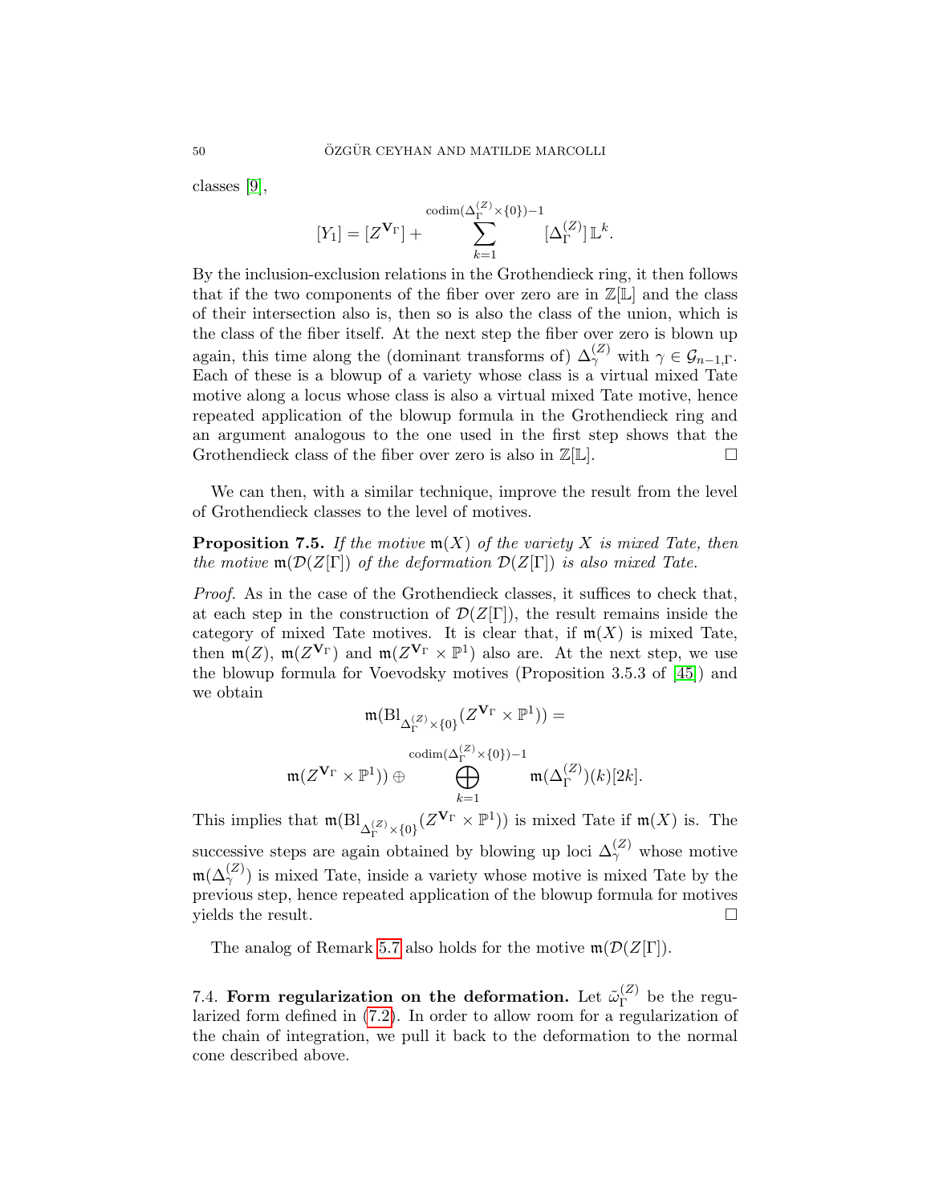classes [9],

$$[Y_1] = [Z^{\mathbf{V}_\Gamma}] + \sum_{k=1}^{\operatorname{codim}(\Delta_\Gamma^{(Z)}\times\{0\})-1} [\Delta_\Gamma^{(Z)}]\,\mathbb{L}^k.$$

By the inclusion-exclusion relations in the Grothendieck ring, it then follows that if the two components of the fiber over zero are in $\mathbb{Z}[\mathbb{L}]$ and the class of their intersection also is, then so is also the class of the union, which is the class of the fiber itself. At the next step the fiber over zero is blown up again, this time along the (dominant transforms of) $\Delta_\gamma^{(Z)}$ with $\gamma \in \mathcal{G}_{n-1,\Gamma}$. Each of these is a blowup of a variety whose class is a virtual mixed Tate motive along a locus whose class is also a virtual mixed Tate motive, hence repeated application of the blowup formula in the Grothendieck ring and an argument analogous to the one used in the first step shows that the Grothendieck class of the fiber over zero is also in $\mathbb{Z}[\mathbb{L}]$. □

We can then, with a similar technique, improve the result from the level of Grothendieck classes to the level of motives.

**Proposition 7.5.** *If the motive $\mathfrak{m}(X)$ of the variety $X$ is mixed Tate, then the motive $\mathfrak{m}(\mathcal{D}(Z[\Gamma])$ of the deformation $\mathcal{D}(Z[\Gamma])$ is also mixed Tate.*

*Proof.* As in the case of the Grothendieck classes, it suffices to check that, at each step in the construction of $\mathcal{D}(Z[\Gamma])$, the result remains inside the category of mixed Tate motives. It is clear that, if $\mathfrak{m}(X)$ is mixed Tate, then $\mathfrak{m}(Z)$, $\mathfrak{m}(Z^{\mathbf{V}_\Gamma})$ and $\mathfrak{m}(Z^{\mathbf{V}_\Gamma}\times\mathbb{P}^1)$ also are. At the next step, we use the blowup formula for Voevodsky motives (Proposition 3.5.3 of [45]) and we obtain

$$\mathfrak{m}(\mathrm{Bl}_{\Delta_\Gamma^{(Z)}\times\{0\}}(Z^{\mathbf{V}_\Gamma}\times\mathbb{P}^1)) =$$

$$\mathfrak{m}(Z^{\mathbf{V}_\Gamma}\times\mathbb{P}^1))\oplus \bigoplus_{k=1}^{\operatorname{codim}(\Delta_\Gamma^{(Z)}\times\{0\})-1} \mathfrak{m}(\Delta_\Gamma^{(Z)})(k)[2k].$$

This implies that $\mathfrak{m}(\mathrm{Bl}_{\Delta_\Gamma^{(Z)}\times\{0\}}(Z^{\mathbf{V}_\Gamma}\times\mathbb{P}^1))$ is mixed Tate if $\mathfrak{m}(X)$ is. The successive steps are again obtained by blowing up loci $\Delta_\gamma^{(Z)}$ whose motive $\mathfrak{m}(\Delta_\gamma^{(Z)})$ is mixed Tate, inside a variety whose motive is mixed Tate by the previous step, hence repeated application of the blowup formula for motives yields the result. □

The analog of Remark 5.7 also holds for the motive $\mathfrak{m}(\mathcal{D}(Z[\Gamma])$.

### 7.4. Form regularization on the deformation.

Let $\tilde{\omega}_\Gamma^{(Z)}$ be the regularized form defined in (7.2). In order to allow room for a regularization of the chain of integration, we pull it back to the deformation to the normal cone described above.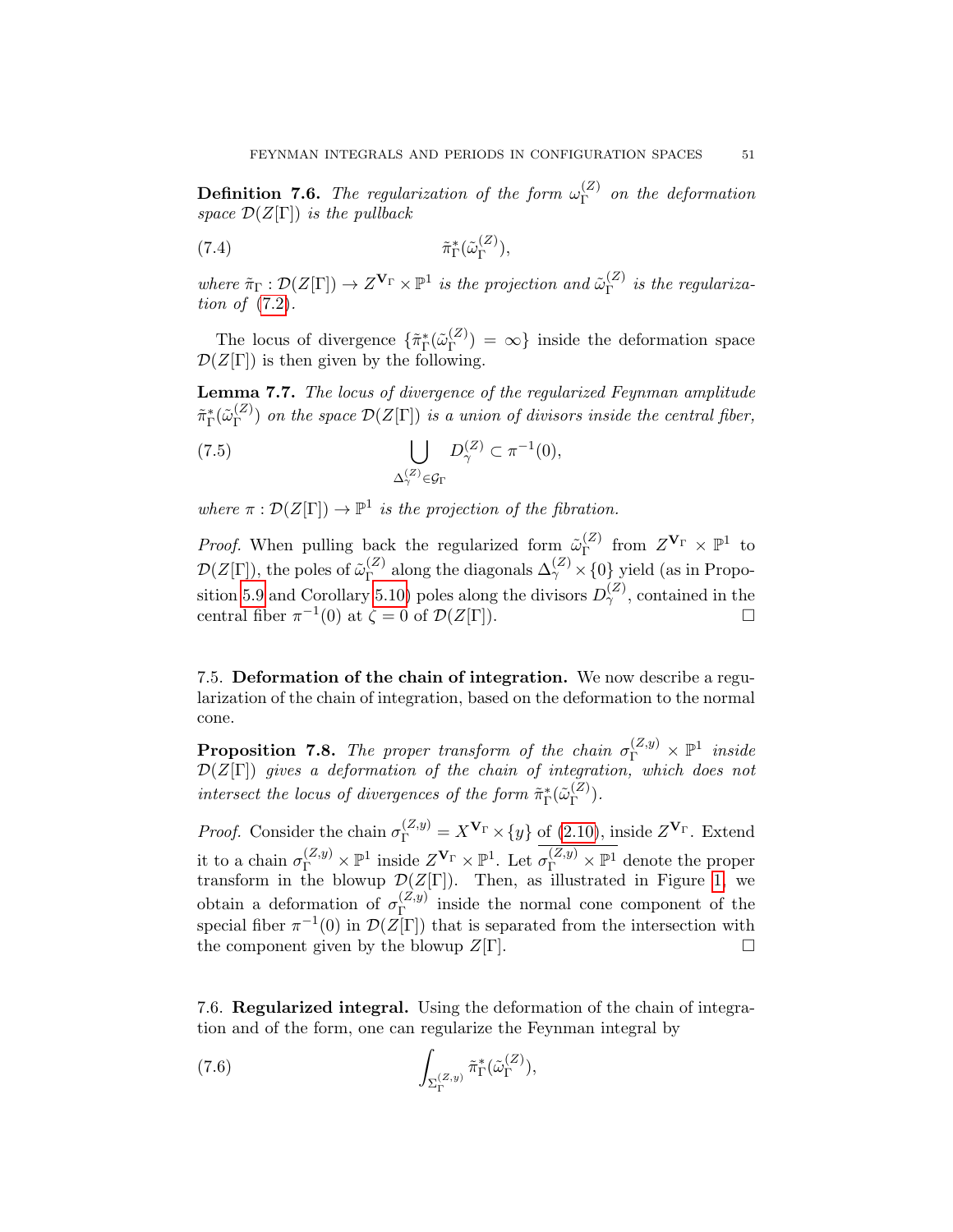**Definition 7.6.** *The regularization of the form $\omega_\Gamma^{(Z)}$ on the deformation space $\mathcal{D}(Z[\Gamma])$ is the pullback*

$$\tilde{\pi}_\Gamma^*(\tilde{\omega}_\Gamma^{(Z)}), \tag{7.4}$$

*where $\tilde{\pi}_\Gamma : \mathcal{D}(Z[\Gamma]) \to Z^{\mathbf{V}_\Gamma} \times \mathbb{P}^1$ is the projection and $\tilde{\omega}_\Gamma^{(Z)}$ is the regularization of* (7.2)*.*

The locus of divergence $\{\tilde{\pi}_\Gamma^*(\tilde{\omega}_\Gamma^{(Z)}) = \infty\}$ inside the deformation space $\mathcal{D}(Z[\Gamma])$ is then given by the following.

**Lemma 7.7.** *The locus of divergence of the regularized Feynman amplitude $\tilde{\pi}_\Gamma^*(\tilde{\omega}_\Gamma^{(Z)})$ on the space $\mathcal{D}(Z[\Gamma])$ is a union of divisors inside the central fiber,*

$$\bigcup_{\Delta_\gamma^{(Z)} \in \mathcal{G}_\Gamma} D_\gamma^{(Z)} \subset \pi^{-1}(0), \tag{7.5}$$

*where $\pi : \mathcal{D}(Z[\Gamma]) \to \mathbb{P}^1$ is the projection of the fibration.*

*Proof.* When pulling back the regularized form $\tilde{\omega}_\Gamma^{(Z)}$ from $Z^{\mathbf{V}_\Gamma} \times \mathbb{P}^1$ to $\mathcal{D}(Z[\Gamma])$, the poles of $\tilde{\omega}_\Gamma^{(Z)}$ along the diagonals $\Delta_\gamma^{(Z)} \times \{0\}$ yield (as in Proposition 5.9 and Corollary 5.10) poles along the divisors $D_\gamma^{(Z)}$, contained in the central fiber $\pi^{-1}(0)$ at $\zeta = 0$ of $\mathcal{D}(Z[\Gamma])$. $\square$

7.5. **Deformation of the chain of integration.** We now describe a regularization of the chain of integration, based on the deformation to the normal cone.

**Proposition 7.8.** *The proper transform of the chain $\sigma_\Gamma^{(Z,y)} \times \mathbb{P}^1$ inside $\mathcal{D}(Z[\Gamma])$ gives a deformation of the chain of integration, which does not intersect the locus of divergences of the form $\tilde{\pi}_\Gamma^*(\tilde{\omega}_\Gamma^{(Z)})$.*

*Proof.* Consider the chain $\sigma_\Gamma^{(Z,y)} = X^{\mathbf{V}_\Gamma} \times \{y\}$ of (2.10), inside $Z^{\mathbf{V}_\Gamma}$. Extend it to a chain $\sigma_\Gamma^{(Z,y)} \times \mathbb{P}^1$ inside $Z^{\mathbf{V}_\Gamma} \times \mathbb{P}^1$. Let $\overline{\sigma_\Gamma^{(Z,y)} \times \mathbb{P}^1}$ denote the proper transform in the blowup $\mathcal{D}(Z[\Gamma])$. Then, as illustrated in Figure 1, we obtain a deformation of $\sigma_\Gamma^{(Z,y)}$ inside the normal cone component of the special fiber $\pi^{-1}(0)$ in $\mathcal{D}(Z[\Gamma])$ that is separated from the intersection with the component given by the blowup $Z[\Gamma]$. $\square$

7.6. **Regularized integral.** Using the deformation of the chain of integration and of the form, one can regularize the Feynman integral by

$$\int_{\Sigma_\Gamma^{(Z,y)}} \tilde{\pi}_\Gamma^*(\tilde{\omega}_\Gamma^{(Z)}), \tag{7.6}$$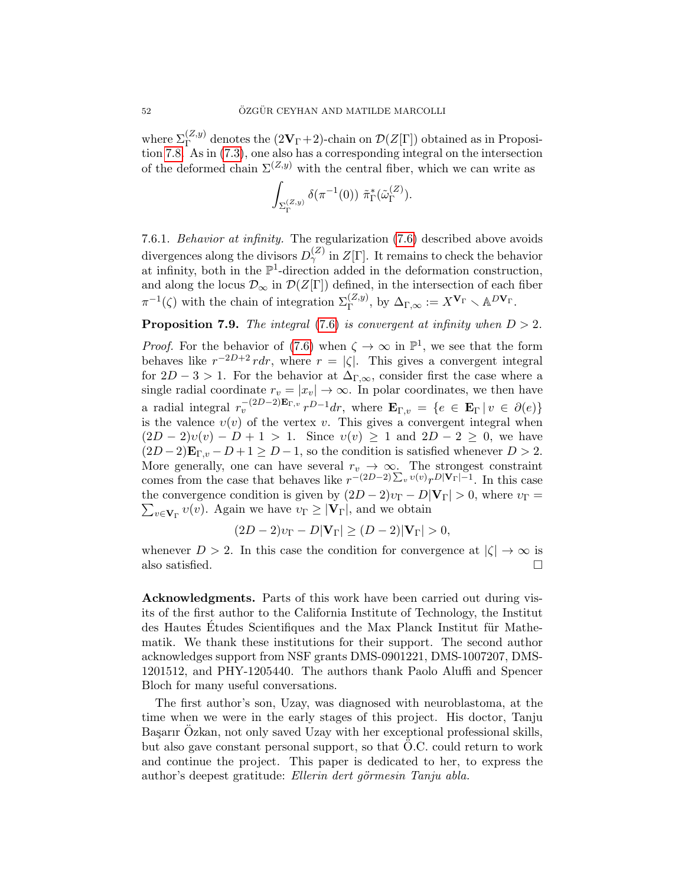where $\Sigma_\Gamma^{(Z,y)}$ denotes the $(2\mathbf{V}_\Gamma+2)$-chain on $\mathcal{D}(Z[\Gamma])$ obtained as in Proposition 7.8. As in (7.3), one also has a corresponding integral on the intersection of the deformed chain $\Sigma^{(Z,y)}$ with the central fiber, which we can write as

$$\int_{\Sigma_\Gamma^{(Z,y)}} \delta(\pi^{-1}(0))\ \tilde{\pi}_\Gamma^*(\tilde{\omega}_\Gamma^{(Z)}).$$

7.6.1. *Behavior at infinity.* The regularization (7.6) described above avoids divergences along the divisors $D_\gamma^{(Z)}$ in $Z[\Gamma]$. It remains to check the behavior at infinity, both in the $\mathbb{P}^1$-direction added in the deformation construction, and along the locus $\mathcal{D}_\infty$ in $\mathcal{D}(Z[\Gamma])$ defined, in the intersection of each fiber $\pi^{-1}(\zeta)$ with the chain of integration $\Sigma_\Gamma^{(Z,y)}$, by $\Delta_{\Gamma,\infty} := X^{\mathbf{V}_\Gamma} \smallsetminus \mathbb{A}^{D\mathbf{V}_\Gamma}$.

**Proposition 7.9.** *The integral (7.6) is convergent at infinity when $D > 2$.*

*Proof.* For the behavior of (7.6) when $\zeta \to \infty$ in $\mathbb{P}^1$, we see that the form behaves like $r^{-2D+2}\, r dr$, where $r = |\zeta|$. This gives a convergent integral for $2D-3 > 1$. For the behavior at $\Delta_{\Gamma,\infty}$, consider first the case where a single radial coordinate $r_v = |x_v| \to \infty$. In polar coordinates, we then have a radial integral $r_v^{-(2D-2)\mathbf{E}_{\Gamma,v}}\, r^{D-1} dr$, where $\mathbf{E}_{\Gamma,v} = \{e \in \mathbf{E}_\Gamma \,|\, v \in \partial(e)\}$ is the valence $\upsilon(v)$ of the vertex $v$. This gives a convergent integral when $(2D-2)\upsilon(v) - D + 1 > 1$. Since $\upsilon(v) \geq 1$ and $2D-2 \geq 0$, we have $(2D-2)\mathbf{E}_{\Gamma,v} - D + 1 \geq D-1$, so the condition is satisfied whenever $D > 2$. More generally, one can have several $r_v \to \infty$. The strongest constraint comes from the case that behaves like $r^{-(2D-2)\sum_v \upsilon(v)} r^{D|\mathbf{V}_\Gamma|-1}$. In this case the convergence condition is given by $(2D-2)\upsilon_\Gamma - D|\mathbf{V}_\Gamma| > 0$, where $\upsilon_\Gamma = \sum_{v\in\mathbf{V}_\Gamma} \upsilon(v)$. Again we have $\upsilon_\Gamma \geq |\mathbf{V}_\Gamma|$, and we obtain

$$(2D-2)\upsilon_\Gamma - D|\mathbf{V}_\Gamma| \geq (D-2)|\mathbf{V}_\Gamma| > 0,$$

whenever $D > 2$. In this case the condition for convergence at $|\zeta| \to \infty$ is also satisfied. □

**Acknowledgments.** Parts of this work have been carried out during visits of the first author to the California Institute of Technology, the Institut des Hautes Études Scientifiques and the Max Planck Institut für Mathematik. We thank these institutions for their support. The second author acknowledges support from NSF grants DMS-0901221, DMS-1007207, DMS-1201512, and PHY-1205440. The authors thank Paolo Aluffi and Spencer Bloch for many useful conversations.

The first author's son, Uzay, was diagnosed with neuroblastoma, at the time when we were in the early stages of this project. His doctor, Tanju Başarır Özkan, not only saved Uzay with her exceptional professional skills, but also gave constant personal support, so that Ö.C. could return to work and continue the project. This paper is dedicated to her, to express the author's deepest gratitude: *Ellerin dert görmesin Tanju abla.*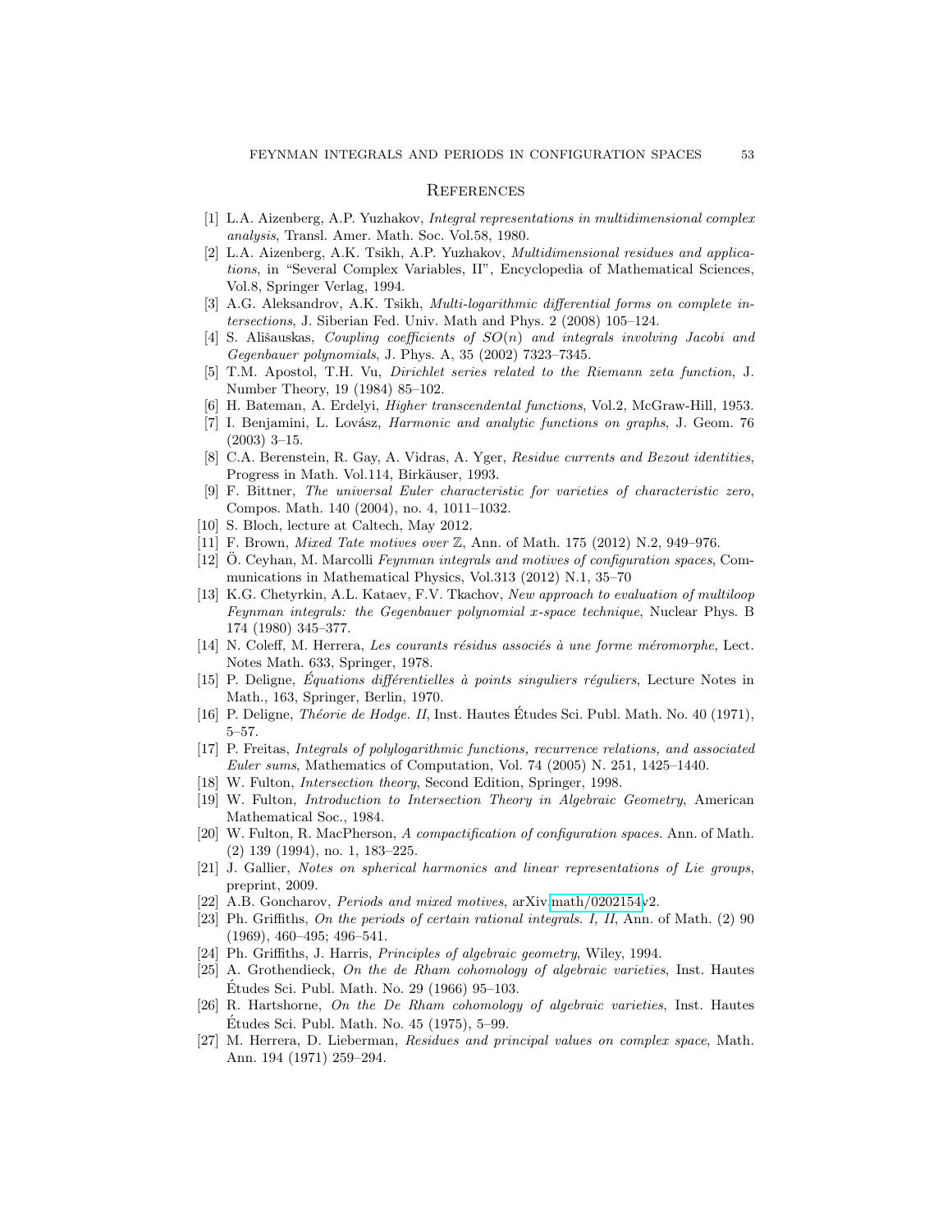## References

[1] L.A. Aizenberg, A.P. Yuzhakov, *Integral representations in multidimensional complex analysis*, Transl. Amer. Math. Soc. Vol.58, 1980.

[2] L.A. Aizenberg, A.K. Tsikh, A.P. Yuzhakov, *Multidimensional residues and applications*, in "Several Complex Variables, II", Encyclopedia of Mathematical Sciences, Vol.8, Springer Verlag, 1994.

[3] A.G. Aleksandrov, A.K. Tsikh, *Multi-logarithmic differential forms on complete intersections*, J. Siberian Fed. Univ. Math and Phys. 2 (2008) 105–124.

[4] S.127Ališauskas, *Coupling coefficients of $SO(n)$ and integrals involving Jacobi and Gegenbauer polynomials*, J. Phys. A, 35 (2002) 7323–7345.

[5] T.M. Apostol, T.H. Vu, *Dirichlet series related to the Riemann zeta function*, J. Number Theory, 19 (1984) 85–102.

[6] H. Bateman, A. Erdelyi, *Higher transcendental functions*, Vol.2, McGraw-Hill, 1953.

[7] I. Benjamini, L. Lovász, *Harmonic and analytic functions on graphs*, J. Geom. 76 (2003) 3–15.

[8] C.A. Berenstein, R. Gay, A. Vidras, A. Yger, *Residue currents and Bezout identities*, Progress in Math. Vol.114, Birkäuser, 1993.

[9] F. Bittner, *The universal Euler characteristic for varieties of characteristic zero*, Compos. Math. 140 (2004), no. 4, 1011–1032.

[10] S. Bloch, lecture at Caltech, May 2012.

[11] F. Brown, *Mixed Tate motives over* $\mathbb{Z}$, Ann. of Math. 175 (2012) N.2, 949–976.

[12] Ö. Ceyhan, M. Marcolli *Feynman integrals and motives of configuration spaces*, Communications in Mathematical Physics, Vol.313 (2012) N.1, 35–70

[13] K.G. Chetyrkin, A.L. Kataev, F.V. Tkachov, *New approach to evaluation of multiloop Feynman integrals: the Gegenbauer polynomial x-space technique*, Nuclear Phys. B 174 (1980) 345–377.

[14] N. Coleff, M. Herrera, *Les courants résidus associés à une forme méromorphe*, Lect. Notes Math. 633, Springer, 1978.

[15] P. Deligne, *Équations différentielles à points singuliers réguliers*, Lecture Notes in Math., 163, Springer, Berlin, 1970.

[16] P. Deligne, *Théorie de Hodge. II*, Inst. Hautes Études Sci. Publ. Math. No. 40 (1971), 5–57.

[17] P. Freitas, *Integrals of polylogarithmic functions, recurrence relations, and associated Euler sums*, Mathematics of Computation, Vol. 74 (2005) N. 251, 1425–1440.

[18] W. Fulton, *Intersection theory*, Second Edition, Springer, 1998.

[19] W. Fulton, *Introduction to Intersection Theory in Algebraic Geometry*, American Mathematical Soc., 1984.

[20] W. Fulton, R. MacPherson, *A compactification of configuration spaces.* Ann. of Math. (2) 139 (1994), no. 1, 183–225.

[21] J. Gallier, *Notes on spherical harmonics and linear representations of Lie groups*, preprint, 2009.

[22] A.B. Goncharov, *Periods and mixed motives*, arXiv.math/0202154v2.

[23] Ph. Griffiths, *On the periods of certain rational integrals. I, II*, Ann. of Math. (2) 90 (1969), 460–495; 496–541.

[24] Ph. Griffiths, J. Harris, *Principles of algebraic geometry*, Wiley, 1994.

[25] A. Grothendieck, *On the de Rham cohomology of algebraic varieties*, Inst. Hautes Études Sci. Publ. Math. No. 29 (1966) 95–103.

[26] R. Hartshorne, *On the De Rham cohomology of algebraic varieties*, Inst. Hautes Études Sci. Publ. Math. No. 45 (1975), 5–99.

[27] M. Herrera, D. Lieberman, *Residues and principal values on complex space*, Math. Ann. 194 (1971) 259–294.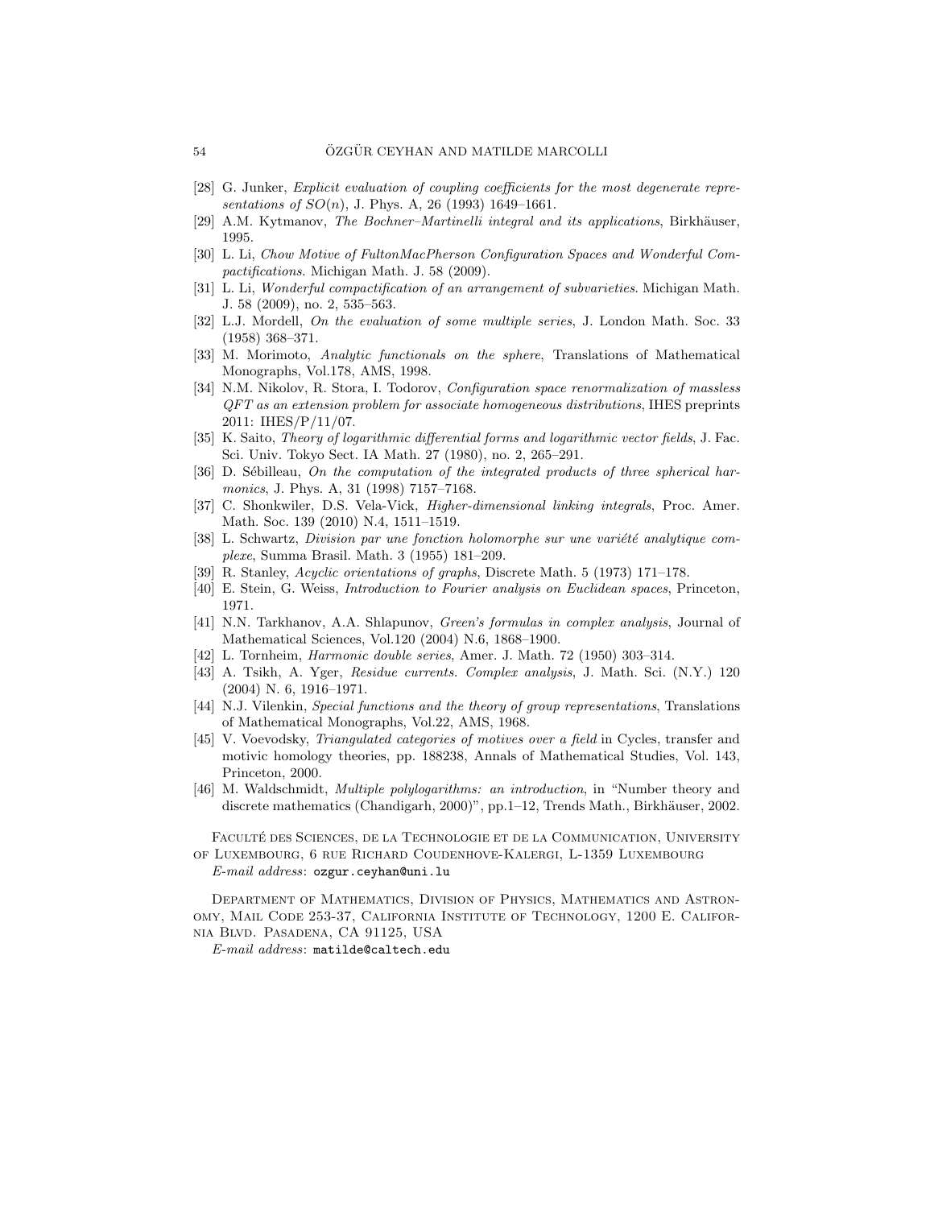[28] G. Junker, *Explicit evaluation of coupling coefficients for the most degenerate representations of $SO(n)$*, J. Phys. A, 26 (1993) 1649–1661.

[29] A.M. Kytmanov, *The Bochner–Martinelli integral and its applications*, Birkhäuser, 1995.

[30] L. Li, *Chow Motive of FultonMacPherson Configuration Spaces and Wonderful Compactifications*. Michigan Math. J. 58 (2009).

[31] L. Li, *Wonderful compactification of an arrangement of subvarieties*. Michigan Math. J. 58 (2009), no. 2, 535–563.

[32] L.J. Mordell, *On the evaluation of some multiple series*, J. London Math. Soc. 33 (1958) 368–371.

[33] M. Morimoto, *Analytic functionals on the sphere*, Translations of Mathematical Monographs, Vol.178, AMS, 1998.

[34] N.M. Nikolov, R. Stora, I. Todorov, *Configuration space renormalization of massless QFT as an extension problem for associate homogeneous distributions*, IHES preprints 2011: IHES/P/11/07.

[35] K. Saito, *Theory of logarithmic differential forms and logarithmic vector fields*, J. Fac. Sci. Univ. Tokyo Sect. IA Math. 27 (1980), no. 2, 265–291.

[36] D. Sébilleau, *On the computation of the integrated products of three spherical harmonics*, J. Phys. A, 31 (1998) 7157–7168.

[37] C. Shonkwiler, D.S. Vela-Vick, *Higher-dimensional linking integrals*, Proc. Amer. Math. Soc. 139 (2010) N.4, 1511–1519.

[38] L. Schwartz, *Division par une fonction holomorphe sur une variété analytique complexe*, Summa Brasil. Math. 3 (1955) 181–209.

[39] R. Stanley, *Acyclic orientations of graphs*, Discrete Math. 5 (1973) 171–178.

[40] E. Stein, G. Weiss, *Introduction to Fourier analysis on Euclidean spaces*, Princeton, 1971.

[41] N.N. Tarkhanov, A.A. Shlapunov, *Green's formulas in complex analysis*, Journal of Mathematical Sciences, Vol.120 (2004) N.6, 1868–1900.

[42] L. Tornheim, *Harmonic double series*, Amer. J. Math. 72 (1950) 303–314.

[43] A. Tsikh, A. Yger, *Residue currents. Complex analysis*, J. Math. Sci. (N.Y.) 120 (2004) N. 6, 1916–1971.

[44] N.J. Vilenkin, *Special functions and the theory of group representations*, Translations of Mathematical Monographs, Vol.22, AMS, 1968.

[45] V. Voevodsky, *Triangulated categories of motives over a field* in Cycles, transfer and motivic homology theories, pp. 188238, Annals of Mathematical Studies, Vol. 143, Princeton, 2000.

[46] M. Waldschmidt, *Multiple polylogarithms: an introduction*, in "Number theory and discrete mathematics (Chandigarh, 2000)", pp.1–12, Trends Math., Birkhäuser, 2002.

Faculté des Sciences, de la Technologie et de la Communication, University of Luxembourg, 6 rue Richard Coudenhove-Kalergi, L-1359 Luxembourg

*E-mail address*: ozgur.ceyhan@uni.lu

Department of Mathematics, Division of Physics, Mathematics and Astronomy, Mail Code 253-37, California Institute of Technology, 1200 E. California Blvd. Pasadena, CA 91125, USA

*E-mail address*: matilde@caltech.edu